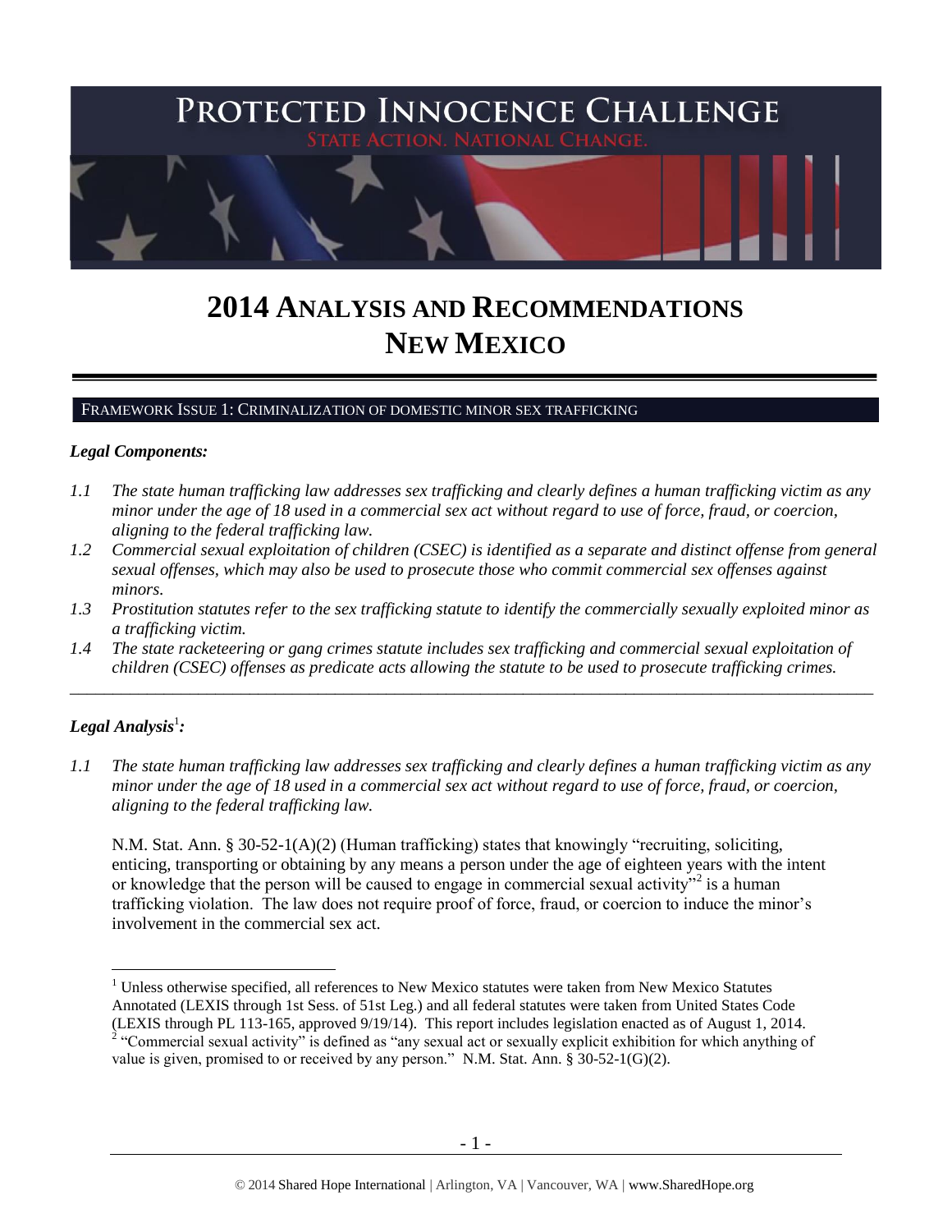# PROTECTED INNOCENCE CHALLENGE

STATE ACTION. NATIONAL CHANGE.

# 2014 ANALYSIS AND RECOMMENDATIONS NEW MEXICO

## FRAMEWORK ISSUE 1: CRIMINALIZATION OF DOMESTIC MINOR SEX TRAFFICKING

### *Legal Components:*

*1.1 The state human trafficking law addresses sex trafficking and clearly defines a human trafficking victim as any minor under the age of 18 used in a commercial sex act without regard to use of force, fraud, or coercion, aligning to the federal trafficking law.*

*1.2 Commercial sexual exploitation of children (CSEC) is identified as a separate and distinct offense from general sexual offenses, which may also be used to prosecute those who commit commercial sex offenses against minors.*

*1.3 Prostitution statutes refer to the sex trafficking statute to identify the commercially sexually exploited minor as a trafficking victim.*

*1.4 The state racketeering or gang crimes statute includes sex trafficking and commercial sexual exploitation of children (CSEC) offenses as predicate acts allowing the statute to be used to prosecute trafficking crimes.*

---

### *Legal Analysis*[1]*:*

*1.1 The state human trafficking law addresses sex trafficking and clearly defines a human trafficking victim as any minor under the age of 18 used in a commercial sex act without regard to use of force, fraud, or coercion, aligning to the federal trafficking law.*

N.M. Stat. Ann. § 30-52-1(A)(2) (Human trafficking) states that knowingly "recruiting, soliciting, enticing, transporting or obtaining by any means a person under the age of eighteen years with the intent or knowledge that the person will be caused to engage in commercial sexual activity"[2] is a human trafficking violation. The law does not require proof of force, fraud, or coercion to induce the minor's involvement in the commercial sex act.

---

[1] Unless otherwise specified, all references to New Mexico statutes were taken from New Mexico Statutes Annotated (LEXIS through 1st Sess. of 51st Leg.) and all federal statutes were taken from United States Code (LEXIS through PL 113-165, approved 9/19/14). This report includes legislation enacted as of August 1, 2014.

[2] "Commercial sexual activity" is defined as "any sexual act or sexually explicit exhibition for which anything of value is given, promised to or received by any person." N.M. Stat. Ann. § 30-52-1(G)(2).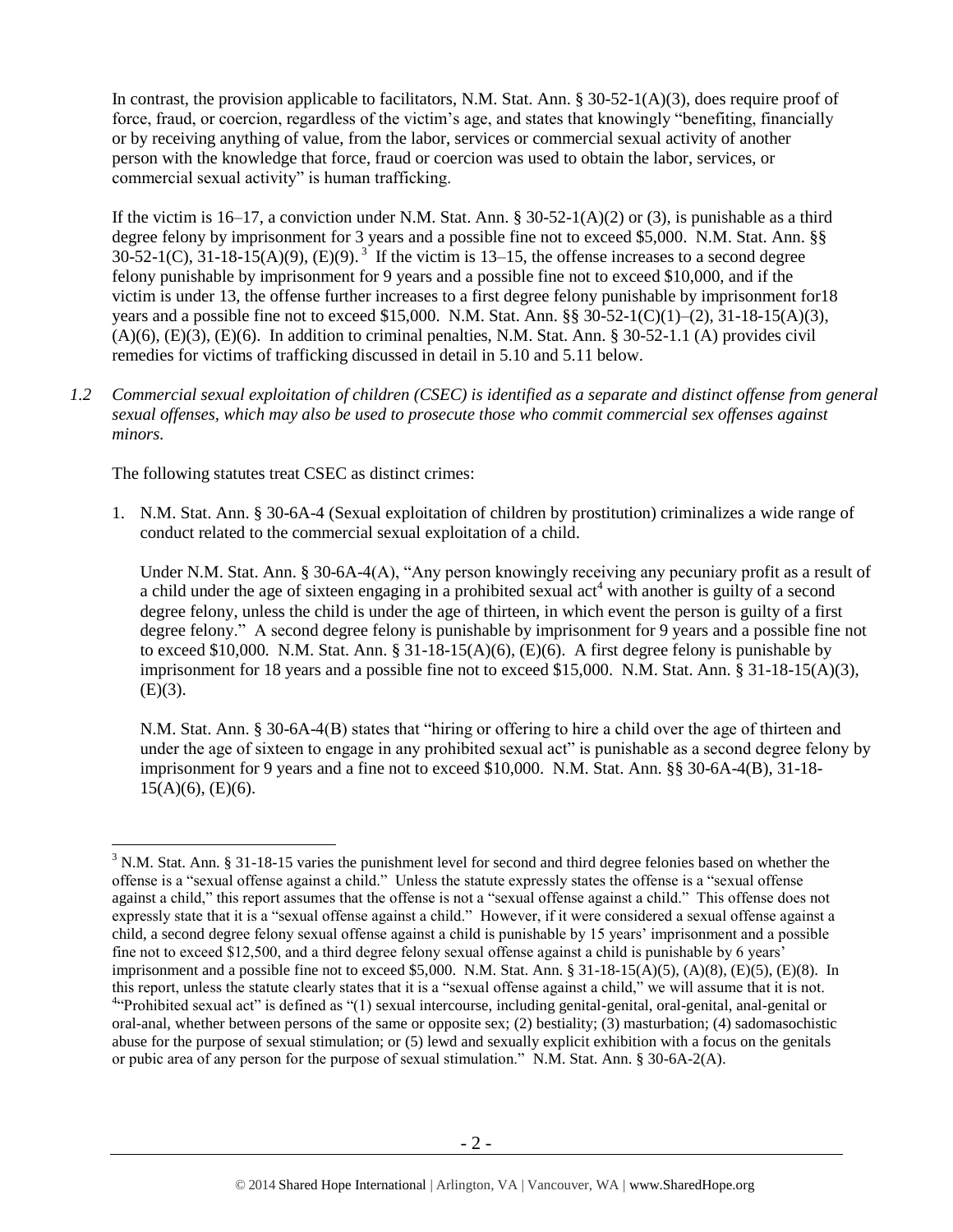In contrast, the provision applicable to facilitators, N.M. Stat. Ann. § 30-52-1(A)(3), does require proof of force, fraud, or coercion, regardless of the victim's age, and states that knowingly "benefiting, financially or by receiving anything of value, from the labor, services or commercial sexual activity of another person with the knowledge that force, fraud or coercion was used to obtain the labor, services, or commercial sexual activity" is human trafficking.

If the victim is 16–17, a conviction under N.M. Stat. Ann. § 30-52-1(A)(2) or (3), is punishable as a third degree felony by imprisonment for 3 years and a possible fine not to exceed $5,000. N.M. Stat. Ann. §§ 30-52-1(C), 31-18-15(A)(9), (E)(9).[3] If the victim is 13–15, the offense increases to a second degree felony punishable by imprisonment for 9 years and a possible fine not to exceed $10,000, and if the victim is under 13, the offense further increases to a first degree felony punishable by imprisonment for18 years and a possible fine not to exceed $15,000. N.M. Stat. Ann. §§ 30-52-1(C)(1)–(2), 31-18-15(A)(3), (A)(6), (E)(3), (E)(6). In addition to criminal penalties, N.M. Stat. Ann. § 30-52-1.1 (A) provides civil remedies for victims of trafficking discussed in detail in 5.10 and 5.11 below.

*1.2 Commercial sexual exploitation of children (CSEC) is identified as a separate and distinct offense from general sexual offenses, which may also be used to prosecute those who commit commercial sex offenses against minors.*

The following statutes treat CSEC as distinct crimes:

1. N.M. Stat. Ann. § 30-6A-4 (Sexual exploitation of children by prostitution) criminalizes a wide range of conduct related to the commercial sexual exploitation of a child.

   Under N.M. Stat. Ann. § 30-6A-4(A), "Any person knowingly receiving any pecuniary profit as a result of a child under the age of sixteen engaging in a prohibited sexual act[4] with another is guilty of a second degree felony, unless the child is under the age of thirteen, in which event the person is guilty of a first degree felony." A second degree felony is punishable by imprisonment for 9 years and a possible fine not to exceed $10,000. N.M. Stat. Ann. § 31-18-15(A)(6), (E)(6). A first degree felony is punishable by imprisonment for 18 years and a possible fine not to exceed $15,000. N.M. Stat. Ann. § 31-18-15(A)(3), (E)(3).

   N.M. Stat. Ann. § 30-6A-4(B) states that "hiring or offering to hire a child over the age of thirteen and under the age of sixteen to engage in any prohibited sexual act" is punishable as a second degree felony by imprisonment for 9 years and a fine not to exceed $10,000. N.M. Stat. Ann. §§ 30-6A-4(B), 31-18-15(A)(6), (E)(6).

---

[3] N.M. Stat. Ann. § 31-18-15 varies the punishment level for second and third degree felonies based on whether the offense is a "sexual offense against a child." Unless the statute expressly states the offense is a "sexual offense against a child," this report assumes that the offense is not a "sexual offense against a child." This offense does not expressly state that it is a "sexual offense against a child." However, if it were considered a sexual offense against a child, a second degree felony sexual offense against a child is punishable by 15 years' imprisonment and a possible fine not to exceed $12,500, and a third degree felony sexual offense against a child is punishable by 6 years' imprisonment and a possible fine not to exceed $5,000. N.M. Stat. Ann. § 31-18-15(A)(5), (A)(8), (E)(5), (E)(8). In this report, unless the statute clearly states that it is a "sexual offense against a child," we will assume that it is not.

[4] "Prohibited sexual act" is defined as "(1) sexual intercourse, including genital-genital, oral-genital, anal-genital or oral-anal, whether between persons of the same or opposite sex; (2) bestiality; (3) masturbation; (4) sadomasochistic abuse for the purpose of sexual stimulation; or (5) lewd and sexually explicit exhibition with a focus on the genitals or pubic area of any person for the purpose of sexual stimulation." N.M. Stat. Ann. § 30-6A-2(A).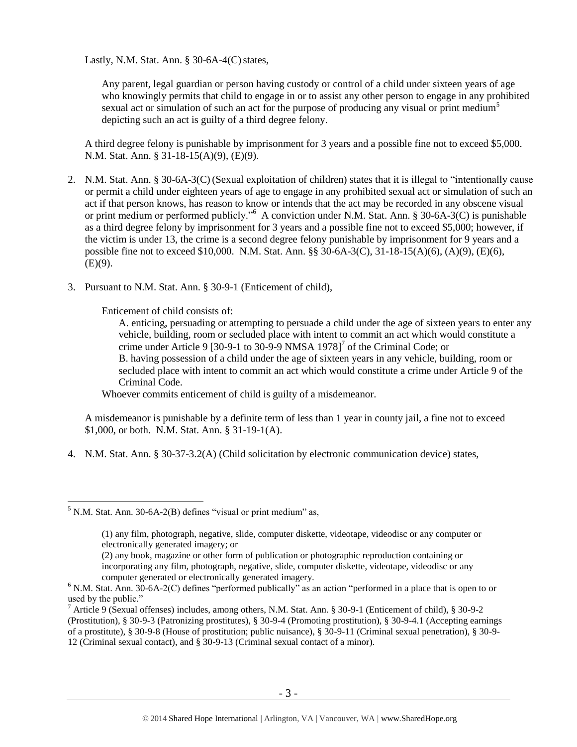Lastly, N.M. Stat. Ann. § 30-6A-4(C) states,

> Any parent, legal guardian or person having custody or control of a child under sixteen years of age who knowingly permits that child to engage in or to assist any other person to engage in any prohibited sexual act or simulation of such an act for the purpose of producing any visual or print medium[5] depicting such an act is guilty of a third degree felony.

A third degree felony is punishable by imprisonment for 3 years and a possible fine not to exceed $5,000. N.M. Stat. Ann. § 31-18-15(A)(9), (E)(9).

2. N.M. Stat. Ann. § 30-6A-3(C) (Sexual exploitation of children) states that it is illegal to "intentionally cause or permit a child under eighteen years of age to engage in any prohibited sexual act or simulation of such an act if that person knows, has reason to know or intends that the act may be recorded in any obscene visual or print medium or performed publicly."[6] A conviction under N.M. Stat. Ann. § 30-6A-3(C) is punishable as a third degree felony by imprisonment for 3 years and a possible fine not to exceed $5,000; however, if the victim is under 13, the crime is a second degree felony punishable by imprisonment for 9 years and a possible fine not to exceed $10,000. N.M. Stat. Ann. §§ 30-6A-3(C), 31-18-15(A)(6), (A)(9), (E)(6), (E)(9).

3. Pursuant to N.M. Stat. Ann. § 30-9-1 (Enticement of child),

> Enticement of child consists of:
>
> A. enticing, persuading or attempting to persuade a child under the age of sixteen years to enter any vehicle, building, room or secluded place with intent to commit an act which would constitute a crime under Article 9 [30-9-1 to 30-9-9 NMSA 1978][7] of the Criminal Code; or
>
> B. having possession of a child under the age of sixteen years in any vehicle, building, room or secluded place with intent to commit an act which would constitute a crime under Article 9 of the Criminal Code.
>
> Whoever commits enticement of child is guilty of a misdemeanor.

A misdemeanor is punishable by a definite term of less than 1 year in county jail, a fine not to exceed $1,000, or both. N.M. Stat. Ann. § 31-19-1(A).

4. N.M. Stat. Ann. § 30-37-3.2(A) (Child solicitation by electronic communication device) states,

---

[5] N.M. Stat. Ann. 30-6A-2(B) defines "visual or print medium" as,

> (1) any film, photograph, negative, slide, computer diskette, videotape, videodisc or any computer or electronically generated imagery; or
>
> (2) any book, magazine or other form of publication or photographic reproduction containing or incorporating any film, photograph, negative, slide, computer diskette, videotape, videodisc or any computer generated or electronically generated imagery.

[6] N.M. Stat. Ann. 30-6A-2(C) defines "performed publically" as an action "performed in a place that is open to or used by the public."

[7] Article 9 (Sexual offenses) includes, among others, N.M. Stat. Ann. § 30-9-1 (Enticement of child), § 30-9-2 (Prostitution), § 30-9-3 (Patronizing prostitutes), § 30-9-4 (Promoting prostitution), § 30-9-4.1 (Accepting earnings of a prostitute), § 30-9-8 (House of prostitution; public nuisance), § 30-9-11 (Criminal sexual penetration), § 30-9-12 (Criminal sexual contact), and § 30-9-13 (Criminal sexual contact of a minor).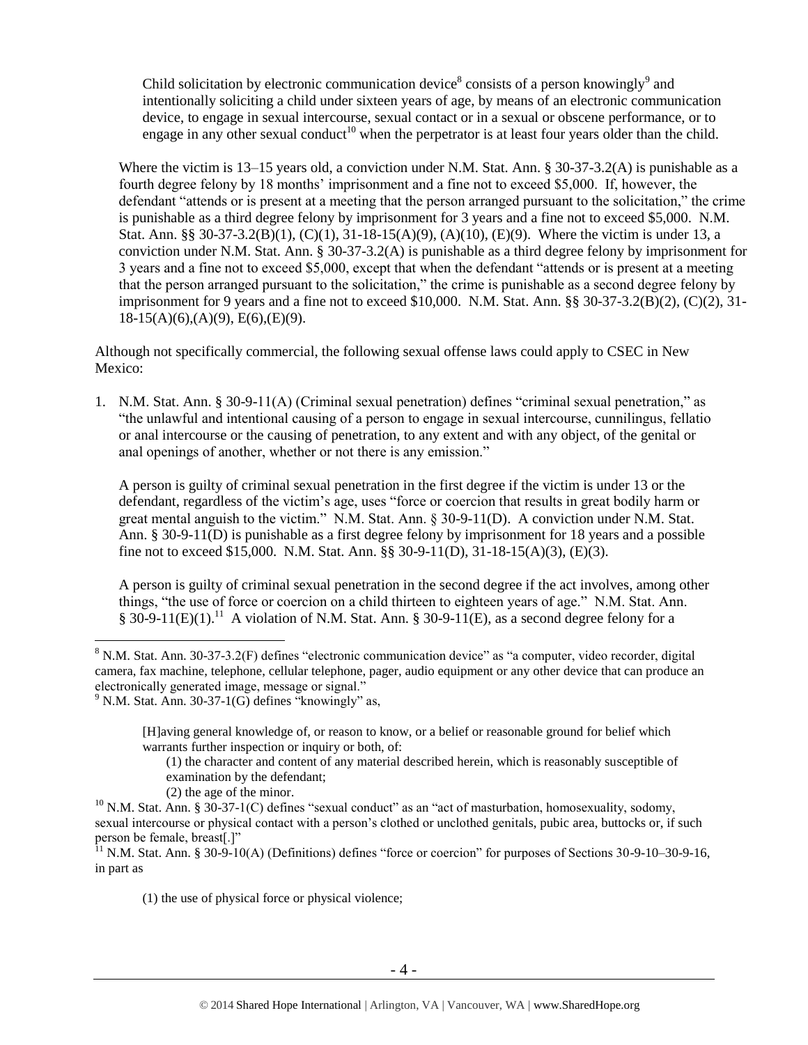Child solicitation by electronic communication device[8] consists of a person knowingly[9] and intentionally soliciting a child under sixteen years of age, by means of an electronic communication device, to engage in sexual intercourse, sexual contact or in a sexual or obscene performance, or to engage in any other sexual conduct[10] when the perpetrator is at least four years older than the child.

Where the victim is 13–15 years old, a conviction under N.M. Stat. Ann. § 30-37-3.2(A) is punishable as a fourth degree felony by 18 months' imprisonment and a fine not to exceed $5,000. If, however, the defendant "attends or is present at a meeting that the person arranged pursuant to the solicitation," the crime is punishable as a third degree felony by imprisonment for 3 years and a fine not to exceed $5,000. N.M. Stat. Ann. §§ 30-37-3.2(B)(1), (C)(1), 31-18-15(A)(9), (A)(10), (E)(9). Where the victim is under 13, a conviction under N.M. Stat. Ann. § 30-37-3.2(A) is punishable as a third degree felony by imprisonment for 3 years and a fine not to exceed $5,000, except that when the defendant "attends or is present at a meeting that the person arranged pursuant to the solicitation," the crime is punishable as a second degree felony by imprisonment for 9 years and a fine not to exceed $10,000. N.M. Stat. Ann. §§ 30-37-3.2(B)(2), (C)(2), 31-18-15(A)(6),(A)(9), E(6),(E)(9).

Although not specifically commercial, the following sexual offense laws could apply to CSEC in New Mexico:

1. N.M. Stat. Ann. § 30-9-11(A) (Criminal sexual penetration) defines "criminal sexual penetration," as "the unlawful and intentional causing of a person to engage in sexual intercourse, cunnilingus, fellatio or anal intercourse or the causing of penetration, to any extent and with any object, of the genital or anal openings of another, whether or not there is any emission."

   A person is guilty of criminal sexual penetration in the first degree if the victim is under 13 or the defendant, regardless of the victim's age, uses "force or coercion that results in great bodily harm or great mental anguish to the victim." N.M. Stat. Ann. § 30-9-11(D). A conviction under N.M. Stat. Ann. § 30-9-11(D) is punishable as a first degree felony by imprisonment for 18 years and a possible fine not to exceed $15,000. N.M. Stat. Ann. §§ 30-9-11(D), 31-18-15(A)(3), (E)(3).

   A person is guilty of criminal sexual penetration in the second degree if the act involves, among other things, "the use of force or coercion on a child thirteen to eighteen years of age." N.M. Stat. Ann. § 30-9-11(E)(1).[11] A violation of N.M. Stat. Ann. § 30-9-11(E), as a second degree felony for a

---

[8] N.M. Stat. Ann. 30-37-3.2(F) defines "electronic communication device" as "a computer, video recorder, digital camera, fax machine, telephone, cellular telephone, pager, audio equipment or any other device that can produce an electronically generated image, message or signal."

[9] N.M. Stat. Ann. 30-37-1(G) defines "knowingly" as,

> [H]aving general knowledge of, or reason to know, or a belief or reasonable ground for belief which warrants further inspection or inquiry or both, of:
>
> (1) the character and content of any material described herein, which is reasonably susceptible of examination by the defendant;
>
> (2) the age of the minor.

[10] N.M. Stat. Ann. § 30-37-1(C) defines "sexual conduct" as an "act of masturbation, homosexuality, sodomy, sexual intercourse or physical contact with a person's clothed or unclothed genitals, pubic area, buttocks or, if such person be female, breast[.]"

[11] N.M. Stat. Ann. § 30-9-10(A) (Definitions) defines "force or coercion" for purposes of Sections 30-9-10–30-9-16, in part as

> (1) the use of physical force or physical violence;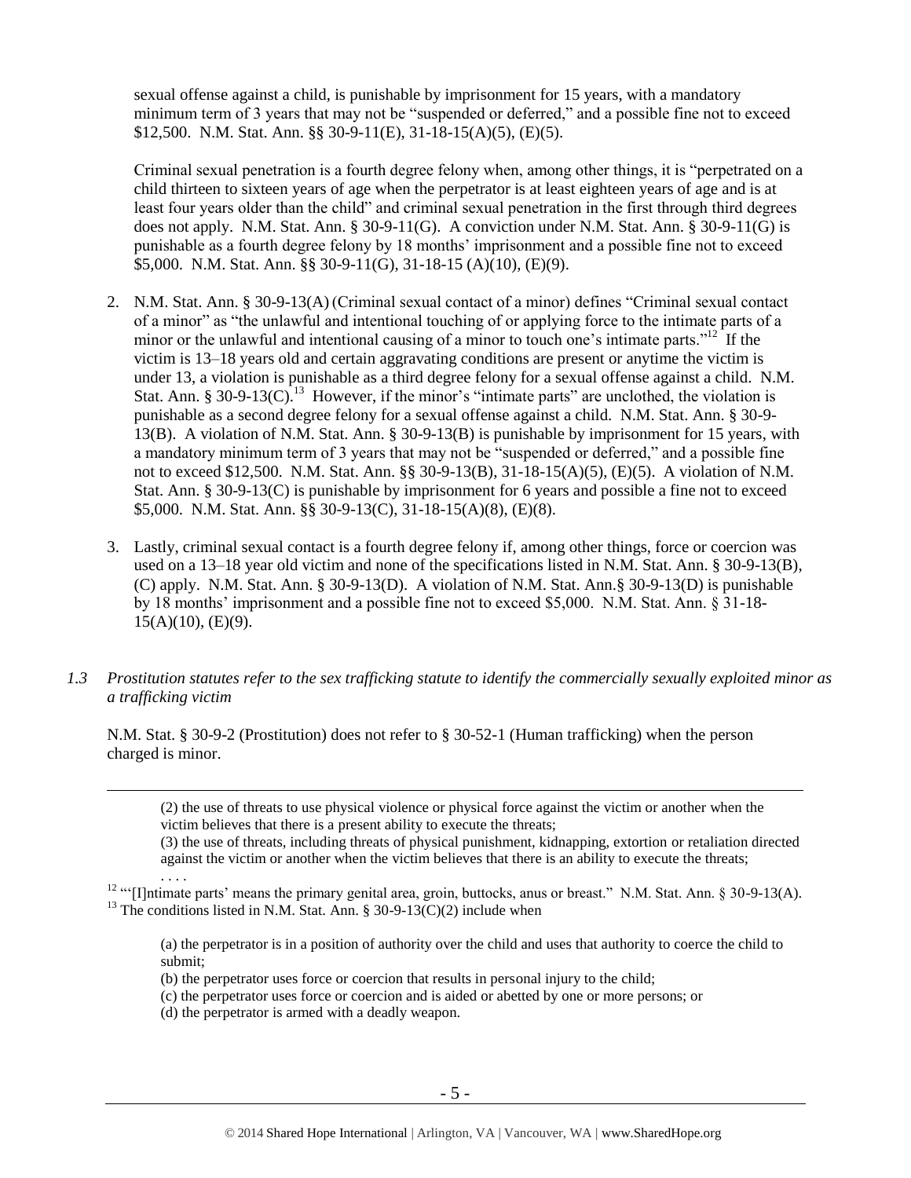sexual offense against a child, is punishable by imprisonment for 15 years, with a mandatory minimum term of 3 years that may not be "suspended or deferred," and a possible fine not to exceed $12,500. N.M. Stat. Ann. §§ 30-9-11(E), 31-18-15(A)(5), (E)(5).

Criminal sexual penetration is a fourth degree felony when, among other things, it is "perpetrated on a child thirteen to sixteen years of age when the perpetrator is at least eighteen years of age and is at least four years older than the child" and criminal sexual penetration in the first through third degrees does not apply. N.M. Stat. Ann. § 30-9-11(G). A conviction under N.M. Stat. Ann. § 30-9-11(G) is punishable as a fourth degree felony by 18 months' imprisonment and a possible fine not to exceed $5,000. N.M. Stat. Ann. §§ 30-9-11(G), 31-18-15 (A)(10), (E)(9).

2. N.M. Stat. Ann. § 30-9-13(A) (Criminal sexual contact of a minor) defines "Criminal sexual contact of a minor" as "the unlawful and intentional touching of or applying force to the intimate parts of a minor or the unlawful and intentional causing of a minor to touch one's intimate parts."[12] If the victim is 13–18 years old and certain aggravating conditions are present or anytime the victim is under 13, a violation is punishable as a third degree felony for a sexual offense against a child. N.M. Stat. Ann. § 30-9-13(C).[13] However, if the minor's "intimate parts" are unclothed, the violation is punishable as a second degree felony for a sexual offense against a child. N.M. Stat. Ann. § 30-9-13(B). A violation of N.M. Stat. Ann. § 30-9-13(B) is punishable by imprisonment for 15 years, with a mandatory minimum term of 3 years that may not be "suspended or deferred," and a possible fine not to exceed $12,500. N.M. Stat. Ann. §§ 30-9-13(B), 31-18-15(A)(5), (E)(5). A violation of N.M. Stat. Ann. § 30-9-13(C) is punishable by imprisonment for 6 years and possible a fine not to exceed $5,000. N.M. Stat. Ann. §§ 30-9-13(C), 31-18-15(A)(8), (E)(8).

3. Lastly, criminal sexual contact is a fourth degree felony if, among other things, force or coercion was used on a 13–18 year old victim and none of the specifications listed in N.M. Stat. Ann. § 30-9-13(B), (C) apply. N.M. Stat. Ann. § 30-9-13(D). A violation of N.M. Stat. Ann.§ 30-9-13(D) is punishable by 18 months' imprisonment and a possible fine not to exceed $5,000. N.M. Stat. Ann. § 31-18-15(A)(10), (E)(9).

*1.3 Prostitution statutes refer to the sex trafficking statute to identify the commercially sexually exploited minor as a trafficking victim*

N.M. Stat. § 30-9-2 (Prostitution) does not refer to § 30-52-1 (Human trafficking) when the person charged is minor.

---

> (2) the use of threats to use physical violence or physical force against the victim or another when the victim believes that there is a present ability to execute the threats;
> (3) the use of threats, including threats of physical punishment, kidnapping, extortion or retaliation directed against the victim or another when the victim believes that there is an ability to execute the threats;
> . . . .

[12] "'[I]ntimate parts' means the primary genital area, groin, buttocks, anus or breast." N.M. Stat. Ann. § 30-9-13(A).

[13] The conditions listed in N.M. Stat. Ann. § 30-9-13(C)(2) include when

> (a) the perpetrator is in a position of authority over the child and uses that authority to coerce the child to submit;
> (b) the perpetrator uses force or coercion that results in personal injury to the child;
> (c) the perpetrator uses force or coercion and is aided or abetted by one or more persons; or
> (d) the perpetrator is armed with a deadly weapon.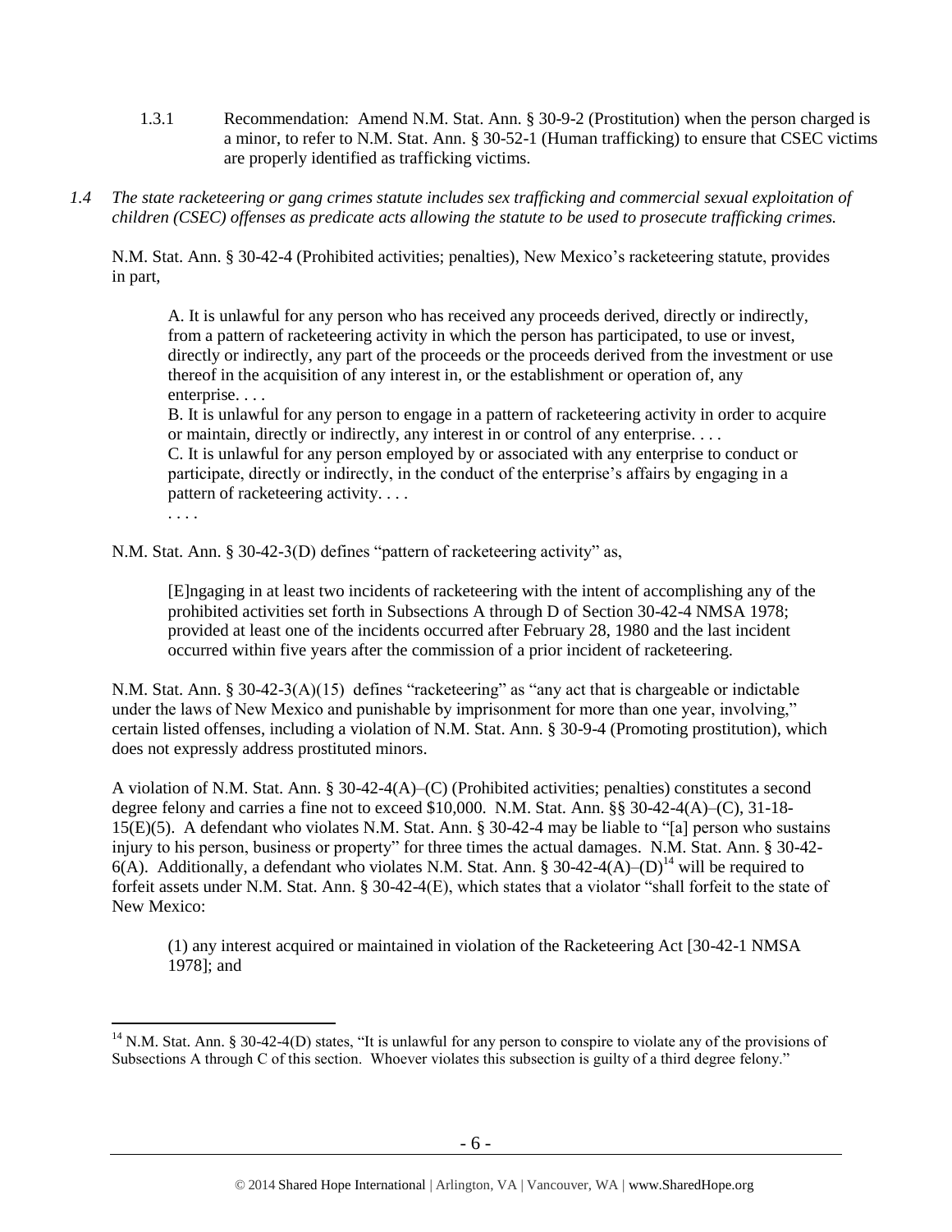1.3.1 Recommendation: Amend N.M. Stat. Ann. § 30-9-2 (Prostitution) when the person charged is a minor, to refer to N.M. Stat. Ann. § 30-52-1 (Human trafficking) to ensure that CSEC victims are properly identified as trafficking victims.

*1.4 The state racketeering or gang crimes statute includes sex trafficking and commercial sexual exploitation of children (CSEC) offenses as predicate acts allowing the statute to be used to prosecute trafficking crimes.*

N.M. Stat. Ann. § 30-42-4 (Prohibited activities; penalties), New Mexico's racketeering statute, provides in part,

> A. It is unlawful for any person who has received any proceeds derived, directly or indirectly, from a pattern of racketeering activity in which the person has participated, to use or invest, directly or indirectly, any part of the proceeds or the proceeds derived from the investment or use thereof in the acquisition of any interest in, or the establishment or operation of, any enterprise. . . .
> B. It is unlawful for any person to engage in a pattern of racketeering activity in order to acquire or maintain, directly or indirectly, any interest in or control of any enterprise. . . .
> C. It is unlawful for any person employed by or associated with any enterprise to conduct or participate, directly or indirectly, in the conduct of the enterprise's affairs by engaging in a pattern of racketeering activity. . . .
> . . . .

N.M. Stat. Ann. § 30-42-3(D) defines "pattern of racketeering activity" as,

> [E]ngaging in at least two incidents of racketeering with the intent of accomplishing any of the prohibited activities set forth in Subsections A through D of Section 30-42-4 NMSA 1978; provided at least one of the incidents occurred after February 28, 1980 and the last incident occurred within five years after the commission of a prior incident of racketeering.

N.M. Stat. Ann. § 30-42-3(A)(15) defines "racketeering" as "any act that is chargeable or indictable under the laws of New Mexico and punishable by imprisonment for more than one year, involving," certain listed offenses, including a violation of N.M. Stat. Ann. § 30-9-4 (Promoting prostitution), which does not expressly address prostituted minors.

A violation of N.M. Stat. Ann. § 30-42-4(A)–(C) (Prohibited activities; penalties) constitutes a second degree felony and carries a fine not to exceed $10,000. N.M. Stat. Ann. §§ 30-42-4(A)–(C), 31-18-15(E)(5). A defendant who violates N.M. Stat. Ann. § 30-42-4 may be liable to "[a] person who sustains injury to his person, business or property" for three times the actual damages. N.M. Stat. Ann. § 30-42-6(A). Additionally, a defendant who violates N.M. Stat. Ann. § 30-42-4(A)–(D)[14] will be required to forfeit assets under N.M. Stat. Ann. § 30-42-4(E), which states that a violator "shall forfeit to the state of New Mexico:

> (1) any interest acquired or maintained in violation of the Racketeering Act [30-42-1 NMSA 1978]; and

[14] N.M. Stat. Ann. § 30-42-4(D) states, "It is unlawful for any person to conspire to violate any of the provisions of Subsections A through C of this section. Whoever violates this subsection is guilty of a third degree felony."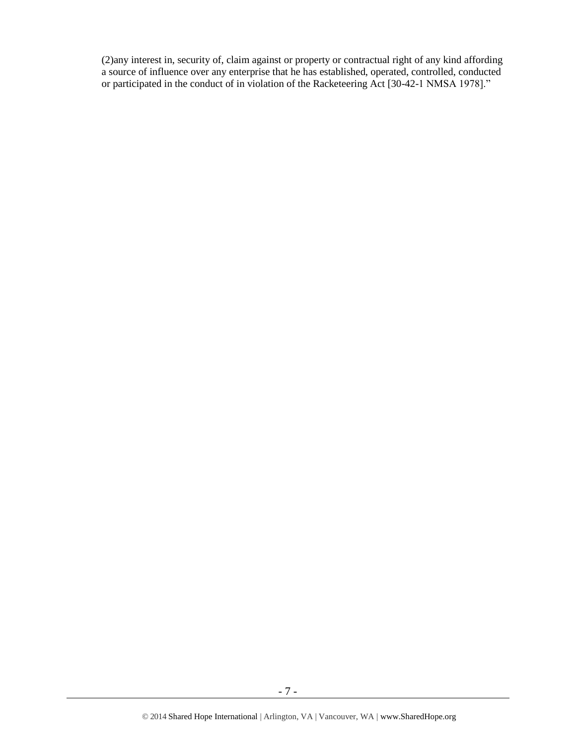(2)any interest in, security of, claim against or property or contractual right of any kind affording a source of influence over any enterprise that he has established, operated, controlled, conducted or participated in the conduct of in violation of the Racketeering Act [30-42-1 NMSA 1978]."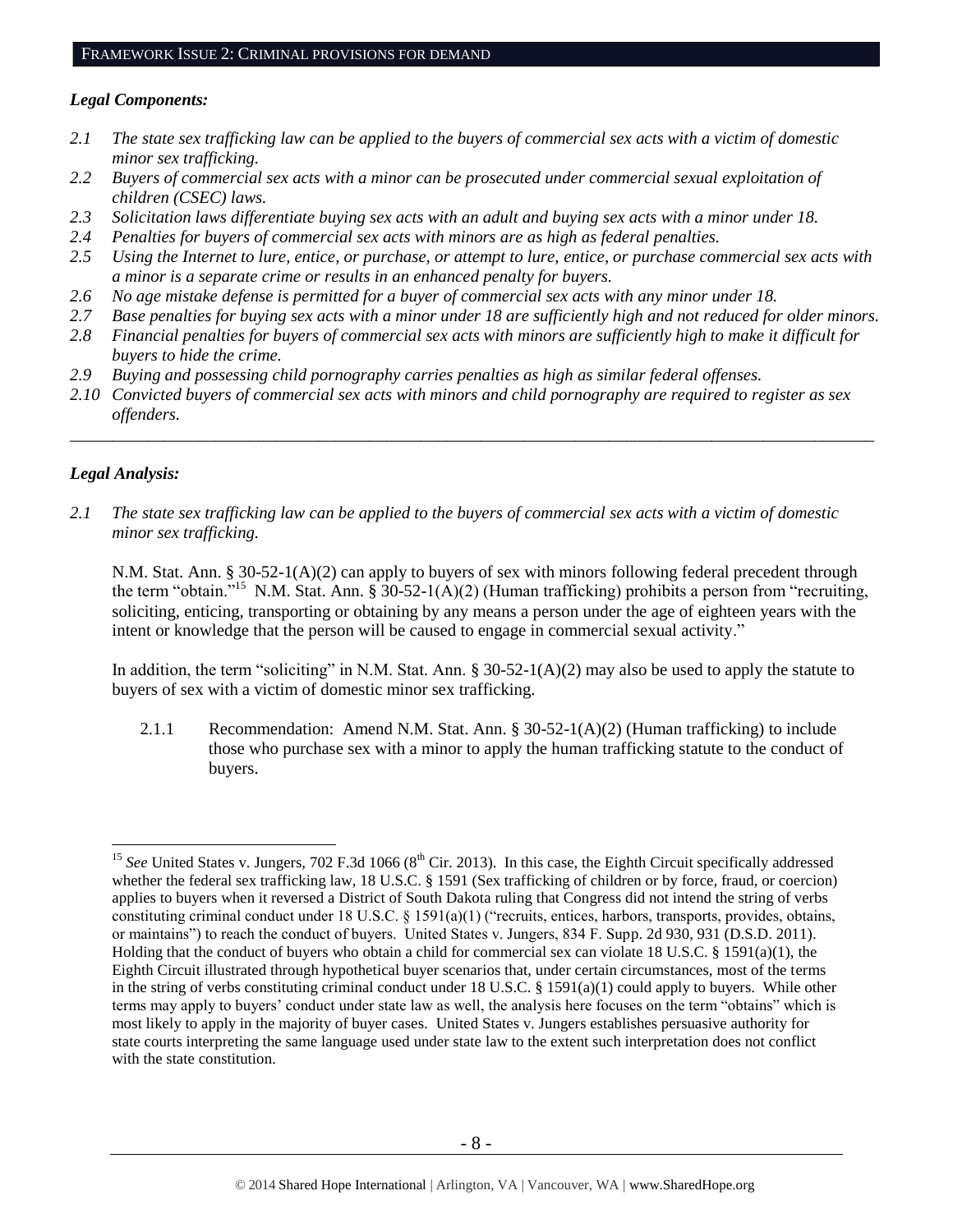## FRAMEWORK ISSUE 2: CRIMINAL PROVISIONS FOR DEMAND

### *Legal Components:*

- *2.1 The state sex trafficking law can be applied to the buyers of commercial sex acts with a victim of domestic minor sex trafficking.*
- *2.2 Buyers of commercial sex acts with a minor can be prosecuted under commercial sexual exploitation of children (CSEC) laws.*
- *2.3 Solicitation laws differentiate buying sex acts with an adult and buying sex acts with a minor under 18.*
- *2.4 Penalties for buyers of commercial sex acts with minors are as high as federal penalties.*
- *2.5 Using the Internet to lure, entice, or purchase, or attempt to lure, entice, or purchase commercial sex acts with a minor is a separate crime or results in an enhanced penalty for buyers.*
- *2.6 No age mistake defense is permitted for a buyer of commercial sex acts with any minor under 18.*
- *2.7 Base penalties for buying sex acts with a minor under 18 are sufficiently high and not reduced for older minors.*
- *2.8 Financial penalties for buyers of commercial sex acts with minors are sufficiently high to make it difficult for buyers to hide the crime.*
- *2.9 Buying and possessing child pornography carries penalties as high as similar federal offenses.*
- *2.10 Convicted buyers of commercial sex acts with minors and child pornography are required to register as sex offenders.*

---

### *Legal Analysis:*

*2.1 The state sex trafficking law can be applied to the buyers of commercial sex acts with a victim of domestic minor sex trafficking.*

N.M. Stat. Ann. § 30-52-1(A)(2) can apply to buyers of sex with minors following federal precedent through the term "obtain."[15] N.M. Stat. Ann. § 30-52-1(A)(2) (Human trafficking) prohibits a person from "recruiting, soliciting, enticing, transporting or obtaining by any means a person under the age of eighteen years with the intent or knowledge that the person will be caused to engage in commercial sexual activity."

In addition, the term "soliciting" in N.M. Stat. Ann. § 30-52-1(A)(2) may also be used to apply the statute to buyers of sex with a victim of domestic minor sex trafficking.

2.1.1 Recommendation: Amend N.M. Stat. Ann. § 30-52-1(A)(2) (Human trafficking) to include those who purchase sex with a minor to apply the human trafficking statute to the conduct of buyers.

---

[15] *See* United States v. Jungers, 702 F.3d 1066 (8th Cir. 2013). In this case, the Eighth Circuit specifically addressed whether the federal sex trafficking law, 18 U.S.C. § 1591 (Sex trafficking of children or by force, fraud, or coercion) applies to buyers when it reversed a District of South Dakota ruling that Congress did not intend the string of verbs constituting criminal conduct under 18 U.S.C. § 1591(a)(1) ("recruits, entices, harbors, transports, provides, obtains, or maintains") to reach the conduct of buyers. United States v. Jungers, 834 F. Supp. 2d 930, 931 (D.S.D. 2011). Holding that the conduct of buyers who obtain a child for commercial sex can violate 18 U.S.C. § 1591(a)(1), the Eighth Circuit illustrated through hypothetical buyer scenarios that, under certain circumstances, most of the terms in the string of verbs constituting criminal conduct under 18 U.S.C. § 1591(a)(1) could apply to buyers. While other terms may apply to buyers' conduct under state law as well, the analysis here focuses on the term "obtains" which is most likely to apply in the majority of buyer cases. United States v. Jungers establishes persuasive authority for state courts interpreting the same language used under state law to the extent such interpretation does not conflict with the state constitution.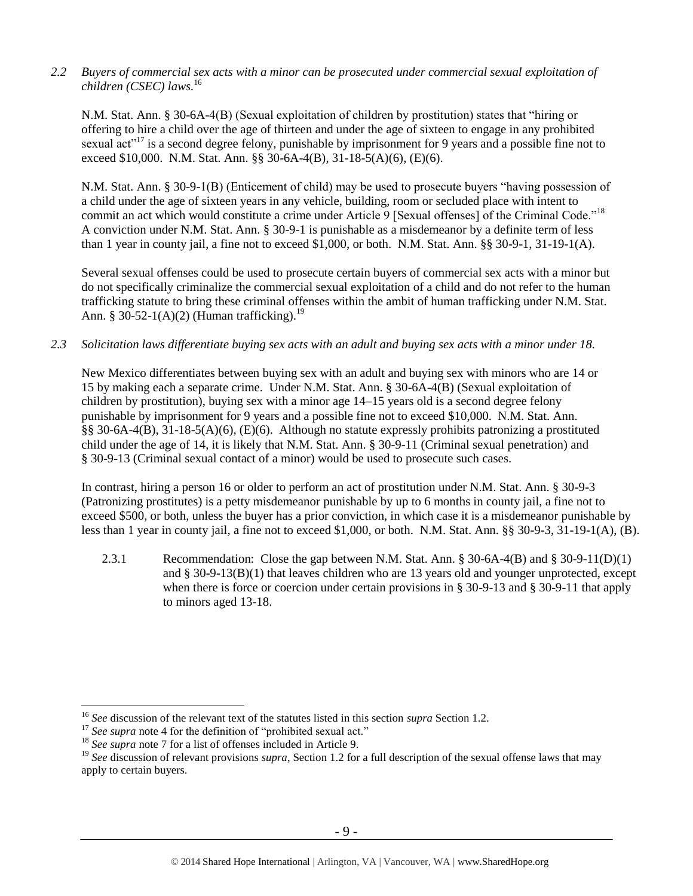*2.2 Buyers of commercial sex acts with a minor can be prosecuted under commercial sexual exploitation of children (CSEC) laws.*[16]

N.M. Stat. Ann. § 30-6A-4(B) (Sexual exploitation of children by prostitution) states that "hiring or offering to hire a child over the age of thirteen and under the age of sixteen to engage in any prohibited sexual act"[17] is a second degree felony, punishable by imprisonment for 9 years and a possible fine not to exceed $10,000. N.M. Stat. Ann. §§ 30-6A-4(B), 31-18-5(A)(6), (E)(6).

N.M. Stat. Ann. § 30-9-1(B) (Enticement of child) may be used to prosecute buyers "having possession of a child under the age of sixteen years in any vehicle, building, room or secluded place with intent to commit an act which would constitute a crime under Article 9 [Sexual offenses] of the Criminal Code."[18] A conviction under N.M. Stat. Ann. § 30-9-1 is punishable as a misdemeanor by a definite term of less than 1 year in county jail, a fine not to exceed $1,000, or both. N.M. Stat. Ann. §§ 30-9-1, 31-19-1(A).

Several sexual offenses could be used to prosecute certain buyers of commercial sex acts with a minor but do not specifically criminalize the commercial sexual exploitation of a child and do not refer to the human trafficking statute to bring these criminal offenses within the ambit of human trafficking under N.M. Stat. Ann. § 30-52-1(A)(2) (Human trafficking).[19]

*2.3 Solicitation laws differentiate buying sex acts with an adult and buying sex acts with a minor under 18.*

New Mexico differentiates between buying sex with an adult and buying sex with minors who are 14 or 15 by making each a separate crime. Under N.M. Stat. Ann. § 30-6A-4(B) (Sexual exploitation of children by prostitution), buying sex with a minor age 14–15 years old is a second degree felony punishable by imprisonment for 9 years and a possible fine not to exceed $10,000. N.M. Stat. Ann. §§ 30-6A-4(B), 31-18-5(A)(6), (E)(6). Although no statute expressly prohibits patronizing a prostituted child under the age of 14, it is likely that N.M. Stat. Ann. § 30-9-11 (Criminal sexual penetration) and § 30-9-13 (Criminal sexual contact of a minor) would be used to prosecute such cases.

In contrast, hiring a person 16 or older to perform an act of prostitution under N.M. Stat. Ann. § 30-9-3 (Patronizing prostitutes) is a petty misdemeanor punishable by up to 6 months in county jail, a fine not to exceed $500, or both, unless the buyer has a prior conviction, in which case it is a misdemeanor punishable by less than 1 year in county jail, a fine not to exceed $1,000, or both. N.M. Stat. Ann. §§ 30-9-3, 31-19-1(A), (B).

2.3.1 Recommendation: Close the gap between N.M. Stat. Ann. § 30-6A-4(B) and § 30-9-11(D)(1) and § 30-9-13(B)(1) that leaves children who are 13 years old and younger unprotected, except when there is force or coercion under certain provisions in § 30-9-13 and § 30-9-11 that apply to minors aged 13-18.

---

[16] *See* discussion of the relevant text of the statutes listed in this section *supra* Section 1.2.

[17] *See supra* note 4 for the definition of "prohibited sexual act."

[18] *See supra* note 7 for a list of offenses included in Article 9.

[19] *See* discussion of relevant provisions *supra*, Section 1.2 for a full description of the sexual offense laws that may apply to certain buyers.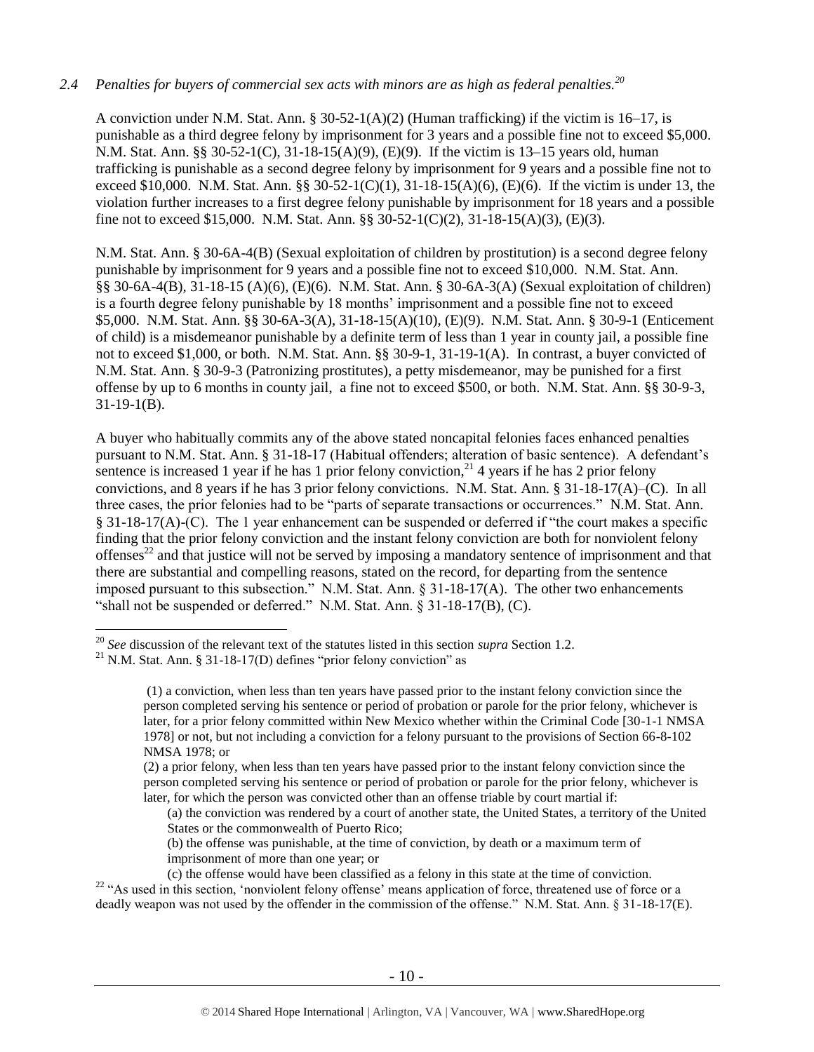### *2.4 Penalties for buyers of commercial sex acts with minors are as high as federal penalties.*[20]

A conviction under N.M. Stat. Ann. § 30-52-1(A)(2) (Human trafficking) if the victim is 16–17, is punishable as a third degree felony by imprisonment for 3 years and a possible fine not to exceed $5,000. N.M. Stat. Ann. §§ 30-52-1(C), 31-18-15(A)(9), (E)(9). If the victim is 13–15 years old, human trafficking is punishable as a second degree felony by imprisonment for 9 years and a possible fine not to exceed $10,000. N.M. Stat. Ann. §§ 30-52-1(C)(1), 31-18-15(A)(6), (E)(6). If the victim is under 13, the violation further increases to a first degree felony punishable by imprisonment for 18 years and a possible fine not to exceed $15,000. N.M. Stat. Ann. §§ 30-52-1(C)(2), 31-18-15(A)(3), (E)(3).

N.M. Stat. Ann. § 30-6A-4(B) (Sexual exploitation of children by prostitution) is a second degree felony punishable by imprisonment for 9 years and a possible fine not to exceed $10,000. N.M. Stat. Ann. §§ 30-6A-4(B), 31-18-15 (A)(6), (E)(6). N.M. Stat. Ann. § 30-6A-3(A) (Sexual exploitation of children) is a fourth degree felony punishable by 18 months' imprisonment and a possible fine not to exceed $5,000. N.M. Stat. Ann. §§ 30-6A-3(A), 31-18-15(A)(10), (E)(9). N.M. Stat. Ann. § 30-9-1 (Enticement of child) is a misdemeanor punishable by a definite term of less than 1 year in county jail, a possible fine not to exceed $1,000, or both. N.M. Stat. Ann. §§ 30-9-1, 31-19-1(A). In contrast, a buyer convicted of N.M. Stat. Ann. § 30-9-3 (Patronizing prostitutes), a petty misdemeanor, may be punished for a first offense by up to 6 months in county jail, a fine not to exceed $500, or both. N.M. Stat. Ann. §§ 30-9-3, 31-19-1(B).

A buyer who habitually commits any of the above stated noncapital felonies faces enhanced penalties pursuant to N.M. Stat. Ann. § 31-18-17 (Habitual offenders; alteration of basic sentence). A defendant's sentence is increased 1 year if he has 1 prior felony conviction,[21] 4 years if he has 2 prior felony convictions, and 8 years if he has 3 prior felony convictions. N.M. Stat. Ann. § 31-18-17(A)–(C). In all three cases, the prior felonies had to be "parts of separate transactions or occurrences." N.M. Stat. Ann. § 31-18-17(A)-(C). The 1 year enhancement can be suspended or deferred if "the court makes a specific finding that the prior felony conviction and the instant felony conviction are both for nonviolent felony offenses[22] and that justice will not be served by imposing a mandatory sentence of imprisonment and that there are substantial and compelling reasons, stated on the record, for departing from the sentence imposed pursuant to this subsection." N.M. Stat. Ann. § 31-18-17(A). The other two enhancements "shall not be suspended or deferred." N.M. Stat. Ann. § 31-18-17(B), (C).

---

[20] *See* discussion of the relevant text of the statutes listed in this section *supra* Section 1.2.

[21] N.M. Stat. Ann. § 31-18-17(D) defines "prior felony conviction" as

> (1) a conviction, when less than ten years have passed prior to the instant felony conviction since the person completed serving his sentence or period of probation or parole for the prior felony, whichever is later, for a prior felony committed within New Mexico whether within the Criminal Code [30-1-1 NMSA 1978] or not, but not including a conviction for a felony pursuant to the provisions of Section 66-8-102 NMSA 1978; or
>
> (2) a prior felony, when less than ten years have passed prior to the instant felony conviction since the person completed serving his sentence or period of probation or parole for the prior felony, whichever is later, for which the person was convicted other than an offense triable by court martial if:
>
> (a) the conviction was rendered by a court of another state, the United States, a territory of the United States or the commonwealth of Puerto Rico;
>
> (b) the offense was punishable, at the time of conviction, by death or a maximum term of imprisonment of more than one year; or
>
> (c) the offense would have been classified as a felony in this state at the time of conviction.

[22] "As used in this section, 'nonviolent felony offense' means application of force, threatened use of force or a deadly weapon was not used by the offender in the commission of the offense." N.M. Stat. Ann. § 31-18-17(E).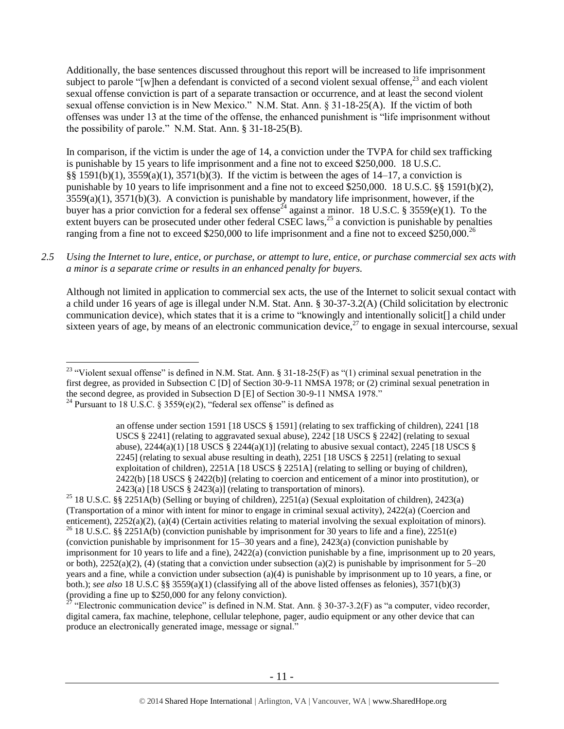Additionally, the base sentences discussed throughout this report will be increased to life imprisonment subject to parole "[w]hen a defendant is convicted of a second violent sexual offense,[23] and each violent sexual offense conviction is part of a separate transaction or occurrence, and at least the second violent sexual offense conviction is in New Mexico." N.M. Stat. Ann. § 31-18-25(A). If the victim of both offenses was under 13 at the time of the offense, the enhanced punishment is "life imprisonment without the possibility of parole." N.M. Stat. Ann. § 31-18-25(B).

In comparison, if the victim is under the age of 14, a conviction under the TVPA for child sex trafficking is punishable by 15 years to life imprisonment and a fine not to exceed $250,000. 18 U.S.C. §§ 1591(b)(1), 3559(a)(1), 3571(b)(3). If the victim is between the ages of 14–17, a conviction is punishable by 10 years to life imprisonment and a fine not to exceed $250,000. 18 U.S.C. §§ 1591(b)(2), 3559(a)(1), 3571(b)(3). A conviction is punishable by mandatory life imprisonment, however, if the buyer has a prior conviction for a federal sex offense[24] against a minor. 18 U.S.C. § 3559(e)(1). To the extent buyers can be prosecuted under other federal CSEC laws,[25] a conviction is punishable by penalties ranging from a fine not to exceed $250,000 to life imprisonment and a fine not to exceed $250,000.[26]

*2.5 Using the Internet to lure, entice, or purchase, or attempt to lure, entice, or purchase commercial sex acts with a minor is a separate crime or results in an enhanced penalty for buyers.*

Although not limited in application to commercial sex acts, the use of the Internet to solicit sexual contact with a child under 16 years of age is illegal under N.M. Stat. Ann. § 30-37-3.2(A) (Child solicitation by electronic communication device), which states that it is a crime to "knowingly and intentionally solicit[] a child under sixteen years of age, by means of an electronic communication device,[27] to engage in sexual intercourse, sexual

---

[23] "Violent sexual offense" is defined in N.M. Stat. Ann. § 31-18-25(F) as "(1) criminal sexual penetration in the first degree, as provided in Subsection C [D] of Section 30-9-11 NMSA 1978; or (2) criminal sexual penetration in the second degree, as provided in Subsection D [E] of Section 30-9-11 NMSA 1978."

[24] Pursuant to 18 U.S.C. § 3559(e)(2), "federal sex offense" is defined as

> an offense under section 1591 [18 USCS § 1591] (relating to sex trafficking of children), 2241 [18 USCS § 2241] (relating to aggravated sexual abuse), 2242 [18 USCS § 2242] (relating to sexual abuse), 2244(a)(1) [18 USCS § 2244(a)(1)] (relating to abusive sexual contact), 2245 [18 USCS § 2245] (relating to sexual abuse resulting in death), 2251 [18 USCS § 2251] (relating to sexual exploitation of children), 2251A [18 USCS § 2251A] (relating to selling or buying of children), 2422(b) [18 USCS § 2422(b)] (relating to coercion and enticement of a minor into prostitution), or 2423(a) [18 USCS § 2423(a)] (relating to transportation of minors).

[25] 18 U.S.C. §§ 2251A(b) (Selling or buying of children), 2251(a) (Sexual exploitation of children), 2423(a) (Transportation of a minor with intent for minor to engage in criminal sexual activity), 2422(a) (Coercion and enticement), 2252(a)(2), (a)(4) (Certain activities relating to material involving the sexual exploitation of minors).

[26] 18 U.S.C. §§ 2251A(b) (conviction punishable by imprisonment for 30 years to life and a fine), 2251(e) (conviction punishable by imprisonment for 15–30 years and a fine), 2423(a) (conviction punishable by imprisonment for 10 years to life and a fine), 2422(a) (conviction punishable by a fine, imprisonment up to 20 years, or both), 2252(a)(2), (4) (stating that a conviction under subsection (a)(2) is punishable by imprisonment for 5–20 years and a fine, while a conviction under subsection (a)(4) is punishable by imprisonment up to 10 years, a fine, or both.); *see also* 18 U.S.C §§ 3559(a)(1) (classifying all of the above listed offenses as felonies), 3571(b)(3) (providing a fine up to $250,000 for any felony conviction).

[27] "Electronic communication device" is defined in N.M. Stat. Ann. § 30-37-3.2(F) as "a computer, video recorder, digital camera, fax machine, telephone, cellular telephone, pager, audio equipment or any other device that can produce an electronically generated image, message or signal."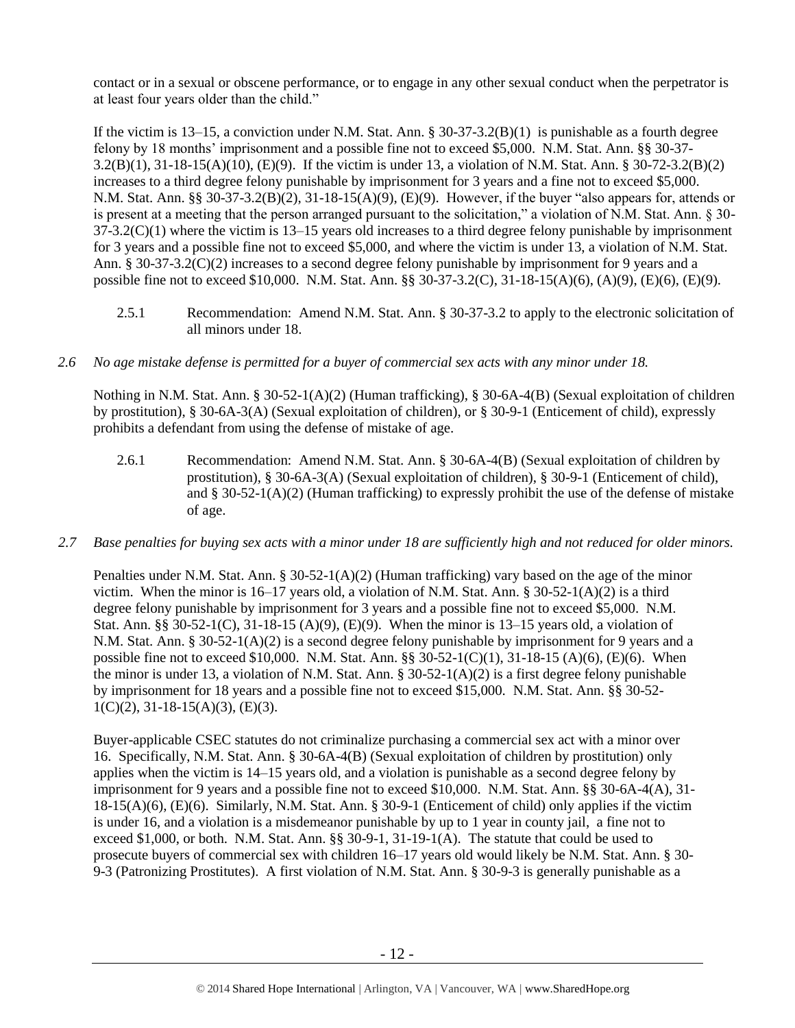contact or in a sexual or obscene performance, or to engage in any other sexual conduct when the perpetrator is at least four years older than the child."

If the victim is 13–15, a conviction under N.M. Stat. Ann. § 30-37-3.2(B)(1) is punishable as a fourth degree felony by 18 months' imprisonment and a possible fine not to exceed $5,000. N.M. Stat. Ann. §§ 30-37-3.2(B)(1), 31-18-15(A)(10), (E)(9). If the victim is under 13, a violation of N.M. Stat. Ann. § 30-72-3.2(B)(2) increases to a third degree felony punishable by imprisonment for 3 years and a fine not to exceed $5,000. N.M. Stat. Ann. §§ 30-37-3.2(B)(2), 31-18-15(A)(9), (E)(9). However, if the buyer "also appears for, attends or is present at a meeting that the person arranged pursuant to the solicitation," a violation of N.M. Stat. Ann. § 30-37-3.2(C)(1) where the victim is 13–15 years old increases to a third degree felony punishable by imprisonment for 3 years and a possible fine not to exceed $5,000, and where the victim is under 13, a violation of N.M. Stat. Ann. § 30-37-3.2(C)(2) increases to a second degree felony punishable by imprisonment for 9 years and a possible fine not to exceed $10,000. N.M. Stat. Ann. §§ 30-37-3.2(C), 31-18-15(A)(6), (A)(9), (E)(6), (E)(9).

2.5.1 Recommendation: Amend N.M. Stat. Ann. § 30-37-3.2 to apply to the electronic solicitation of all minors under 18.

*2.6 No age mistake defense is permitted for a buyer of commercial sex acts with any minor under 18.*

Nothing in N.M. Stat. Ann. § 30-52-1(A)(2) (Human trafficking), § 30-6A-4(B) (Sexual exploitation of children by prostitution), § 30-6A-3(A) (Sexual exploitation of children), or § 30-9-1 (Enticement of child), expressly prohibits a defendant from using the defense of mistake of age.

2.6.1 Recommendation: Amend N.M. Stat. Ann. § 30-6A-4(B) (Sexual exploitation of children by prostitution), § 30-6A-3(A) (Sexual exploitation of children), § 30-9-1 (Enticement of child), and § 30-52-1(A)(2) (Human trafficking) to expressly prohibit the use of the defense of mistake of age.

*2.7 Base penalties for buying sex acts with a minor under 18 are sufficiently high and not reduced for older minors.*

Penalties under N.M. Stat. Ann. § 30-52-1(A)(2) (Human trafficking) vary based on the age of the minor victim. When the minor is 16–17 years old, a violation of N.M. Stat. Ann. § 30-52-1(A)(2) is a third degree felony punishable by imprisonment for 3 years and a possible fine not to exceed $5,000. N.M. Stat. Ann. §§ 30-52-1(C), 31-18-15 (A)(9), (E)(9). When the minor is 13–15 years old, a violation of N.M. Stat. Ann. § 30-52-1(A)(2) is a second degree felony punishable by imprisonment for 9 years and a possible fine not to exceed $10,000. N.M. Stat. Ann. §§ 30-52-1(C)(1), 31-18-15 (A)(6), (E)(6). When the minor is under 13, a violation of N.M. Stat. Ann. § 30-52-1(A)(2) is a first degree felony punishable by imprisonment for 18 years and a possible fine not to exceed $15,000. N.M. Stat. Ann. §§ 30-52-1(C)(2), 31-18-15(A)(3), (E)(3).

Buyer-applicable CSEC statutes do not criminalize purchasing a commercial sex act with a minor over 16. Specifically, N.M. Stat. Ann. § 30-6A-4(B) (Sexual exploitation of children by prostitution) only applies when the victim is 14–15 years old, and a violation is punishable as a second degree felony by imprisonment for 9 years and a possible fine not to exceed $10,000. N.M. Stat. Ann. §§ 30-6A-4(A), 31-18-15(A)(6), (E)(6). Similarly, N.M. Stat. Ann. § 30-9-1 (Enticement of child) only applies if the victim is under 16, and a violation is a misdemeanor punishable by up to 1 year in county jail, a fine not to exceed $1,000, or both. N.M. Stat. Ann. §§ 30-9-1, 31-19-1(A). The statute that could be used to prosecute buyers of commercial sex with children 16–17 years old would likely be N.M. Stat. Ann. § 30-9-3 (Patronizing Prostitutes). A first violation of N.M. Stat. Ann. § 30-9-3 is generally punishable as a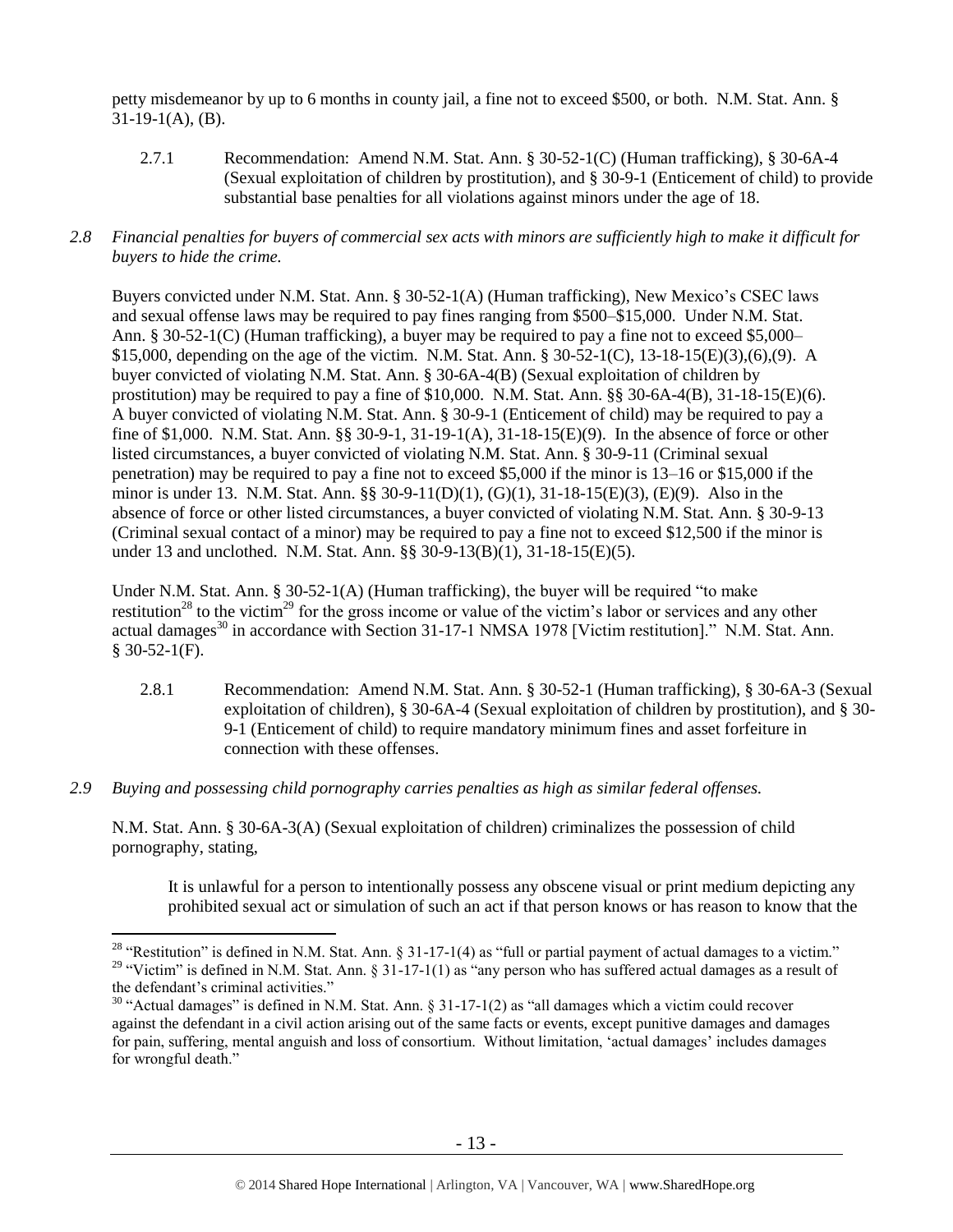petty misdemeanor by up to 6 months in county jail, a fine not to exceed $500, or both. N.M. Stat. Ann. § 31-19-1(A), (B).

2.7.1 Recommendation: Amend N.M. Stat. Ann. § 30-52-1(C) (Human trafficking), § 30-6A-4 (Sexual exploitation of children by prostitution), and § 30-9-1 (Enticement of child) to provide substantial base penalties for all violations against minors under the age of 18.

*2.8 Financial penalties for buyers of commercial sex acts with minors are sufficiently high to make it difficult for buyers to hide the crime.*

Buyers convicted under N.M. Stat. Ann. § 30-52-1(A) (Human trafficking), New Mexico's CSEC laws and sexual offense laws may be required to pay fines ranging from $500–$15,000. Under N.M. Stat. Ann. § 30-52-1(C) (Human trafficking), a buyer may be required to pay a fine not to exceed $5,000–$15,000, depending on the age of the victim. N.M. Stat. Ann. § 30-52-1(C), 13-18-15(E)(3),(6),(9). A buyer convicted of violating N.M. Stat. Ann. § 30-6A-4(B) (Sexual exploitation of children by prostitution) may be required to pay a fine of $10,000. N.M. Stat. Ann. §§ 30-6A-4(B), 31-18-15(E)(6). A buyer convicted of violating N.M. Stat. Ann. § 30-9-1 (Enticement of child) may be required to pay a fine of $1,000. N.M. Stat. Ann. §§ 30-9-1, 31-19-1(A), 31-18-15(E)(9). In the absence of force or other listed circumstances, a buyer convicted of violating N.M. Stat. Ann. § 30-9-11 (Criminal sexual penetration) may be required to pay a fine not to exceed $5,000 if the minor is 13–16 or $15,000 if the minor is under 13. N.M. Stat. Ann. §§ 30-9-11(D)(1), (G)(1), 31-18-15(E)(3), (E)(9). Also in the absence of force or other listed circumstances, a buyer convicted of violating N.M. Stat. Ann. § 30-9-13 (Criminal sexual contact of a minor) may be required to pay a fine not to exceed $12,500 if the minor is under 13 and unclothed. N.M. Stat. Ann. §§ 30-9-13(B)(1), 31-18-15(E)(5).

Under N.M. Stat. Ann. § 30-52-1(A) (Human trafficking), the buyer will be required "to make restitution[28] to the victim[29] for the gross income or value of the victim's labor or services and any other actual damages[30] in accordance with Section 31-17-1 NMSA 1978 [Victim restitution]." N.M. Stat. Ann. § 30-52-1(F).

2.8.1 Recommendation: Amend N.M. Stat. Ann. § 30-52-1 (Human trafficking), § 30-6A-3 (Sexual exploitation of children), § 30-6A-4 (Sexual exploitation of children by prostitution), and § 30-9-1 (Enticement of child) to require mandatory minimum fines and asset forfeiture in connection with these offenses.

*2.9 Buying and possessing child pornography carries penalties as high as similar federal offenses.*

N.M. Stat. Ann. § 30-6A-3(A) (Sexual exploitation of children) criminalizes the possession of child pornography, stating,

> It is unlawful for a person to intentionally possess any obscene visual or print medium depicting any prohibited sexual act or simulation of such an act if that person knows or has reason to know that the

---

[28] "Restitution" is defined in N.M. Stat. Ann. § 31-17-1(4) as "full or partial payment of actual damages to a victim."

[29] "Victim" is defined in N.M. Stat. Ann. § 31-17-1(1) as "any person who has suffered actual damages as a result of the defendant's criminal activities."

[30] "Actual damages" is defined in N.M. Stat. Ann. § 31-17-1(2) as "all damages which a victim could recover against the defendant in a civil action arising out of the same facts or events, except punitive damages and damages for pain, suffering, mental anguish and loss of consortium. Without limitation, 'actual damages' includes damages for wrongful death."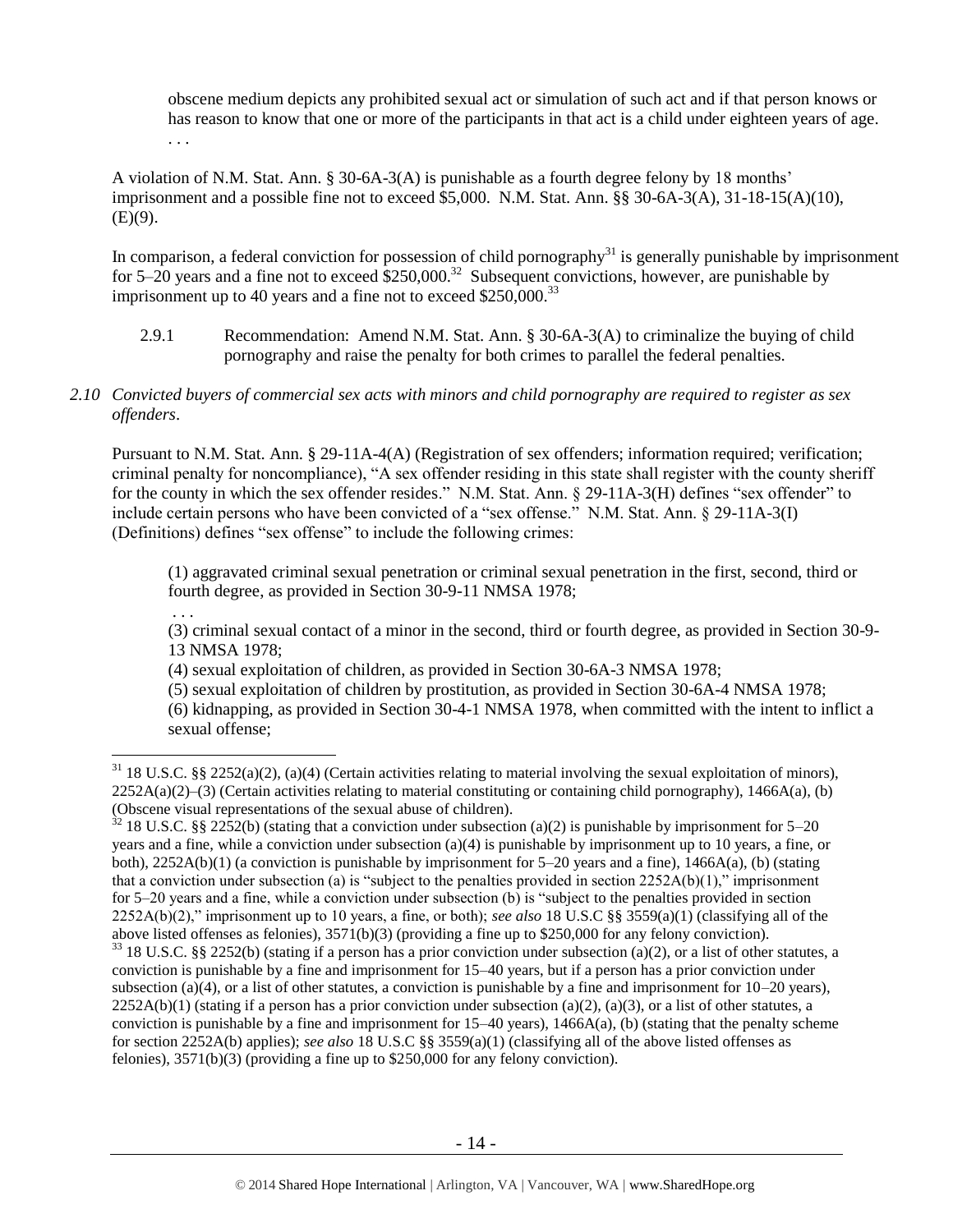obscene medium depicts any prohibited sexual act or simulation of such act and if that person knows or has reason to know that one or more of the participants in that act is a child under eighteen years of age. . . .

A violation of N.M. Stat. Ann. § 30-6A-3(A) is punishable as a fourth degree felony by 18 months' imprisonment and a possible fine not to exceed $5,000. N.M. Stat. Ann. §§ 30-6A-3(A), 31-18-15(A)(10), (E)(9).

In comparison, a federal conviction for possession of child pornography[31] is generally punishable by imprisonment for 5–20 years and a fine not to exceed $250,000.[32] Subsequent convictions, however, are punishable by imprisonment up to 40 years and a fine not to exceed $250,000.[33]

2.9.1 Recommendation: Amend N.M. Stat. Ann. § 30-6A-3(A) to criminalize the buying of child pornography and raise the penalty for both crimes to parallel the federal penalties.

*2.10 Convicted buyers of commercial sex acts with minors and child pornography are required to register as sex offenders*.

Pursuant to N.M. Stat. Ann. § 29-11A-4(A) (Registration of sex offenders; information required; verification; criminal penalty for noncompliance), "A sex offender residing in this state shall register with the county sheriff for the county in which the sex offender resides." N.M. Stat. Ann. § 29-11A-3(H) defines "sex offender" to include certain persons who have been convicted of a "sex offense." N.M. Stat. Ann. § 29-11A-3(I) (Definitions) defines "sex offense" to include the following crimes:

> (1) aggravated criminal sexual penetration or criminal sexual penetration in the first, second, third or fourth degree, as provided in Section 30-9-11 NMSA 1978;
>
> . . .
>
> (3) criminal sexual contact of a minor in the second, third or fourth degree, as provided in Section 30-9-13 NMSA 1978;
>
> (4) sexual exploitation of children, as provided in Section 30-6A-3 NMSA 1978;
>
> (5) sexual exploitation of children by prostitution, as provided in Section 30-6A-4 NMSA 1978;
>
> (6) kidnapping, as provided in Section 30-4-1 NMSA 1978, when committed with the intent to inflict a sexual offense;

---

[31] 18 U.S.C. §§ 2252(a)(2), (a)(4) (Certain activities relating to material involving the sexual exploitation of minors), 2252A(a)(2)–(3) (Certain activities relating to material constituting or containing child pornography), 1466A(a), (b) (Obscene visual representations of the sexual abuse of children).

[32] 18 U.S.C. §§ 2252(b) (stating that a conviction under subsection (a)(2) is punishable by imprisonment for 5–20 years and a fine, while a conviction under subsection (a)(4) is punishable by imprisonment up to 10 years, a fine, or both), 2252A(b)(1) (a conviction is punishable by imprisonment for 5–20 years and a fine), 1466A(a), (b) (stating that a conviction under subsection (a) is "subject to the penalties provided in section 2252A(b)(1)," imprisonment for 5–20 years and a fine, while a conviction under subsection (b) is "subject to the penalties provided in section 2252A(b)(2)," imprisonment up to 10 years, a fine, or both); *see also* 18 U.S.C §§ 3559(a)(1) (classifying all of the above listed offenses as felonies), 3571(b)(3) (providing a fine up to $250,000 for any felony conviction).

[33] 18 U.S.C. §§ 2252(b) (stating if a person has a prior conviction under subsection (a)(2), or a list of other statutes, a conviction is punishable by a fine and imprisonment for 15–40 years, but if a person has a prior conviction under subsection (a)(4), or a list of other statutes, a conviction is punishable by a fine and imprisonment for 10–20 years), 2252A(b)(1) (stating if a person has a prior conviction under subsection (a)(2), (a)(3), or a list of other statutes, a conviction is punishable by a fine and imprisonment for 15–40 years), 1466A(a), (b) (stating that the penalty scheme for section 2252A(b) applies); *see also* 18 U.S.C §§ 3559(a)(1) (classifying all of the above listed offenses as felonies), 3571(b)(3) (providing a fine up to $250,000 for any felony conviction).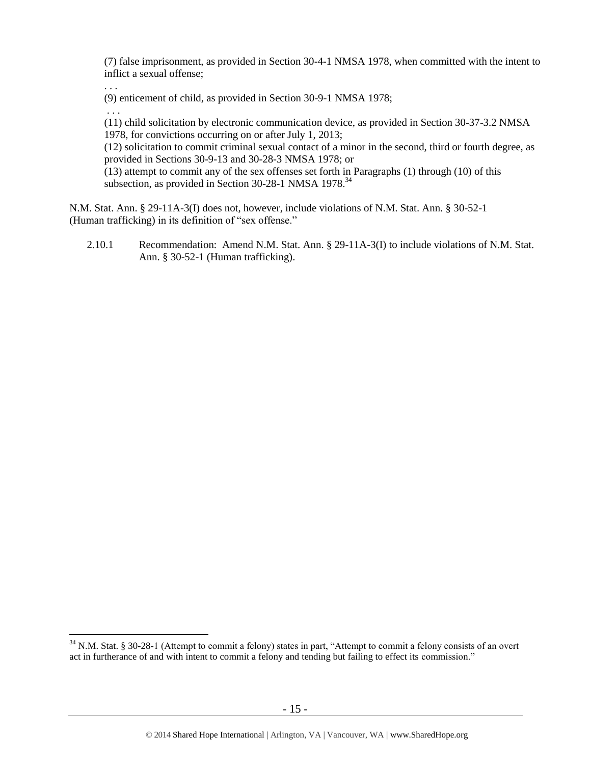(7) false imprisonment, as provided in Section 30-4-1 NMSA 1978, when committed with the intent to inflict a sexual offense;

. . .

(9) enticement of child, as provided in Section 30-9-1 NMSA 1978;

. . .

(11) child solicitation by electronic communication device, as provided in Section 30-37-3.2 NMSA 1978, for convictions occurring on or after July 1, 2013;

(12) solicitation to commit criminal sexual contact of a minor in the second, third or fourth degree, as provided in Sections 30-9-13 and 30-28-3 NMSA 1978; or

(13) attempt to commit any of the sex offenses set forth in Paragraphs (1) through (10) of this subsection, as provided in Section 30-28-1 NMSA 1978.[34]

N.M. Stat. Ann. § 29-11A-3(I) does not, however, include violations of N.M. Stat. Ann. § 30-52-1 (Human trafficking) in its definition of "sex offense."

2.10.1 Recommendation: Amend N.M. Stat. Ann. § 29-11A-3(I) to include violations of N.M. Stat. Ann. § 30-52-1 (Human trafficking).

[34] N.M. Stat. § 30-28-1 (Attempt to commit a felony) states in part, "Attempt to commit a felony consists of an overt act in furtherance of and with intent to commit a felony and tending but failing to effect its commission."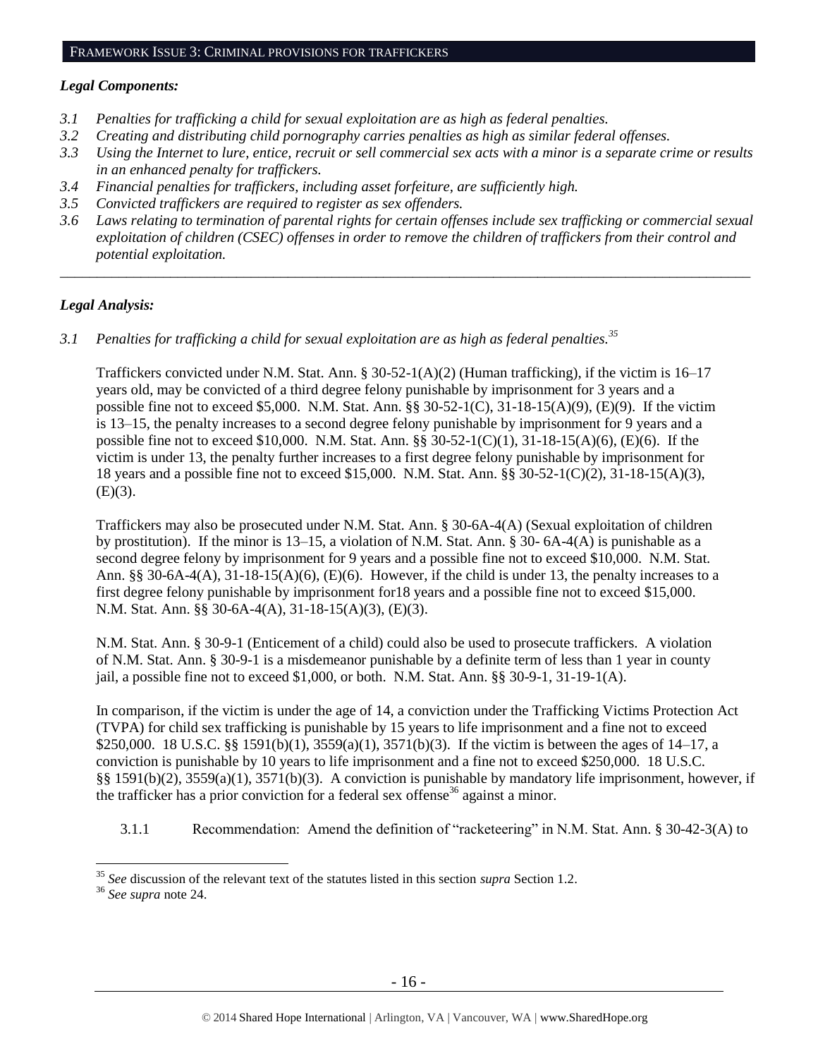## FRAMEWORK ISSUE 3: CRIMINAL PROVISIONS FOR TRAFFICKERS

### *Legal Components:*

- *3.1 Penalties for trafficking a child for sexual exploitation are as high as federal penalties.*
- *3.2 Creating and distributing child pornography carries penalties as high as similar federal offenses.*
- *3.3 Using the Internet to lure, entice, recruit or sell commercial sex acts with a minor is a separate crime or results in an enhanced penalty for traffickers.*
- *3.4 Financial penalties for traffickers, including asset forfeiture, are sufficiently high.*
- *3.5 Convicted traffickers are required to register as sex offenders.*
- *3.6 Laws relating to termination of parental rights for certain offenses include sex trafficking or commercial sexual exploitation of children (CSEC) offenses in order to remove the children of traffickers from their control and potential exploitation.*

---

### *Legal Analysis:*

*3.1 Penalties for trafficking a child for sexual exploitation are as high as federal penalties.*[35]

Traffickers convicted under N.M. Stat. Ann. § 30-52-1(A)(2) (Human trafficking), if the victim is 16–17 years old, may be convicted of a third degree felony punishable by imprisonment for 3 years and a possible fine not to exceed $5,000. N.M. Stat. Ann. §§ 30-52-1(C), 31-18-15(A)(9), (E)(9). If the victim is 13–15, the penalty increases to a second degree felony punishable by imprisonment for 9 years and a possible fine not to exceed $10,000. N.M. Stat. Ann. §§ 30-52-1(C)(1), 31-18-15(A)(6), (E)(6). If the victim is under 13, the penalty further increases to a first degree felony punishable by imprisonment for 18 years and a possible fine not to exceed $15,000. N.M. Stat. Ann. §§ 30-52-1(C)(2), 31-18-15(A)(3), (E)(3).

Traffickers may also be prosecuted under N.M. Stat. Ann. § 30-6A-4(A) (Sexual exploitation of children by prostitution). If the minor is 13–15, a violation of N.M. Stat. Ann. § 30- 6A-4(A) is punishable as a second degree felony by imprisonment for 9 years and a possible fine not to exceed $10,000. N.M. Stat. Ann. §§ 30-6A-4(A), 31-18-15(A)(6), (E)(6). However, if the child is under 13, the penalty increases to a first degree felony punishable by imprisonment for18 years and a possible fine not to exceed $15,000. N.M. Stat. Ann. §§ 30-6A-4(A), 31-18-15(A)(3), (E)(3).

N.M. Stat. Ann. § 30-9-1 (Enticement of a child) could also be used to prosecute traffickers. A violation of N.M. Stat. Ann. § 30-9-1 is a misdemeanor punishable by a definite term of less than 1 year in county jail, a possible fine not to exceed $1,000, or both. N.M. Stat. Ann. §§ 30-9-1, 31-19-1(A).

In comparison, if the victim is under the age of 14, a conviction under the Trafficking Victims Protection Act (TVPA) for child sex trafficking is punishable by 15 years to life imprisonment and a fine not to exceed $250,000. 18 U.S.C. §§ 1591(b)(1), 3559(a)(1), 3571(b)(3). If the victim is between the ages of 14–17, a conviction is punishable by 10 years to life imprisonment and a fine not to exceed $250,000. 18 U.S.C. §§ 1591(b)(2), 3559(a)(1), 3571(b)(3). A conviction is punishable by mandatory life imprisonment, however, if the trafficker has a prior conviction for a federal sex offense[36] against a minor.

3.1.1 Recommendation: Amend the definition of "racketeering" in N.M. Stat. Ann. § 30-42-3(A) to

---

[35] *See* discussion of the relevant text of the statutes listed in this section *supra* Section 1.2.

[36] *See supra* note 24.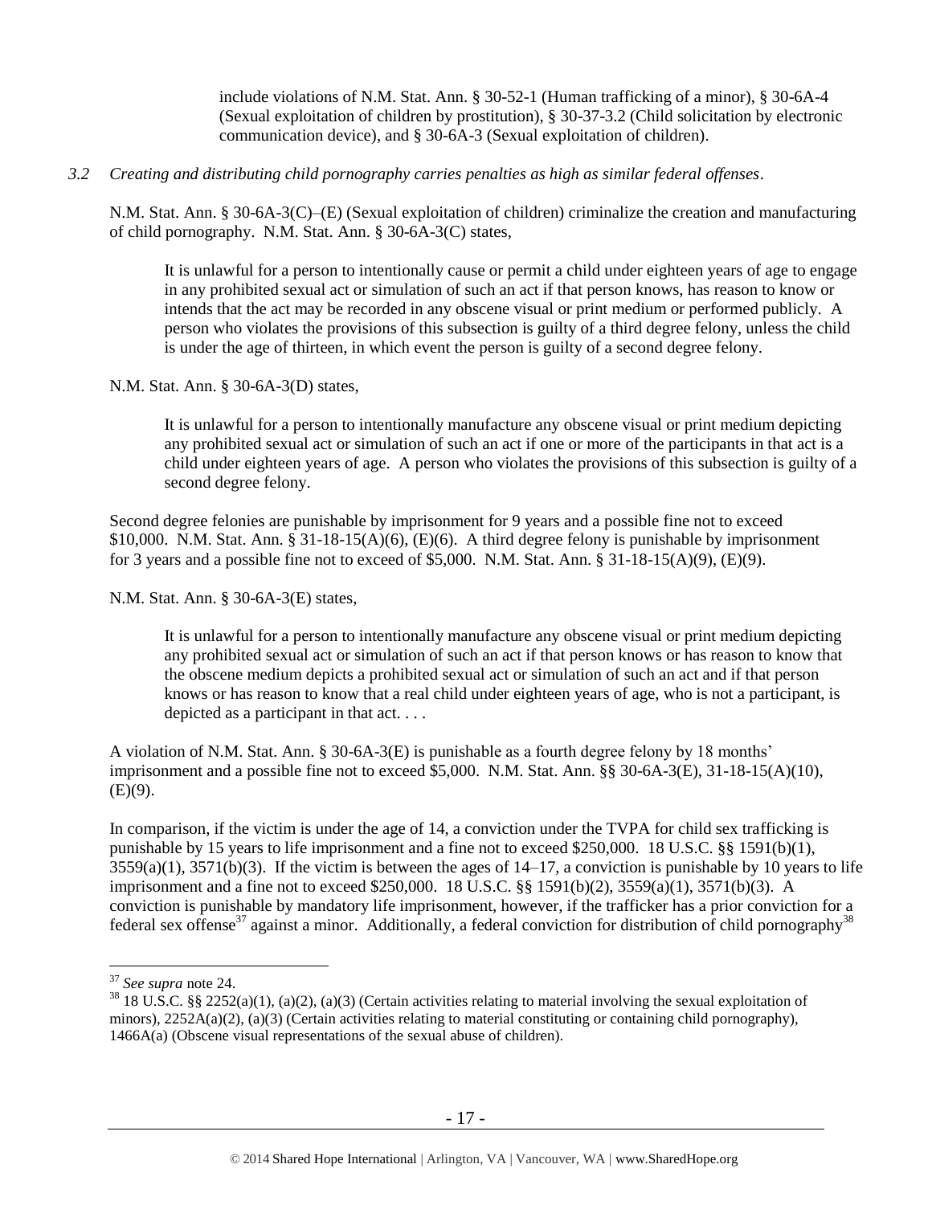include violations of N.M. Stat. Ann. § 30-52-1 (Human trafficking of a minor), § 30-6A-4 (Sexual exploitation of children by prostitution), § 30-37-3.2 (Child solicitation by electronic communication device), and § 30-6A-3 (Sexual exploitation of children).

*3.2 Creating and distributing child pornography carries penalties as high as similar federal offenses.*

N.M. Stat. Ann. § 30-6A-3(C)–(E) (Sexual exploitation of children) criminalize the creation and manufacturing of child pornography. N.M. Stat. Ann. § 30-6A-3(C) states,

> It is unlawful for a person to intentionally cause or permit a child under eighteen years of age to engage in any prohibited sexual act or simulation of such an act if that person knows, has reason to know or intends that the act may be recorded in any obscene visual or print medium or performed publicly. A person who violates the provisions of this subsection is guilty of a third degree felony, unless the child is under the age of thirteen, in which event the person is guilty of a second degree felony.

N.M. Stat. Ann. § 30-6A-3(D) states,

> It is unlawful for a person to intentionally manufacture any obscene visual or print medium depicting any prohibited sexual act or simulation of such an act if one or more of the participants in that act is a child under eighteen years of age. A person who violates the provisions of this subsection is guilty of a second degree felony.

Second degree felonies are punishable by imprisonment for 9 years and a possible fine not to exceed $10,000. N.M. Stat. Ann. § 31-18-15(A)(6), (E)(6). A third degree felony is punishable by imprisonment for 3 years and a possible fine not to exceed of $5,000. N.M. Stat. Ann. § 31-18-15(A)(9), (E)(9).

N.M. Stat. Ann. § 30-6A-3(E) states,

> It is unlawful for a person to intentionally manufacture any obscene visual or print medium depicting any prohibited sexual act or simulation of such an act if that person knows or has reason to know that the obscene medium depicts a prohibited sexual act or simulation of such an act and if that person knows or has reason to know that a real child under eighteen years of age, who is not a participant, is depicted as a participant in that act. . . .

A violation of N.M. Stat. Ann. § 30-6A-3(E) is punishable as a fourth degree felony by 18 months' imprisonment and a possible fine not to exceed $5,000. N.M. Stat. Ann. §§ 30-6A-3(E), 31-18-15(A)(10), (E)(9).

In comparison, if the victim is under the age of 14, a conviction under the TVPA for child sex trafficking is punishable by 15 years to life imprisonment and a fine not to exceed $250,000. 18 U.S.C. §§ 1591(b)(1), 3559(a)(1), 3571(b)(3). If the victim is between the ages of 14–17, a conviction is punishable by 10 years to life imprisonment and a fine not to exceed $250,000. 18 U.S.C. §§ 1591(b)(2), 3559(a)(1), 3571(b)(3). A conviction is punishable by mandatory life imprisonment, however, if the trafficker has a prior conviction for a federal sex offense[37] against a minor. Additionally, a federal conviction for distribution of child pornography[38]

---

[37] *See supra* note 24.

[38] 18 U.S.C. §§ 2252(a)(1), (a)(2), (a)(3) (Certain activities relating to material involving the sexual exploitation of minors), 2252A(a)(2), (a)(3) (Certain activities relating to material constituting or containing child pornography), 1466A(a) (Obscene visual representations of the sexual abuse of children).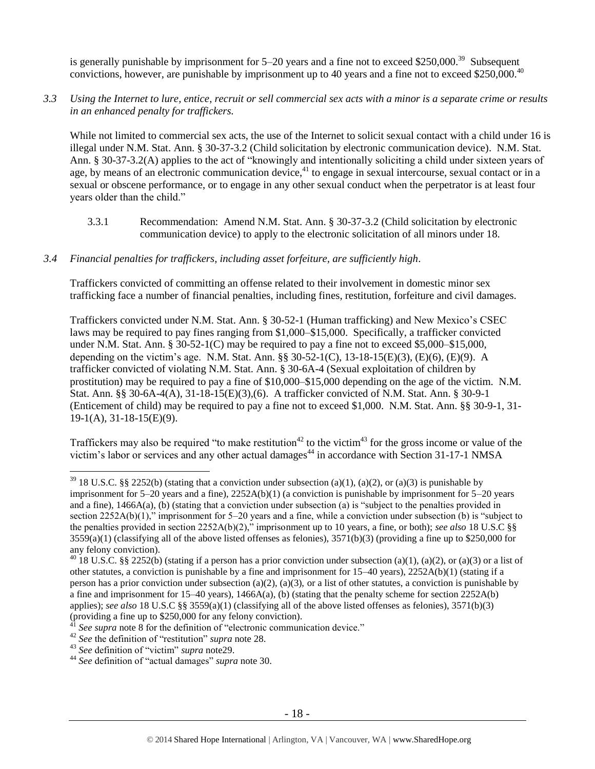is generally punishable by imprisonment for 5–20 years and a fine not to exceed $250,000.[39] Subsequent convictions, however, are punishable by imprisonment up to 40 years and a fine not to exceed $250,000.[40]

*3.3 Using the Internet to lure, entice, recruit or sell commercial sex acts with a minor is a separate crime or results in an enhanced penalty for traffickers.*

While not limited to commercial sex acts, the use of the Internet to solicit sexual contact with a child under 16 is illegal under N.M. Stat. Ann. § 30-37-3.2 (Child solicitation by electronic communication device). N.M. Stat. Ann. § 30-37-3.2(A) applies to the act of "knowingly and intentionally soliciting a child under sixteen years of age, by means of an electronic communication device,[41] to engage in sexual intercourse, sexual contact or in a sexual or obscene performance, or to engage in any other sexual conduct when the perpetrator is at least four years older than the child."

3.3.1 Recommendation: Amend N.M. Stat. Ann. § 30-37-3.2 (Child solicitation by electronic communication device) to apply to the electronic solicitation of all minors under 18.

*3.4 Financial penalties for traffickers, including asset forfeiture, are sufficiently high.*

Traffickers convicted of committing an offense related to their involvement in domestic minor sex trafficking face a number of financial penalties, including fines, restitution, forfeiture and civil damages.

Traffickers convicted under N.M. Stat. Ann. § 30-52-1 (Human trafficking) and New Mexico's CSEC laws may be required to pay fines ranging from $1,000–$15,000. Specifically, a trafficker convicted under N.M. Stat. Ann. § 30-52-1(C) may be required to pay a fine not to exceed $5,000–$15,000, depending on the victim's age. N.M. Stat. Ann. §§ 30-52-1(C), 13-18-15(E)(3), (E)(6), (E)(9). A trafficker convicted of violating N.M. Stat. Ann. § 30-6A-4 (Sexual exploitation of children by prostitution) may be required to pay a fine of $10,000–$15,000 depending on the age of the victim. N.M. Stat. Ann. §§ 30-6A-4(A), 31-18-15(E)(3),(6). A trafficker convicted of N.M. Stat. Ann. § 30-9-1 (Enticement of child) may be required to pay a fine not to exceed $1,000. N.M. Stat. Ann. §§ 30-9-1, 31-19-1(A), 31-18-15(E)(9).

Traffickers may also be required "to make restitution[42] to the victim[43] for the gross income or value of the victim's labor or services and any other actual damages[44] in accordance with Section 31-17-1 NMSA

---

[39] 18 U.S.C. §§ 2252(b) (stating that a conviction under subsection (a)(1), (a)(2), or (a)(3) is punishable by imprisonment for 5–20 years and a fine), 2252A(b)(1) (a conviction is punishable by imprisonment for 5–20 years and a fine), 1466A(a), (b) (stating that a conviction under subsection (a) is "subject to the penalties provided in section 2252A(b)(1)," imprisonment for 5–20 years and a fine, while a conviction under subsection (b) is "subject to the penalties provided in section 2252A(b)(2)," imprisonment up to 10 years, a fine, or both); *see also* 18 U.S.C §§ 3559(a)(1) (classifying all of the above listed offenses as felonies), 3571(b)(3) (providing a fine up to $250,000 for any felony conviction).

[40] 18 U.S.C. §§ 2252(b) (stating if a person has a prior conviction under subsection (a)(1), (a)(2), or (a)(3) or a list of other statutes, a conviction is punishable by a fine and imprisonment for 15–40 years), 2252A(b)(1) (stating if a person has a prior conviction under subsection (a)(2), (a)(3), or a list of other statutes, a conviction is punishable by a fine and imprisonment for 15–40 years), 1466A(a), (b) (stating that the penalty scheme for section 2252A(b) applies); *see also* 18 U.S.C §§ 3559(a)(1) (classifying all of the above listed offenses as felonies), 3571(b)(3) (providing a fine up to $250,000 for any felony conviction).

[41] *See supra* note 8 for the definition of "electronic communication device."

[42] *See* the definition of "restitution" *supra* note 28.

[43] *See* definition of "victim" *supra* note29.

[44] *See* definition of "actual damages" *supra* note 30.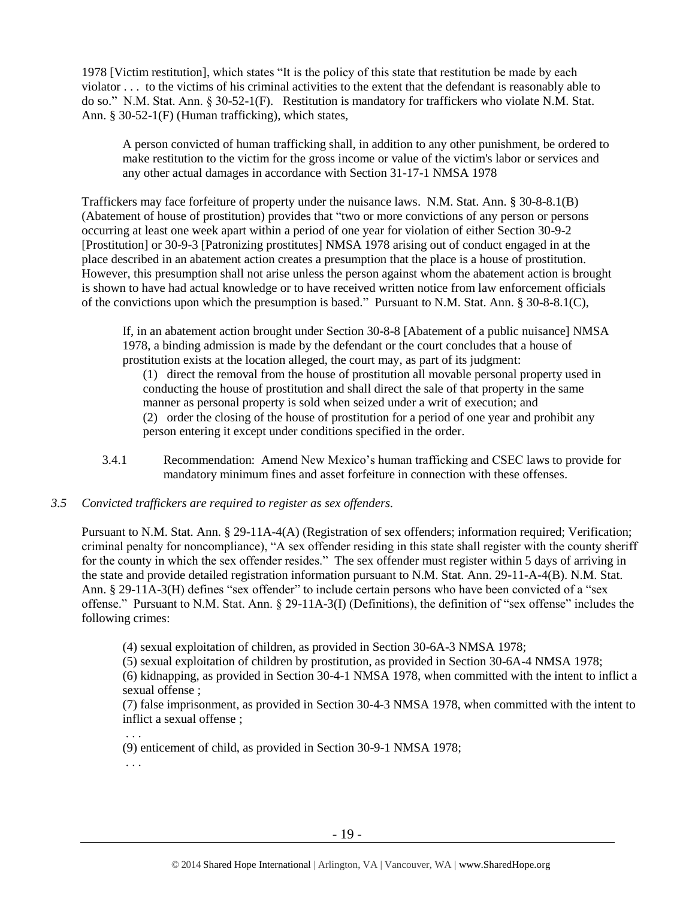1978 [Victim restitution], which states "It is the policy of this state that restitution be made by each violator . . . to the victims of his criminal activities to the extent that the defendant is reasonably able to do so." N.M. Stat. Ann. § 30-52-1(F). Restitution is mandatory for traffickers who violate N.M. Stat. Ann. § 30-52-1(F) (Human trafficking), which states,

> A person convicted of human trafficking shall, in addition to any other punishment, be ordered to make restitution to the victim for the gross income or value of the victim's labor or services and any other actual damages in accordance with Section 31-17-1 NMSA 1978

Traffickers may face forfeiture of property under the nuisance laws. N.M. Stat. Ann. § 30-8-8.1(B) (Abatement of house of prostitution) provides that "two or more convictions of any person or persons occurring at least one week apart within a period of one year for violation of either Section 30-9-2 [Prostitution] or 30-9-3 [Patronizing prostitutes] NMSA 1978 arising out of conduct engaged in at the place described in an abatement action creates a presumption that the place is a house of prostitution. However, this presumption shall not arise unless the person against whom the abatement action is brought is shown to have had actual knowledge or to have received written notice from law enforcement officials of the convictions upon which the presumption is based." Pursuant to N.M. Stat. Ann. § 30-8-8.1(C),

> If, in an abatement action brought under Section 30-8-8 [Abatement of a public nuisance] NMSA 1978, a binding admission is made by the defendant or the court concludes that a house of prostitution exists at the location alleged, the court may, as part of its judgment:
>
> (1) direct the removal from the house of prostitution all movable personal property used in conducting the house of prostitution and shall direct the sale of that property in the same manner as personal property is sold when seized under a writ of execution; and
>
> (2) order the closing of the house of prostitution for a period of one year and prohibit any person entering it except under conditions specified in the order.

3.4.1 Recommendation: Amend New Mexico's human trafficking and CSEC laws to provide for mandatory minimum fines and asset forfeiture in connection with these offenses.

*3.5 Convicted traffickers are required to register as sex offenders.*

Pursuant to N.M. Stat. Ann. § 29-11A-4(A) (Registration of sex offenders; information required; Verification; criminal penalty for noncompliance), "A sex offender residing in this state shall register with the county sheriff for the county in which the sex offender resides." The sex offender must register within 5 days of arriving in the state and provide detailed registration information pursuant to N.M. Stat. Ann. 29-11-A-4(B). N.M. Stat. Ann. § 29-11A-3(H) defines "sex offender" to include certain persons who have been convicted of a "sex offense." Pursuant to N.M. Stat. Ann. § 29-11A-3(I) (Definitions), the definition of "sex offense" includes the following crimes:

> (4) sexual exploitation of children, as provided in Section 30-6A-3 NMSA 1978;
>
> (5) sexual exploitation of children by prostitution, as provided in Section 30-6A-4 NMSA 1978;
>
> (6) kidnapping, as provided in Section 30-4-1 NMSA 1978, when committed with the intent to inflict a sexual offense ;
>
> (7) false imprisonment, as provided in Section 30-4-3 NMSA 1978, when committed with the intent to inflict a sexual offense ;
>
> . . .
>
> (9) enticement of child, as provided in Section 30-9-1 NMSA 1978;
>
> . . .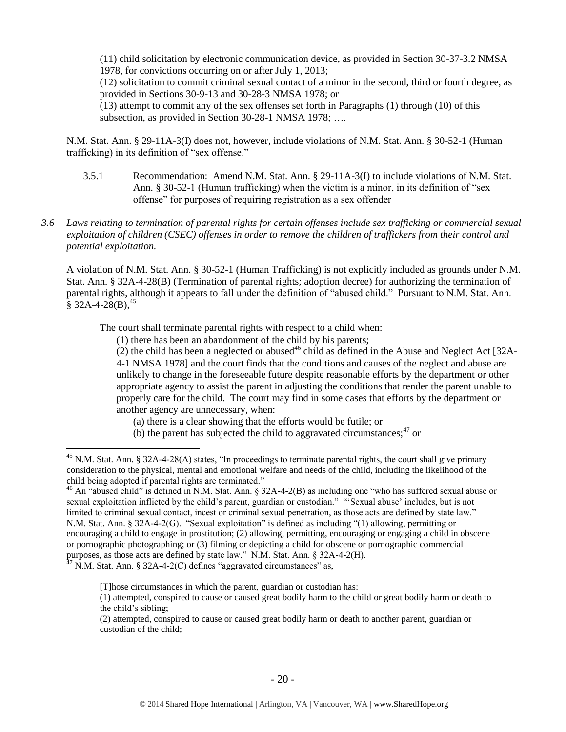(11) child solicitation by electronic communication device, as provided in Section 30-37-3.2 NMSA 1978, for convictions occurring on or after July 1, 2013;
(12) solicitation to commit criminal sexual contact of a minor in the second, third or fourth degree, as provided in Sections 30-9-13 and 30-28-3 NMSA 1978; or
(13) attempt to commit any of the sex offenses set forth in Paragraphs (1) through (10) of this subsection, as provided in Section 30-28-1 NMSA 1978; ….

N.M. Stat. Ann. § 29-11A-3(I) does not, however, include violations of N.M. Stat. Ann. § 30-52-1 (Human trafficking) in its definition of "sex offense."

3.5.1 Recommendation: Amend N.M. Stat. Ann. § 29-11A-3(I) to include violations of N.M. Stat. Ann. § 30-52-1 (Human trafficking) when the victim is a minor, in its definition of "sex offense" for purposes of requiring registration as a sex offender

*3.6 Laws relating to termination of parental rights for certain offenses include sex trafficking or commercial sexual exploitation of children (CSEC) offenses in order to remove the children of traffickers from their control and potential exploitation.*

A violation of N.M. Stat. Ann. § 30-52-1 (Human Trafficking) is not explicitly included as grounds under N.M. Stat. Ann. § 32A-4-28(B) (Termination of parental rights; adoption decree) for authorizing the termination of parental rights, although it appears to fall under the definition of "abused child." Pursuant to N.M. Stat. Ann. § 32A-4-28(B),[45]

> The court shall terminate parental rights with respect to a child when:
> (1) there has been an abandonment of the child by his parents;
> (2) the child has been a neglected or abused[46] child as defined in the Abuse and Neglect Act [32A-4-1 NMSA 1978] and the court finds that the conditions and causes of the neglect and abuse are unlikely to change in the foreseeable future despite reasonable efforts by the department or other appropriate agency to assist the parent in adjusting the conditions that render the parent unable to properly care for the child. The court may find in some cases that efforts by the department or another agency are unnecessary, when:
> (a) there is a clear showing that the efforts would be futile; or
> (b) the parent has subjected the child to aggravated circumstances;[47] or

---

[45] N.M. Stat. Ann. § 32A-4-28(A) states, "In proceedings to terminate parental rights, the court shall give primary consideration to the physical, mental and emotional welfare and needs of the child, including the likelihood of the child being adopted if parental rights are terminated."

[46] An "abused child" is defined in N.M. Stat. Ann. § 32A-4-2(B) as including one "who has suffered sexual abuse or sexual exploitation inflicted by the child's parent, guardian or custodian." "'Sexual abuse' includes, but is not limited to criminal sexual contact, incest or criminal sexual penetration, as those acts are defined by state law." N.M. Stat. Ann. § 32A-4-2(G). "Sexual exploitation" is defined as including "(1) allowing, permitting or encouraging a child to engage in prostitution; (2) allowing, permitting, encouraging or engaging a child in obscene or pornographic photographing; or (3) filming or depicting a child for obscene or pornographic commercial purposes, as those acts are defined by state law." N.M. Stat. Ann. § 32A-4-2(H).

[47] N.M. Stat. Ann. § 32A-4-2(C) defines "aggravated circumstances" as,

> [T]hose circumstances in which the parent, guardian or custodian has:
> (1) attempted, conspired to cause or caused great bodily harm to the child or great bodily harm or death to the child's sibling;
> (2) attempted, conspired to cause or caused great bodily harm or death to another parent, guardian or custodian of the child;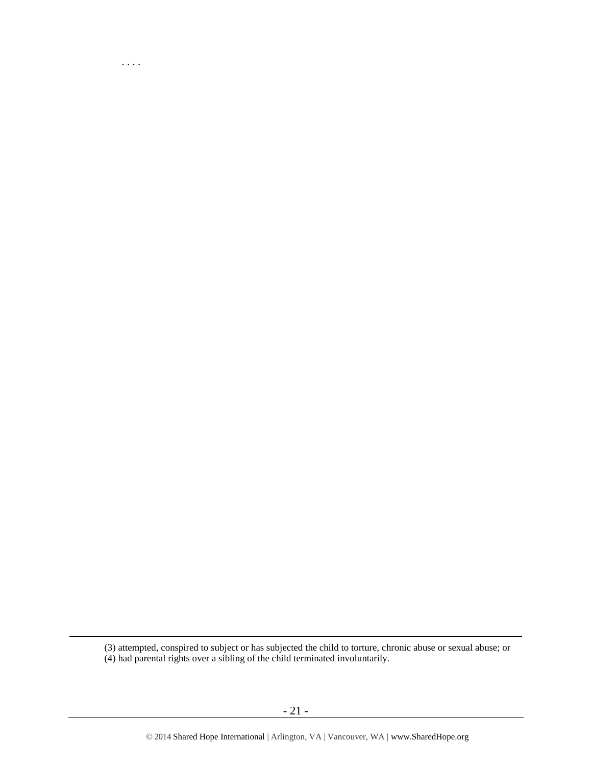. . . .

---

(3) attempted, conspired to subject or has subjected the child to torture, chronic abuse or sexual abuse; or
(4) had parental rights over a sibling of the child terminated involuntarily.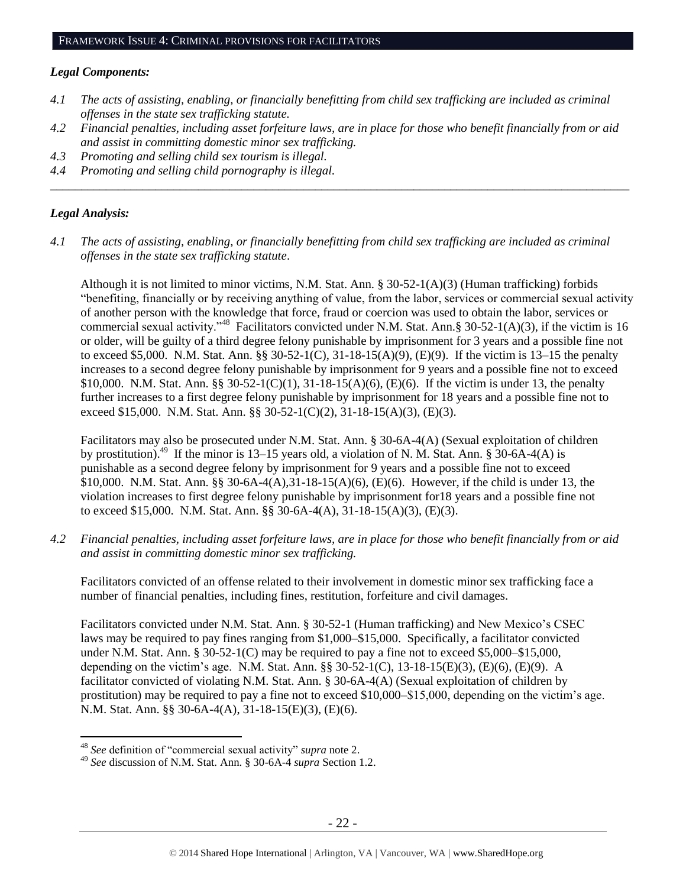## FRAMEWORK ISSUE 4: CRIMINAL PROVISIONS FOR FACILITATORS

### *Legal Components:*

*4.1 The acts of assisting, enabling, or financially benefitting from child sex trafficking are included as criminal offenses in the state sex trafficking statute.*
*4.2 Financial penalties, including asset forfeiture laws, are in place for those who benefit financially from or aid and assist in committing domestic minor sex trafficking.*
*4.3 Promoting and selling child sex tourism is illegal.*
*4.4 Promoting and selling child pornography is illegal.*

---

### *Legal Analysis:*

*4.1 The acts of assisting, enabling, or financially benefitting from child sex trafficking are included as criminal offenses in the state sex trafficking statute.*

Although it is not limited to minor victims, N.M. Stat. Ann. § 30-52-1(A)(3) (Human trafficking) forbids "benefiting, financially or by receiving anything of value, from the labor, services or commercial sexual activity of another person with the knowledge that force, fraud or coercion was used to obtain the labor, services or commercial sexual activity."[48] Facilitators convicted under N.M. Stat. Ann.§ 30-52-1(A)(3), if the victim is 16 or older, will be guilty of a third degree felony punishable by imprisonment for 3 years and a possible fine not to exceed $5,000. N.M. Stat. Ann. §§ 30-52-1(C), 31-18-15(A)(9), (E)(9). If the victim is 13–15 the penalty increases to a second degree felony punishable by imprisonment for 9 years and a possible fine not to exceed $10,000. N.M. Stat. Ann. §§ 30-52-1(C)(1), 31-18-15(A)(6), (E)(6). If the victim is under 13, the penalty further increases to a first degree felony punishable by imprisonment for 18 years and a possible fine not to exceed $15,000. N.M. Stat. Ann. §§ 30-52-1(C)(2), 31-18-15(A)(3), (E)(3).

Facilitators may also be prosecuted under N.M. Stat. Ann. § 30-6A-4(A) (Sexual exploitation of children by prostitution).[49] If the minor is 13–15 years old, a violation of N. M. Stat. Ann. § 30-6A-4(A) is punishable as a second degree felony by imprisonment for 9 years and a possible fine not to exceed $10,000. N.M. Stat. Ann. §§ 30-6A-4(A),31-18-15(A)(6), (E)(6). However, if the child is under 13, the violation increases to first degree felony punishable by imprisonment for18 years and a possible fine not to exceed $15,000. N.M. Stat. Ann. §§ 30-6A-4(A), 31-18-15(A)(3), (E)(3).

*4.2 Financial penalties, including asset forfeiture laws, are in place for those who benefit financially from or aid and assist in committing domestic minor sex trafficking.*

Facilitators convicted of an offense related to their involvement in domestic minor sex trafficking face a number of financial penalties, including fines, restitution, forfeiture and civil damages.

Facilitators convicted under N.M. Stat. Ann. § 30-52-1 (Human trafficking) and New Mexico's CSEC laws may be required to pay fines ranging from $1,000–$15,000. Specifically, a facilitator convicted under N.M. Stat. Ann. § 30-52-1(C) may be required to pay a fine not to exceed $5,000–$15,000, depending on the victim's age. N.M. Stat. Ann. §§ 30-52-1(C), 13-18-15(E)(3), (E)(6), (E)(9). A facilitator convicted of violating N.M. Stat. Ann. § 30-6A-4(A) (Sexual exploitation of children by prostitution) may be required to pay a fine not to exceed $10,000–$15,000, depending on the victim's age. N.M. Stat. Ann. §§ 30-6A-4(A), 31-18-15(E)(3), (E)(6).

---

[48] *See* definition of "commercial sexual activity" *supra* note 2.
[49] *See* discussion of N.M. Stat. Ann. § 30-6A-4 *supra* Section 1.2.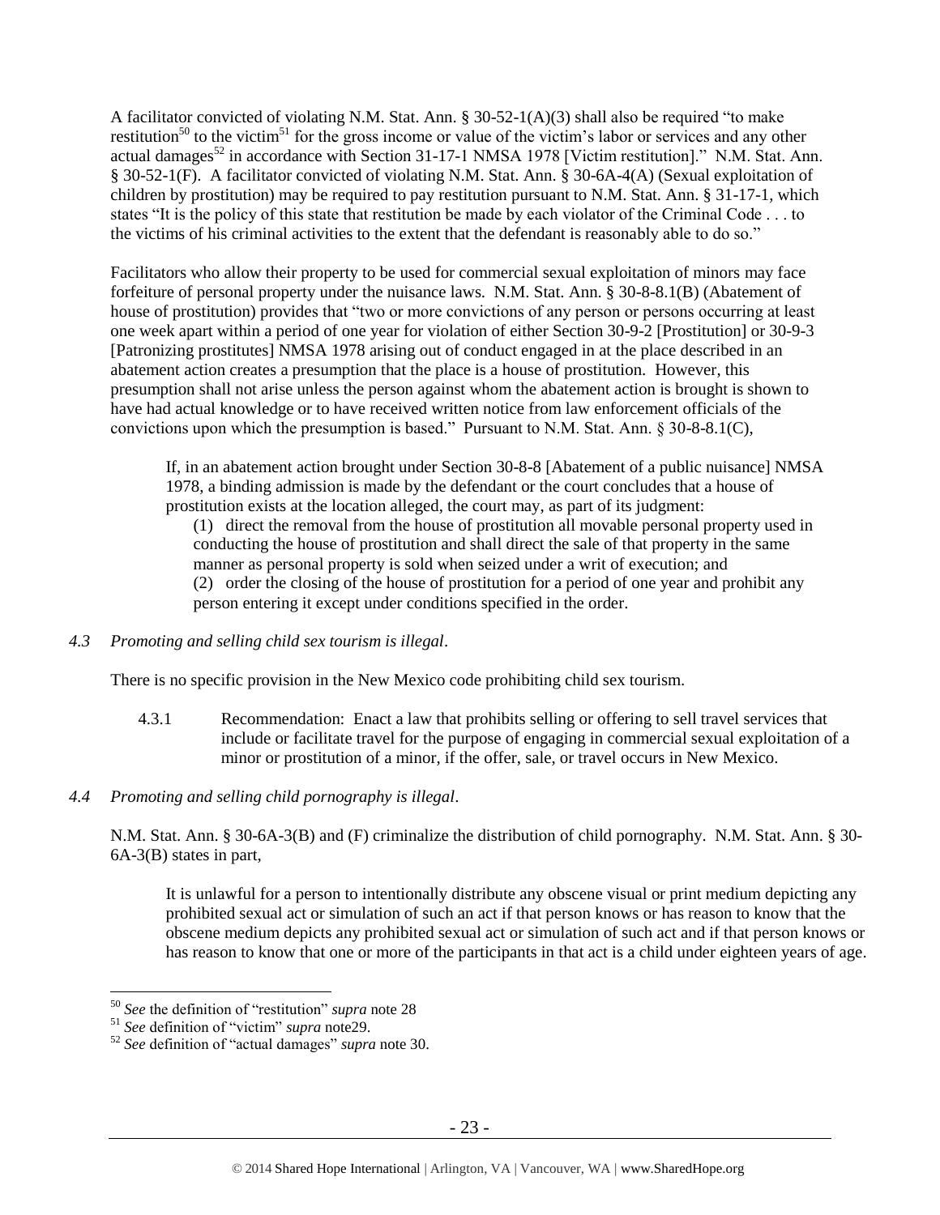A facilitator convicted of violating N.M. Stat. Ann. § 30-52-1(A)(3) shall also be required "to make restitution[50] to the victim[51] for the gross income or value of the victim's labor or services and any other actual damages[52] in accordance with Section 31-17-1 NMSA 1978 [Victim restitution]." N.M. Stat. Ann. § 30-52-1(F). A facilitator convicted of violating N.M. Stat. Ann. § 30-6A-4(A) (Sexual exploitation of children by prostitution) may be required to pay restitution pursuant to N.M. Stat. Ann. § 31-17-1, which states "It is the policy of this state that restitution be made by each violator of the Criminal Code . . . to the victims of his criminal activities to the extent that the defendant is reasonably able to do so."

Facilitators who allow their property to be used for commercial sexual exploitation of minors may face forfeiture of personal property under the nuisance laws. N.M. Stat. Ann. § 30-8-8.1(B) (Abatement of house of prostitution) provides that "two or more convictions of any person or persons occurring at least one week apart within a period of one year for violation of either Section 30-9-2 [Prostitution] or 30-9-3 [Patronizing prostitutes] NMSA 1978 arising out of conduct engaged in at the place described in an abatement action creates a presumption that the place is a house of prostitution. However, this presumption shall not arise unless the person against whom the abatement action is brought is shown to have had actual knowledge or to have received written notice from law enforcement officials of the convictions upon which the presumption is based." Pursuant to N.M. Stat. Ann. § 30-8-8.1(C),

> If, in an abatement action brought under Section 30-8-8 [Abatement of a public nuisance] NMSA 1978, a binding admission is made by the defendant or the court concludes that a house of prostitution exists at the location alleged, the court may, as part of its judgment:
>
> (1) direct the removal from the house of prostitution all movable personal property used in conducting the house of prostitution and shall direct the sale of that property in the same manner as personal property is sold when seized under a writ of execution; and
>
> (2) order the closing of the house of prostitution for a period of one year and prohibit any person entering it except under conditions specified in the order.

*4.3 Promoting and selling child sex tourism is illegal*.

There is no specific provision in the New Mexico code prohibiting child sex tourism.

4.3.1 Recommendation: Enact a law that prohibits selling or offering to sell travel services that include or facilitate travel for the purpose of engaging in commercial sexual exploitation of a minor or prostitution of a minor, if the offer, sale, or travel occurs in New Mexico.

*4.4 Promoting and selling child pornography is illegal*.

N.M. Stat. Ann. § 30-6A-3(B) and (F) criminalize the distribution of child pornography. N.M. Stat. Ann. § 30-6A-3(B) states in part,

> It is unlawful for a person to intentionally distribute any obscene visual or print medium depicting any prohibited sexual act or simulation of such an act if that person knows or has reason to know that the obscene medium depicts any prohibited sexual act or simulation of such act and if that person knows or has reason to know that one or more of the participants in that act is a child under eighteen years of age.

---

[50] *See* the definition of "restitution" *supra* note 28

[51] *See* definition of "victim" *supra* note29.

[52] *See* definition of "actual damages" *supra* note 30.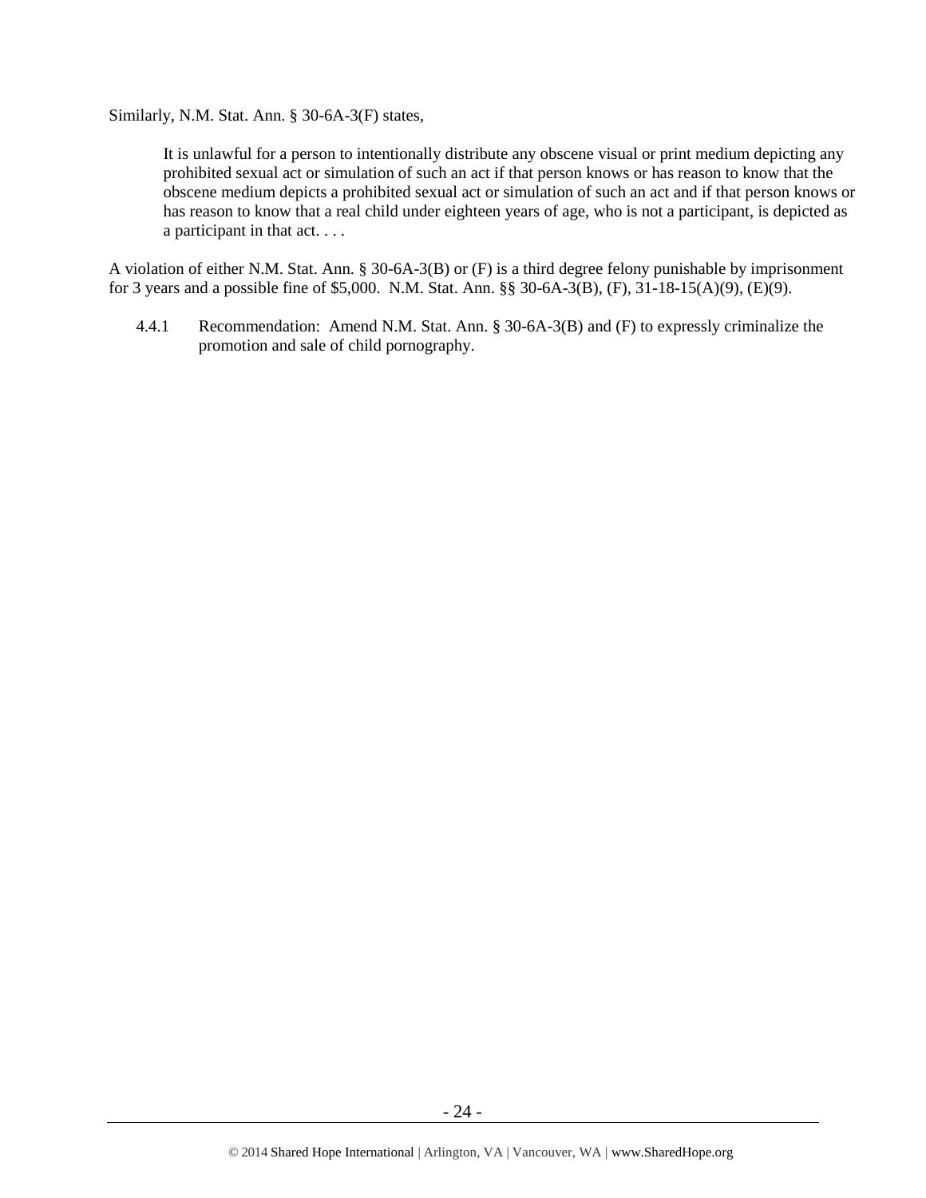Similarly, N.M. Stat. Ann. § 30-6A-3(F) states,

> It is unlawful for a person to intentionally distribute any obscene visual or print medium depicting any prohibited sexual act or simulation of such an act if that person knows or has reason to know that the obscene medium depicts a prohibited sexual act or simulation of such an act and if that person knows or has reason to know that a real child under eighteen years of age, who is not a participant, is depicted as a participant in that act. . . .

A violation of either N.M. Stat. Ann. § 30-6A-3(B) or (F) is a third degree felony punishable by imprisonment for 3 years and a possible fine of $5,000. N.M. Stat. Ann. §§ 30-6A-3(B), (F), 31-18-15(A)(9), (E)(9).

4.4.1 Recommendation: Amend N.M. Stat. Ann. § 30-6A-3(B) and (F) to expressly criminalize the promotion and sale of child pornography.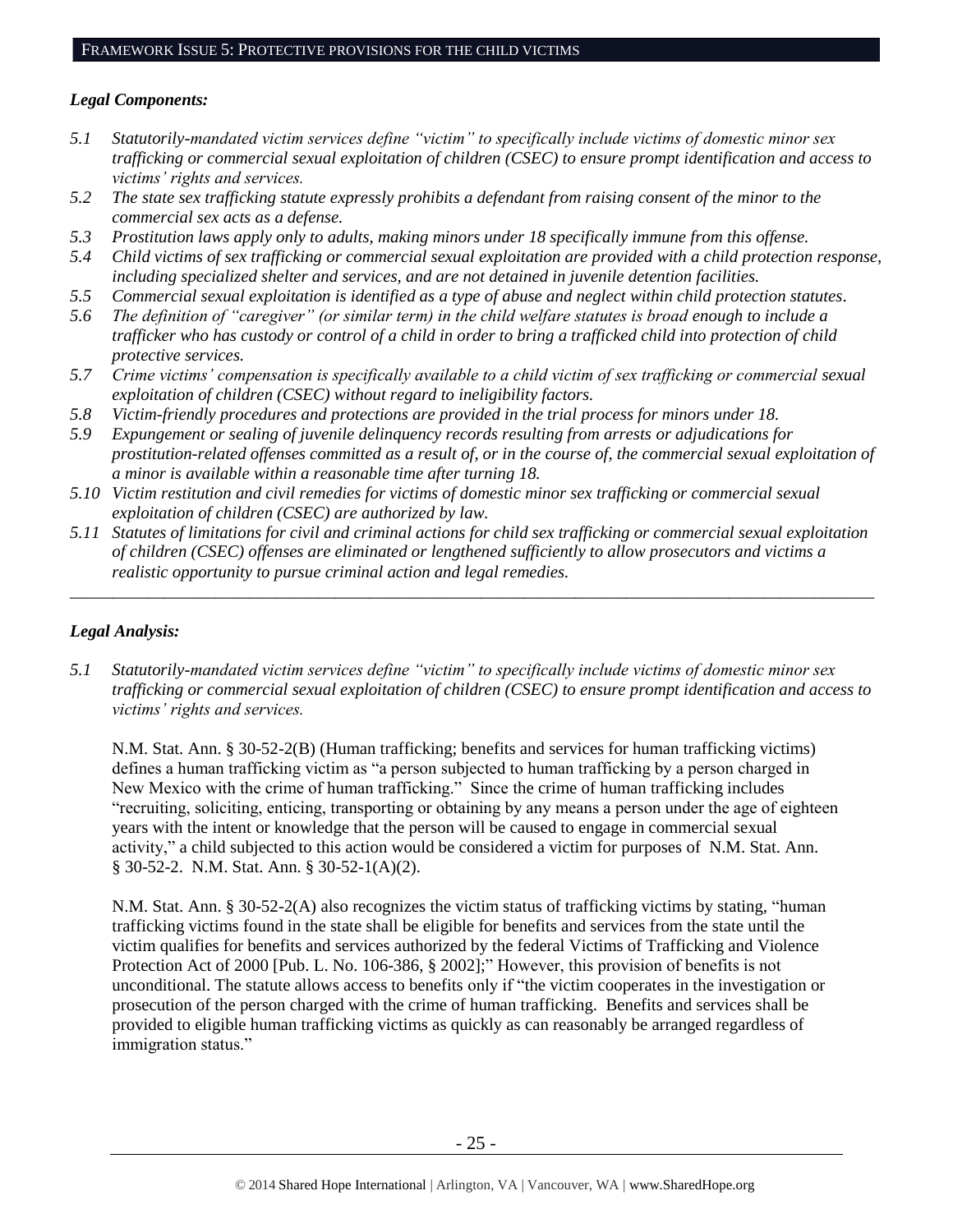## FRAMEWORK ISSUE 5: PROTECTIVE PROVISIONS FOR THE CHILD VICTIMS

### *Legal Components:*

*5.1 Statutorily-mandated victim services define "victim" to specifically include victims of domestic minor sex trafficking or commercial sexual exploitation of children (CSEC) to ensure prompt identification and access to victims' rights and services.*

*5.2 The state sex trafficking statute expressly prohibits a defendant from raising consent of the minor to the commercial sex acts as a defense.*

*5.3 Prostitution laws apply only to adults, making minors under 18 specifically immune from this offense.*

*5.4 Child victims of sex trafficking or commercial sexual exploitation are provided with a child protection response, including specialized shelter and services, and are not detained in juvenile detention facilities.*

*5.5 Commercial sexual exploitation is identified as a type of abuse and neglect within child protection statutes.*

*5.6 The definition of "caregiver" (or similar term) in the child welfare statutes is broad enough to include a trafficker who has custody or control of a child in order to bring a trafficked child into protection of child protective services.*

*5.7 Crime victims' compensation is specifically available to a child victim of sex trafficking or commercial sexual exploitation of children (CSEC) without regard to ineligibility factors.*

*5.8 Victim-friendly procedures and protections are provided in the trial process for minors under 18.*

*5.9 Expungement or sealing of juvenile delinquency records resulting from arrests or adjudications for prostitution-related offenses committed as a result of, or in the course of, the commercial sexual exploitation of a minor is available within a reasonable time after turning 18.*

*5.10 Victim restitution and civil remedies for victims of domestic minor sex trafficking or commercial sexual exploitation of children (CSEC) are authorized by law.*

*5.11 Statutes of limitations for civil and criminal actions for child sex trafficking or commercial sexual exploitation of children (CSEC) offenses are eliminated or lengthened sufficiently to allow prosecutors and victims a realistic opportunity to pursue criminal action and legal remedies.*

---

### *Legal Analysis:*

*5.1 Statutorily-mandated victim services define "victim" to specifically include victims of domestic minor sex trafficking or commercial sexual exploitation of children (CSEC) to ensure prompt identification and access to victims' rights and services.*

N.M. Stat. Ann. § 30-52-2(B) (Human trafficking; benefits and services for human trafficking victims) defines a human trafficking victim as "a person subjected to human trafficking by a person charged in New Mexico with the crime of human trafficking." Since the crime of human trafficking includes "recruiting, soliciting, enticing, transporting or obtaining by any means a person under the age of eighteen years with the intent or knowledge that the person will be caused to engage in commercial sexual activity," a child subjected to this action would be considered a victim for purposes of N.M. Stat. Ann. § 30-52-2. N.M. Stat. Ann. § 30-52-1(A)(2).

N.M. Stat. Ann. § 30-52-2(A) also recognizes the victim status of trafficking victims by stating, "human trafficking victims found in the state shall be eligible for benefits and services from the state until the victim qualifies for benefits and services authorized by the federal Victims of Trafficking and Violence Protection Act of 2000 [Pub. L. No. 106-386, § 2002];" However, this provision of benefits is not unconditional. The statute allows access to benefits only if "the victim cooperates in the investigation or prosecution of the person charged with the crime of human trafficking. Benefits and services shall be provided to eligible human trafficking victims as quickly as can reasonably be arranged regardless of immigration status."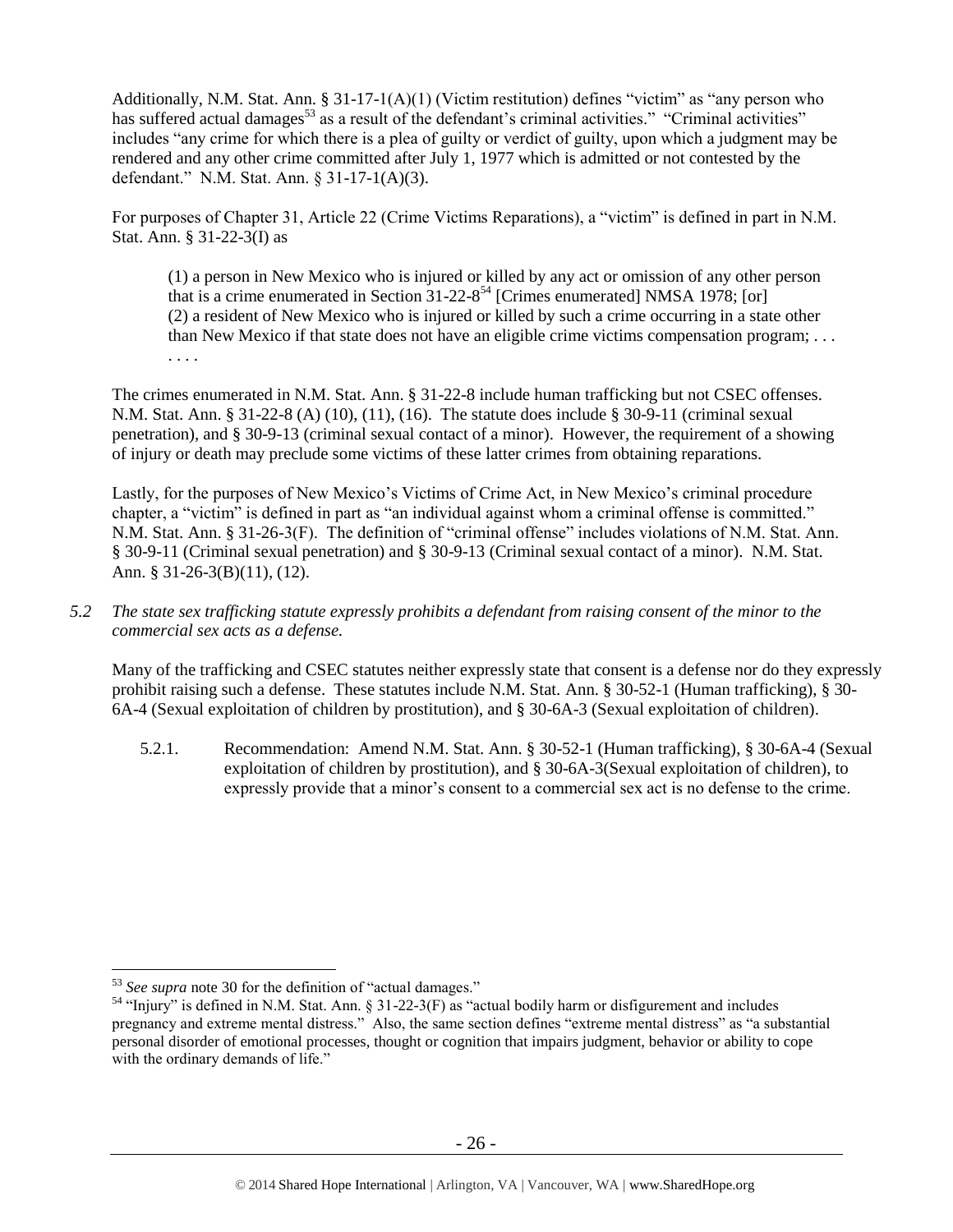Additionally, N.M. Stat. Ann. § 31-17-1(A)(1) (Victim restitution) defines "victim" as "any person who has suffered actual damages[53] as a result of the defendant's criminal activities." "Criminal activities" includes "any crime for which there is a plea of guilty or verdict of guilty, upon which a judgment may be rendered and any other crime committed after July 1, 1977 which is admitted or not contested by the defendant." N.M. Stat. Ann. § 31-17-1(A)(3).

For purposes of Chapter 31, Article 22 (Crime Victims Reparations), a "victim" is defined in part in N.M. Stat. Ann. § 31-22-3(I) as

> (1) a person in New Mexico who is injured or killed by any act or omission of any other person that is a crime enumerated in Section 31-22-8[54] [Crimes enumerated] NMSA 1978; [or]
> (2) a resident of New Mexico who is injured or killed by such a crime occurring in a state other than New Mexico if that state does not have an eligible crime victims compensation program; . . . . . . .

The crimes enumerated in N.M. Stat. Ann. § 31-22-8 include human trafficking but not CSEC offenses. N.M. Stat. Ann. § 31-22-8 (A) (10), (11), (16). The statute does include § 30-9-11 (criminal sexual penetration), and § 30-9-13 (criminal sexual contact of a minor). However, the requirement of a showing of injury or death may preclude some victims of these latter crimes from obtaining reparations.

Lastly, for the purposes of New Mexico's Victims of Crime Act, in New Mexico's criminal procedure chapter, a "victim" is defined in part as "an individual against whom a criminal offense is committed." N.M. Stat. Ann. § 31-26-3(F). The definition of "criminal offense" includes violations of N.M. Stat. Ann. § 30-9-11 (Criminal sexual penetration) and § 30-9-13 (Criminal sexual contact of a minor). N.M. Stat. Ann. § 31-26-3(B)(11), (12).

*5.2 The state sex trafficking statute expressly prohibits a defendant from raising consent of the minor to the commercial sex acts as a defense.*

Many of the trafficking and CSEC statutes neither expressly state that consent is a defense nor do they expressly prohibit raising such a defense. These statutes include N.M. Stat. Ann. § 30-52-1 (Human trafficking), § 30-6A-4 (Sexual exploitation of children by prostitution), and § 30-6A-3 (Sexual exploitation of children).

5.2.1. Recommendation: Amend N.M. Stat. Ann. § 30-52-1 (Human trafficking), § 30-6A-4 (Sexual exploitation of children by prostitution), and § 30-6A-3(Sexual exploitation of children), to expressly provide that a minor's consent to a commercial sex act is no defense to the crime.

---

[53] *See supra* note 30 for the definition of "actual damages."

[54] "Injury" is defined in N.M. Stat. Ann. § 31-22-3(F) as "actual bodily harm or disfigurement and includes pregnancy and extreme mental distress." Also, the same section defines "extreme mental distress" as "a substantial personal disorder of emotional processes, thought or cognition that impairs judgment, behavior or ability to cope with the ordinary demands of life."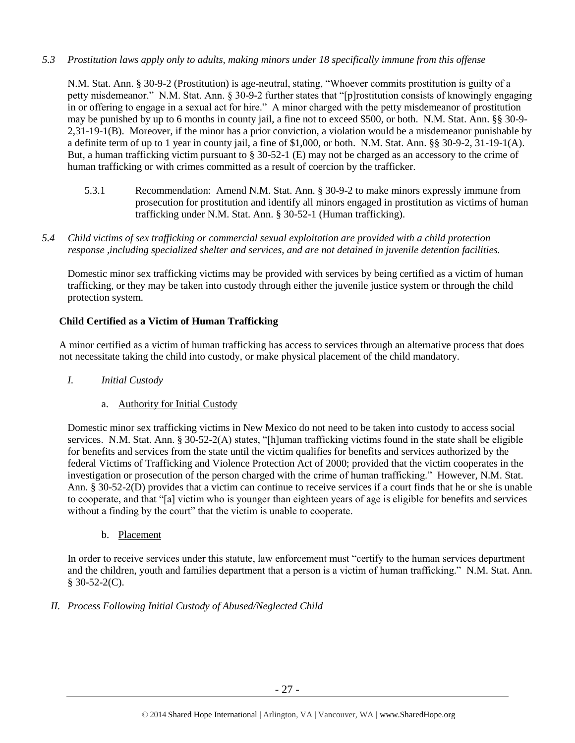*5.3 Prostitution laws apply only to adults, making minors under 18 specifically immune from this offense*

N.M. Stat. Ann. § 30-9-2 (Prostitution) is age-neutral, stating, "Whoever commits prostitution is guilty of a petty misdemeanor." N.M. Stat. Ann. § 30-9-2 further states that "[p]rostitution consists of knowingly engaging in or offering to engage in a sexual act for hire." A minor charged with the petty misdemeanor of prostitution may be punished by up to 6 months in county jail, a fine not to exceed $500, or both. N.M. Stat. Ann. §§ 30-9-2,31-19-1(B). Moreover, if the minor has a prior conviction, a violation would be a misdemeanor punishable by a definite term of up to 1 year in county jail, a fine of $1,000, or both. N.M. Stat. Ann. §§ 30-9-2, 31-19-1(A). But, a human trafficking victim pursuant to § 30-52-1 (E) may not be charged as an accessory to the crime of human trafficking or with crimes committed as a result of coercion by the trafficker.

5.3.1 Recommendation: Amend N.M. Stat. Ann. § 30-9-2 to make minors expressly immune from prosecution for prostitution and identify all minors engaged in prostitution as victims of human trafficking under N.M. Stat. Ann. § 30-52-1 (Human trafficking).

*5.4 Child victims of sex trafficking or commercial sexual exploitation are provided with a child protection response ,including specialized shelter and services, and are not detained in juvenile detention facilities.*

Domestic minor sex trafficking victims may be provided with services by being certified as a victim of human trafficking, or they may be taken into custody through either the juvenile justice system or through the child protection system.

**Child Certified as a Victim of Human Trafficking**

A minor certified as a victim of human trafficking has access to services through an alternative process that does not necessitate taking the child into custody, or make physical placement of the child mandatory.

*I. Initial Custody*

a. Authority for Initial Custody

Domestic minor sex trafficking victims in New Mexico do not need to be taken into custody to access social services. N.M. Stat. Ann. § 30-52-2(A) states, "[h]uman trafficking victims found in the state shall be eligible for benefits and services from the state until the victim qualifies for benefits and services authorized by the federal Victims of Trafficking and Violence Protection Act of 2000; provided that the victim cooperates in the investigation or prosecution of the person charged with the crime of human trafficking." However, N.M. Stat. Ann. § 30-52-2(D) provides that a victim can continue to receive services if a court finds that he or she is unable to cooperate, and that "[a] victim who is younger than eighteen years of age is eligible for benefits and services without a finding by the court" that the victim is unable to cooperate.

b. Placement

In order to receive services under this statute, law enforcement must "certify to the human services department and the children, youth and families department that a person is a victim of human trafficking." N.M. Stat. Ann. § 30-52-2(C).

*II. Process Following Initial Custody of Abused/Neglected Child*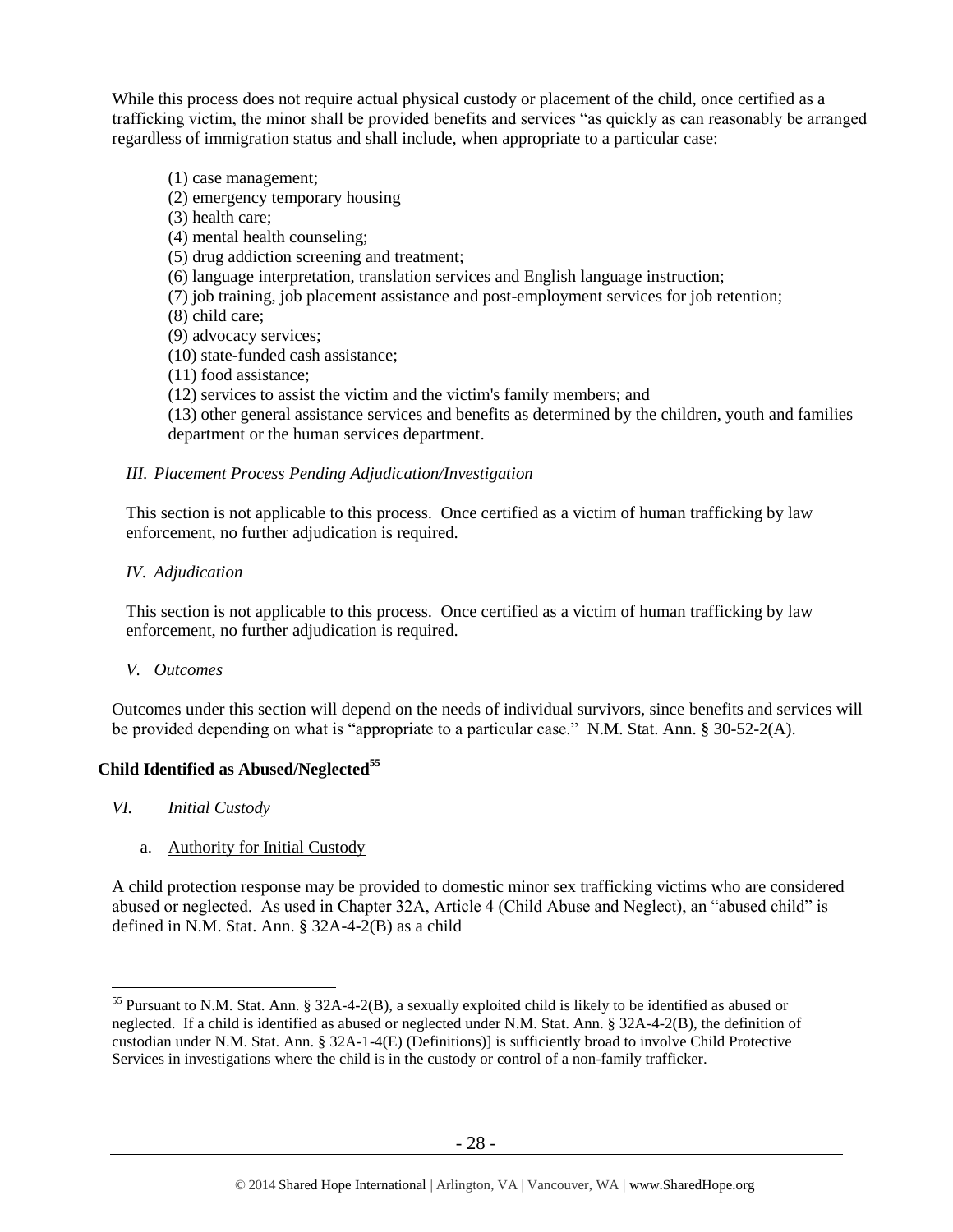While this process does not require actual physical custody or placement of the child, once certified as a trafficking victim, the minor shall be provided benefits and services "as quickly as can reasonably be arranged regardless of immigration status and shall include, when appropriate to a particular case:

(1) case management;
(2) emergency temporary housing
(3) health care;
(4) mental health counseling;
(5) drug addiction screening and treatment;
(6) language interpretation, translation services and English language instruction;
(7) job training, job placement assistance and post-employment services for job retention;
(8) child care;
(9) advocacy services;
(10) state-funded cash assistance;
(11) food assistance;
(12) services to assist the victim and the victim's family members; and
(13) other general assistance services and benefits as determined by the children, youth and families department or the human services department.

*III. Placement Process Pending Adjudication/Investigation*

This section is not applicable to this process. Once certified as a victim of human trafficking by law enforcement, no further adjudication is required.

*IV. Adjudication*

This section is not applicable to this process. Once certified as a victim of human trafficking by law enforcement, no further adjudication is required.

*V. Outcomes*

Outcomes under this section will depend on the needs of individual survivors, since benefits and services will be provided depending on what is "appropriate to a particular case." N.M. Stat. Ann. § 30-52-2(A).

**Child Identified as Abused/Neglected**[55]

*VI. Initial Custody*

a. Authority for Initial Custody

A child protection response may be provided to domestic minor sex trafficking victims who are considered abused or neglected. As used in Chapter 32A, Article 4 (Child Abuse and Neglect), an "abused child" is defined in N.M. Stat. Ann. § 32A-4-2(B) as a child

[55] Pursuant to N.M. Stat. Ann. § 32A-4-2(B), a sexually exploited child is likely to be identified as abused or neglected. If a child is identified as abused or neglected under N.M. Stat. Ann. § 32A-4-2(B), the definition of custodian under N.M. Stat. Ann. § 32A-1-4(E) (Definitions)] is sufficiently broad to involve Child Protective Services in investigations where the child is in the custody or control of a non-family trafficker.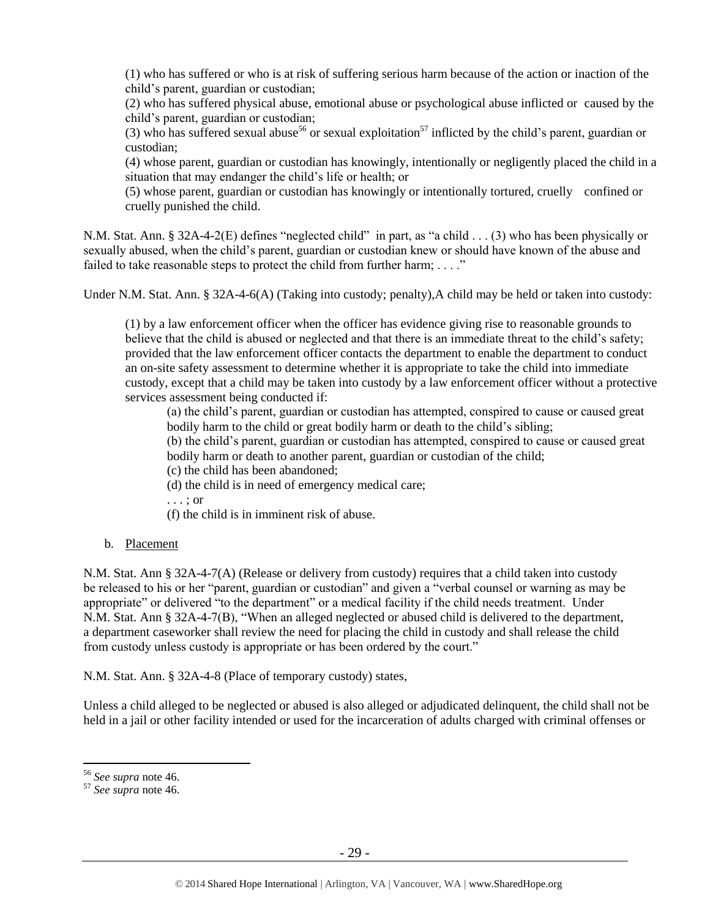(1) who has suffered or who is at risk of suffering serious harm because of the action or inaction of the child's parent, guardian or custodian;

(2) who has suffered physical abuse, emotional abuse or psychological abuse inflicted or caused by the child's parent, guardian or custodian;

(3) who has suffered sexual abuse[56] or sexual exploitation[57] inflicted by the child's parent, guardian or custodian;

(4) whose parent, guardian or custodian has knowingly, intentionally or negligently placed the child in a situation that may endanger the child's life or health; or

(5) whose parent, guardian or custodian has knowingly or intentionally tortured, cruelly confined or cruelly punished the child.

N.M. Stat. Ann. § 32A-4-2(E) defines "neglected child" in part, as "a child . . . (3) who has been physically or sexually abused, when the child's parent, guardian or custodian knew or should have known of the abuse and failed to take reasonable steps to protect the child from further harm; . . . ."

Under N.M. Stat. Ann. § 32A-4-6(A) (Taking into custody; penalty),A child may be held or taken into custody:

> (1) by a law enforcement officer when the officer has evidence giving rise to reasonable grounds to believe that the child is abused or neglected and that there is an immediate threat to the child's safety; provided that the law enforcement officer contacts the department to enable the department to conduct an on-site safety assessment to determine whether it is appropriate to take the child into immediate custody, except that a child may be taken into custody by a law enforcement officer without a protective services assessment being conducted if:
>
> > (a) the child's parent, guardian or custodian has attempted, conspired to cause or caused great bodily harm to the child or great bodily harm or death to the child's sibling;
> >
> > (b) the child's parent, guardian or custodian has attempted, conspired to cause or caused great bodily harm or death to another parent, guardian or custodian of the child;
> >
> > (c) the child has been abandoned;
> >
> > (d) the child is in need of emergency medical care;
> >
> > . . . ; or
> >
> > (f) the child is in imminent risk of abuse.

b. Placement

N.M. Stat. Ann § 32A-4-7(A) (Release or delivery from custody) requires that a child taken into custody be released to his or her "parent, guardian or custodian" and given a "verbal counsel or warning as may be appropriate" or delivered "to the department" or a medical facility if the child needs treatment. Under N.M. Stat. Ann § 32A-4-7(B), "When an alleged neglected or abused child is delivered to the department, a department caseworker shall review the need for placing the child in custody and shall release the child from custody unless custody is appropriate or has been ordered by the court."

N.M. Stat. Ann. § 32A-4-8 (Place of temporary custody) states,

Unless a child alleged to be neglected or abused is also alleged or adjudicated delinquent, the child shall not be held in a jail or other facility intended or used for the incarceration of adults charged with criminal offenses or

---

[56] *See supra* note 46.

[57] *See supra* note 46.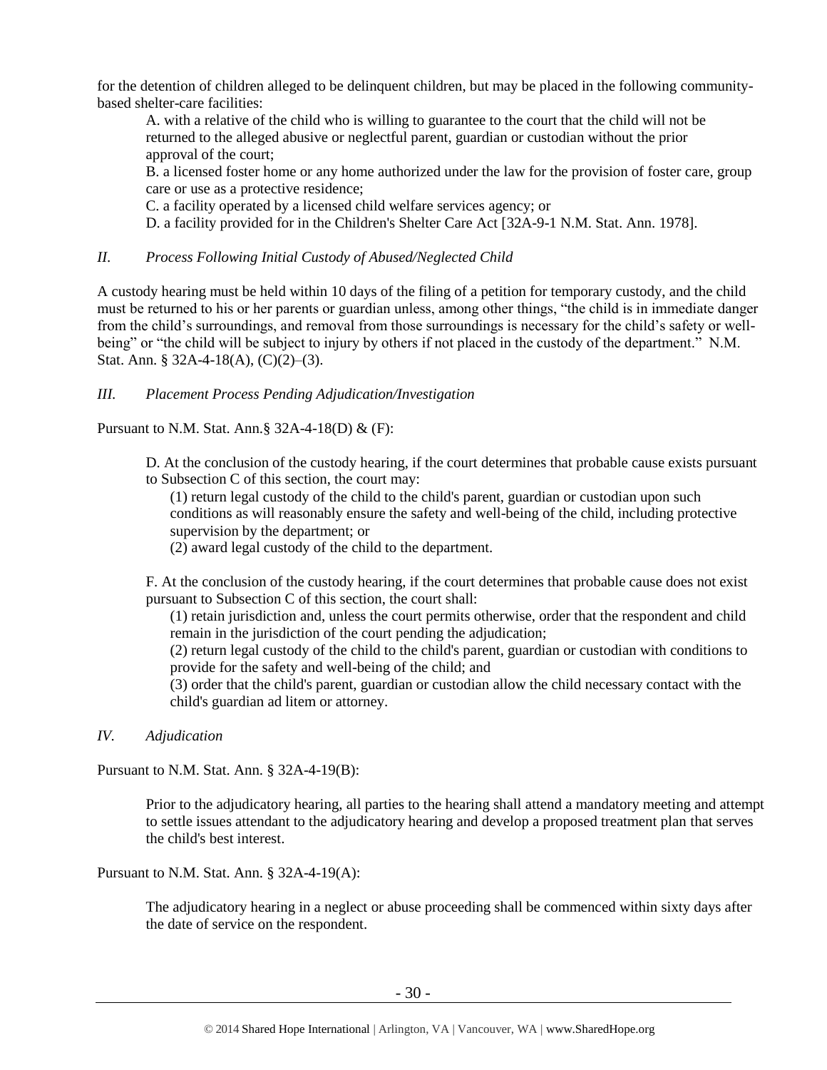for the detention of children alleged to be delinquent children, but may be placed in the following community-based shelter-care facilities:

> A. with a relative of the child who is willing to guarantee to the court that the child will not be returned to the alleged abusive or neglectful parent, guardian or custodian without the prior approval of the court;
>
> B. a licensed foster home or any home authorized under the law for the provision of foster care, group care or use as a protective residence;
>
> C. a facility operated by a licensed child welfare services agency; or
>
> D. a facility provided for in the Children's Shelter Care Act [32A-9-1 N.M. Stat. Ann. 1978].

### *II. Process Following Initial Custody of Abused/Neglected Child*

A custody hearing must be held within 10 days of the filing of a petition for temporary custody, and the child must be returned to his or her parents or guardian unless, among other things, "the child is in immediate danger from the child's surroundings, and removal from those surroundings is necessary for the child's safety or well-being" or "the child will be subject to injury by others if not placed in the custody of the department." N.M. Stat. Ann. § 32A-4-18(A), (C)(2)–(3).

### *III. Placement Process Pending Adjudication/Investigation*

Pursuant to N.M. Stat. Ann.§ 32A-4-18(D) & (F):

> D. At the conclusion of the custody hearing, if the court determines that probable cause exists pursuant to Subsection C of this section, the court may:
>
> (1) return legal custody of the child to the child's parent, guardian or custodian upon such conditions as will reasonably ensure the safety and well-being of the child, including protective supervision by the department; or
>
> (2) award legal custody of the child to the department.
>
> F. At the conclusion of the custody hearing, if the court determines that probable cause does not exist pursuant to Subsection C of this section, the court shall:
>
> (1) retain jurisdiction and, unless the court permits otherwise, order that the respondent and child remain in the jurisdiction of the court pending the adjudication;
>
> (2) return legal custody of the child to the child's parent, guardian or custodian with conditions to provide for the safety and well-being of the child; and
>
> (3) order that the child's parent, guardian or custodian allow the child necessary contact with the child's guardian ad litem or attorney.

### *IV. Adjudication*

Pursuant to N.M. Stat. Ann. § 32A-4-19(B):

> Prior to the adjudicatory hearing, all parties to the hearing shall attend a mandatory meeting and attempt to settle issues attendant to the adjudicatory hearing and develop a proposed treatment plan that serves the child's best interest.

Pursuant to N.M. Stat. Ann. § 32A-4-19(A):

> The adjudicatory hearing in a neglect or abuse proceeding shall be commenced within sixty days after the date of service on the respondent.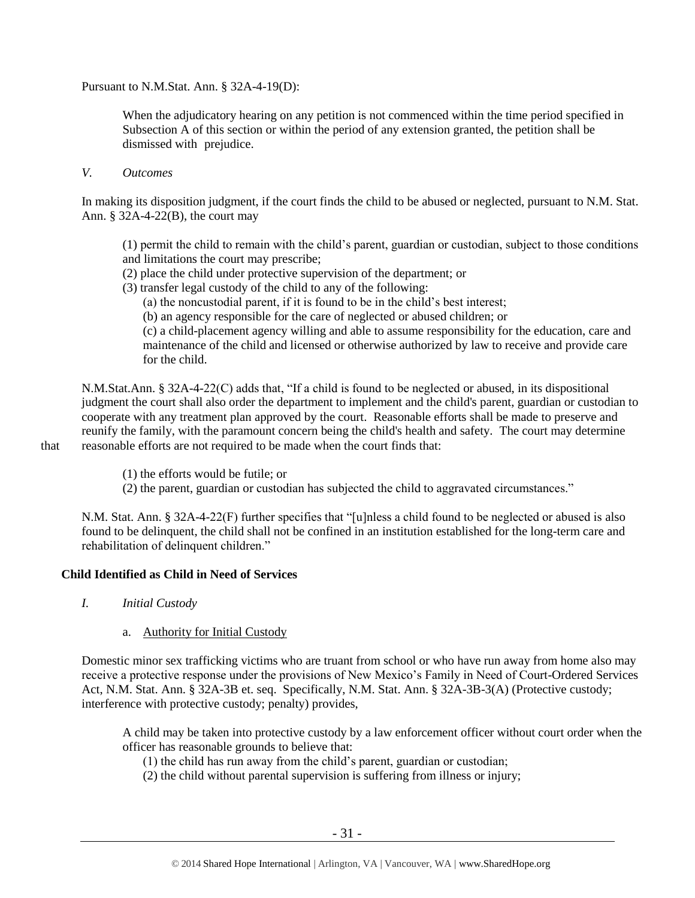Pursuant to N.M.Stat. Ann. § 32A-4-19(D):

> When the adjudicatory hearing on any petition is not commenced within the time period specified in Subsection A of this section or within the period of any extension granted, the petition shall be dismissed with prejudice.

*V. Outcomes*

In making its disposition judgment, if the court finds the child to be abused or neglected, pursuant to N.M. Stat. Ann. § 32A-4-22(B), the court may

> (1) permit the child to remain with the child's parent, guardian or custodian, subject to those conditions and limitations the court may prescribe;
> (2) place the child under protective supervision of the department; or
> (3) transfer legal custody of the child to any of the following:
> (a) the noncustodial parent, if it is found to be in the child's best interest;
> (b) an agency responsible for the care of neglected or abused children; or
> (c) a child-placement agency willing and able to assume responsibility for the education, care and maintenance of the child and licensed or otherwise authorized by law to receive and provide care for the child.

N.M.Stat.Ann. § 32A-4-22(C) adds that, "If a child is found to be neglected or abused, in its dispositional judgment the court shall also order the department to implement and the child's parent, guardian or custodian to cooperate with any treatment plan approved by the court. Reasonable efforts shall be made to preserve and reunify the family, with the paramount concern being the child's health and safety. The court may determine that reasonable efforts are not required to be made when the court finds that:

> (1) the efforts would be futile; or
> (2) the parent, guardian or custodian has subjected the child to aggravated circumstances."

N.M. Stat. Ann. § 32A-4-22(F) further specifies that "[u]nless a child found to be neglected or abused is also found to be delinquent, the child shall not be confined in an institution established for the long-term care and rehabilitation of delinquent children."

### Child Identified as Child in Need of Services

*I. Initial Custody*

a. Authority for Initial Custody

Domestic minor sex trafficking victims who are truant from school or who have run away from home also may receive a protective response under the provisions of New Mexico's Family in Need of Court-Ordered Services Act, N.M. Stat. Ann. § 32A-3B et. seq. Specifically, N.M. Stat. Ann. § 32A-3B-3(A) (Protective custody; interference with protective custody; penalty) provides,

> A child may be taken into protective custody by a law enforcement officer without court order when the officer has reasonable grounds to believe that:
> (1) the child has run away from the child's parent, guardian or custodian;
> (2) the child without parental supervision is suffering from illness or injury;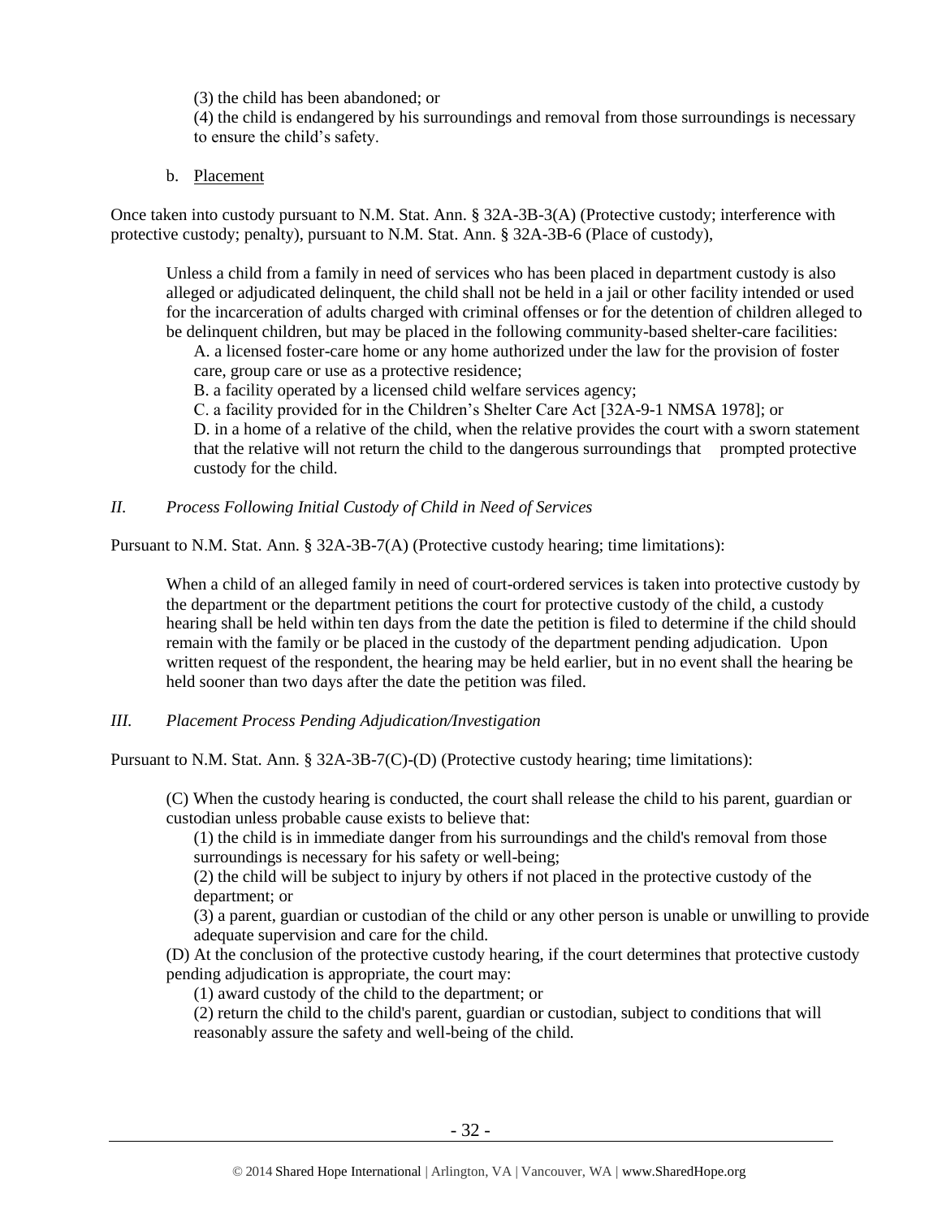(3) the child has been abandoned; or

(4) the child is endangered by his surroundings and removal from those surroundings is necessary to ensure the child's safety.

b. Placement

Once taken into custody pursuant to N.M. Stat. Ann. § 32A-3B-3(A) (Protective custody; interference with protective custody; penalty), pursuant to N.M. Stat. Ann. § 32A-3B-6 (Place of custody),

> Unless a child from a family in need of services who has been placed in department custody is also alleged or adjudicated delinquent, the child shall not be held in a jail or other facility intended or used for the incarceration of adults charged with criminal offenses or for the detention of children alleged to be delinquent children, but may be placed in the following community-based shelter-care facilities:
>
> A. a licensed foster-care home or any home authorized under the law for the provision of foster care, group care or use as a protective residence;
>
> B. a facility operated by a licensed child welfare services agency;
>
> C. a facility provided for in the Children's Shelter Care Act [32A-9-1 NMSA 1978]; or
>
> D. in a home of a relative of the child, when the relative provides the court with a sworn statement that the relative will not return the child to the dangerous surroundings that prompted protective custody for the child.

*II. Process Following Initial Custody of Child in Need of Services*

Pursuant to N.M. Stat. Ann. § 32A-3B-7(A) (Protective custody hearing; time limitations):

> When a child of an alleged family in need of court-ordered services is taken into protective custody by the department or the department petitions the court for protective custody of the child, a custody hearing shall be held within ten days from the date the petition is filed to determine if the child should remain with the family or be placed in the custody of the department pending adjudication. Upon written request of the respondent, the hearing may be held earlier, but in no event shall the hearing be held sooner than two days after the date the petition was filed.

*III. Placement Process Pending Adjudication/Investigation*

Pursuant to N.M. Stat. Ann. § 32A-3B-7(C)-(D) (Protective custody hearing; time limitations):

> (C) When the custody hearing is conducted, the court shall release the child to his parent, guardian or custodian unless probable cause exists to believe that:
>
> (1) the child is in immediate danger from his surroundings and the child's removal from those surroundings is necessary for his safety or well-being;
>
> (2) the child will be subject to injury by others if not placed in the protective custody of the department; or
>
> (3) a parent, guardian or custodian of the child or any other person is unable or unwilling to provide adequate supervision and care for the child.
>
> (D) At the conclusion of the protective custody hearing, if the court determines that protective custody pending adjudication is appropriate, the court may:
>
> (1) award custody of the child to the department; or
>
> (2) return the child to the child's parent, guardian or custodian, subject to conditions that will reasonably assure the safety and well-being of the child.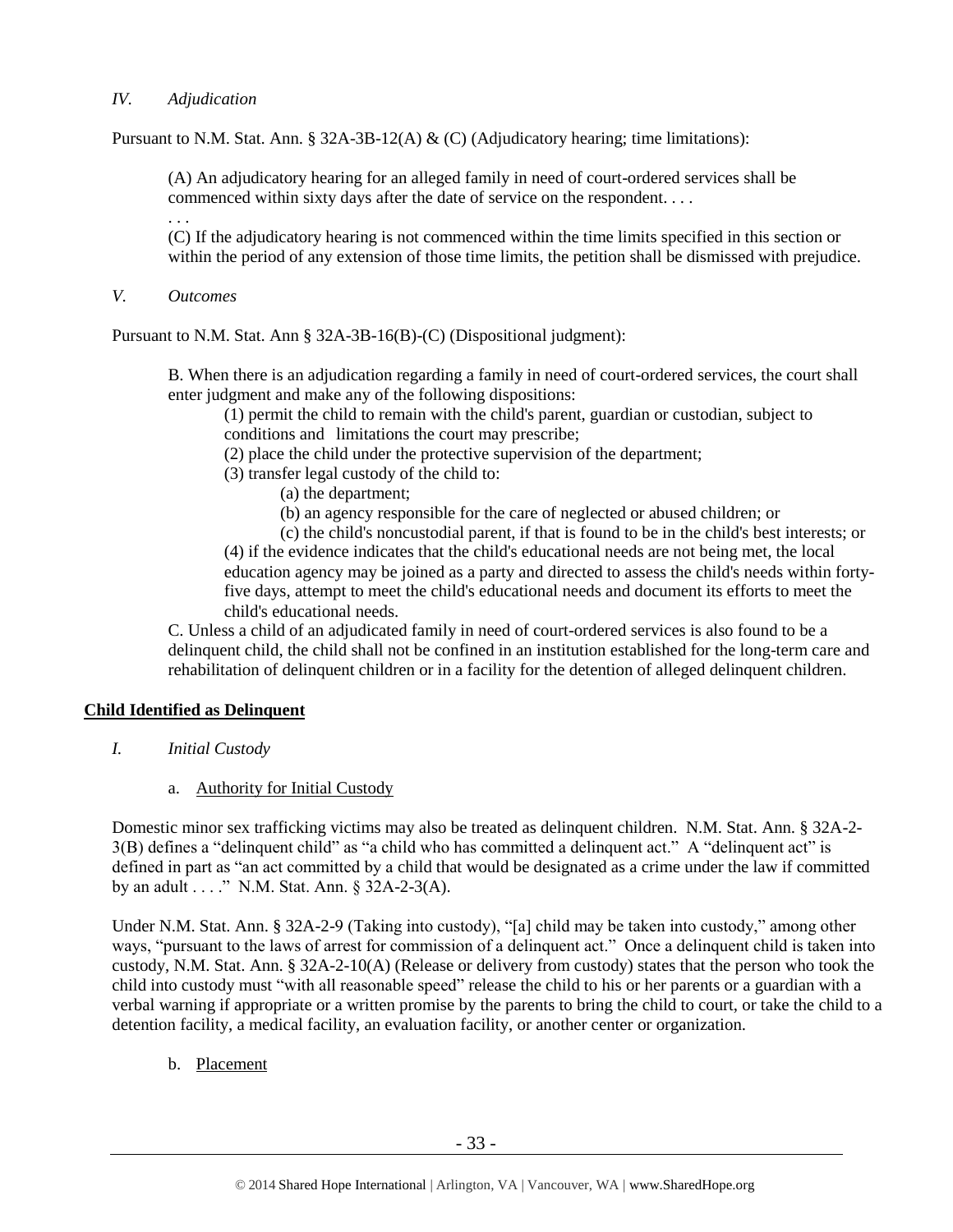*IV. Adjudication*

Pursuant to N.M. Stat. Ann. § 32A-3B-12(A) & (C) (Adjudicatory hearing; time limitations):

> (A) An adjudicatory hearing for an alleged family in need of court-ordered services shall be commenced within sixty days after the date of service on the respondent. . . .
>
> . . .
>
> (C) If the adjudicatory hearing is not commenced within the time limits specified in this section or within the period of any extension of those time limits, the petition shall be dismissed with prejudice.

*V. Outcomes*

Pursuant to N.M. Stat. Ann § 32A-3B-16(B)-(C) (Dispositional judgment):

> B. When there is an adjudication regarding a family in need of court-ordered services, the court shall enter judgment and make any of the following dispositions:
>
> (1) permit the child to remain with the child's parent, guardian or custodian, subject to conditions and limitations the court may prescribe;
>
> (2) place the child under the protective supervision of the department;
>
> (3) transfer legal custody of the child to:
>
> (a) the department;
>
> (b) an agency responsible for the care of neglected or abused children; or
>
> (c) the child's noncustodial parent, if that is found to be in the child's best interests; or
>
> (4) if the evidence indicates that the child's educational needs are not being met, the local education agency may be joined as a party and directed to assess the child's needs within forty-five days, attempt to meet the child's educational needs and document its efforts to meet the child's educational needs.
>
> C. Unless a child of an adjudicated family in need of court-ordered services is also found to be a delinquent child, the child shall not be confined in an institution established for the long-term care and rehabilitation of delinquent children or in a facility for the detention of alleged delinquent children.

**Child Identified as Delinquent**

*I. Initial Custody*

a. Authority for Initial Custody

Domestic minor sex trafficking victims may also be treated as delinquent children. N.M. Stat. Ann. § 32A-2-3(B) defines a "delinquent child" as "a child who has committed a delinquent act." A "delinquent act" is defined in part as "an act committed by a child that would be designated as a crime under the law if committed by an adult . . . ." N.M. Stat. Ann. § 32A-2-3(A).

Under N.M. Stat. Ann. § 32A-2-9 (Taking into custody), "[a] child may be taken into custody," among other ways, "pursuant to the laws of arrest for commission of a delinquent act." Once a delinquent child is taken into custody, N.M. Stat. Ann. § 32A-2-10(A) (Release or delivery from custody) states that the person who took the child into custody must "with all reasonable speed" release the child to his or her parents or a guardian with a verbal warning if appropriate or a written promise by the parents to bring the child to court, or take the child to a detention facility, a medical facility, an evaluation facility, or another center or organization.

b. Placement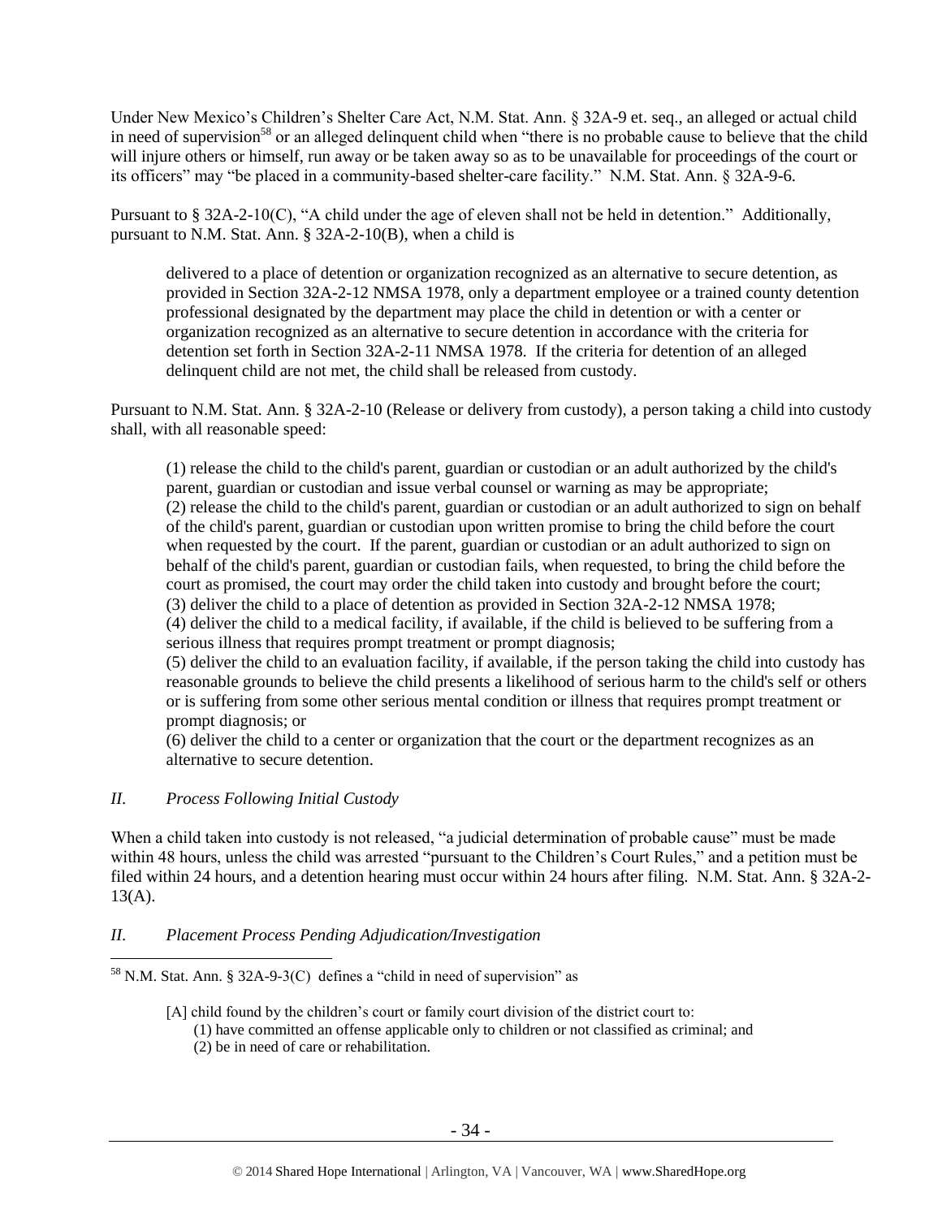Under New Mexico's Children's Shelter Care Act, N.M. Stat. Ann. § 32A-9 et. seq., an alleged or actual child in need of supervision[58] or an alleged delinquent child when "there is no probable cause to believe that the child will injure others or himself, run away or be taken away so as to be unavailable for proceedings of the court or its officers" may "be placed in a community-based shelter-care facility." N.M. Stat. Ann. § 32A-9-6.

Pursuant to § 32A-2-10(C), "A child under the age of eleven shall not be held in detention." Additionally, pursuant to N.M. Stat. Ann. § 32A-2-10(B), when a child is

> delivered to a place of detention or organization recognized as an alternative to secure detention, as provided in Section 32A-2-12 NMSA 1978, only a department employee or a trained county detention professional designated by the department may place the child in detention or with a center or organization recognized as an alternative to secure detention in accordance with the criteria for detention set forth in Section 32A-2-11 NMSA 1978. If the criteria for detention of an alleged delinquent child are not met, the child shall be released from custody.

Pursuant to N.M. Stat. Ann. § 32A-2-10 (Release or delivery from custody), a person taking a child into custody shall, with all reasonable speed:

> (1) release the child to the child's parent, guardian or custodian or an adult authorized by the child's parent, guardian or custodian and issue verbal counsel or warning as may be appropriate;
> (2) release the child to the child's parent, guardian or custodian or an adult authorized to sign on behalf of the child's parent, guardian or custodian upon written promise to bring the child before the court when requested by the court. If the parent, guardian or custodian or an adult authorized to sign on behalf of the child's parent, guardian or custodian fails, when requested, to bring the child before the court as promised, the court may order the child taken into custody and brought before the court;
> (3) deliver the child to a place of detention as provided in Section 32A-2-12 NMSA 1978;
> (4) deliver the child to a medical facility, if available, if the child is believed to be suffering from a serious illness that requires prompt treatment or prompt diagnosis;
> (5) deliver the child to an evaluation facility, if available, if the person taking the child into custody has reasonable grounds to believe the child presents a likelihood of serious harm to the child's self or others or is suffering from some other serious mental condition or illness that requires prompt treatment or prompt diagnosis; or
> (6) deliver the child to a center or organization that the court or the department recognizes as an alternative to secure detention.

### *II. Process Following Initial Custody*

When a child taken into custody is not released, "a judicial determination of probable cause" must be made within 48 hours, unless the child was arrested "pursuant to the Children's Court Rules," and a petition must be filed within 24 hours, and a detention hearing must occur within 24 hours after filing. N.M. Stat. Ann. § 32A-2-13(A).

### *II. Placement Process Pending Adjudication/Investigation*

---

[58] N.M. Stat. Ann. § 32A-9-3(C) defines a "child in need of supervision" as

> [A] child found by the children's court or family court division of the district court to:
> (1) have committed an offense applicable only to children or not classified as criminal; and
> (2) be in need of care or rehabilitation.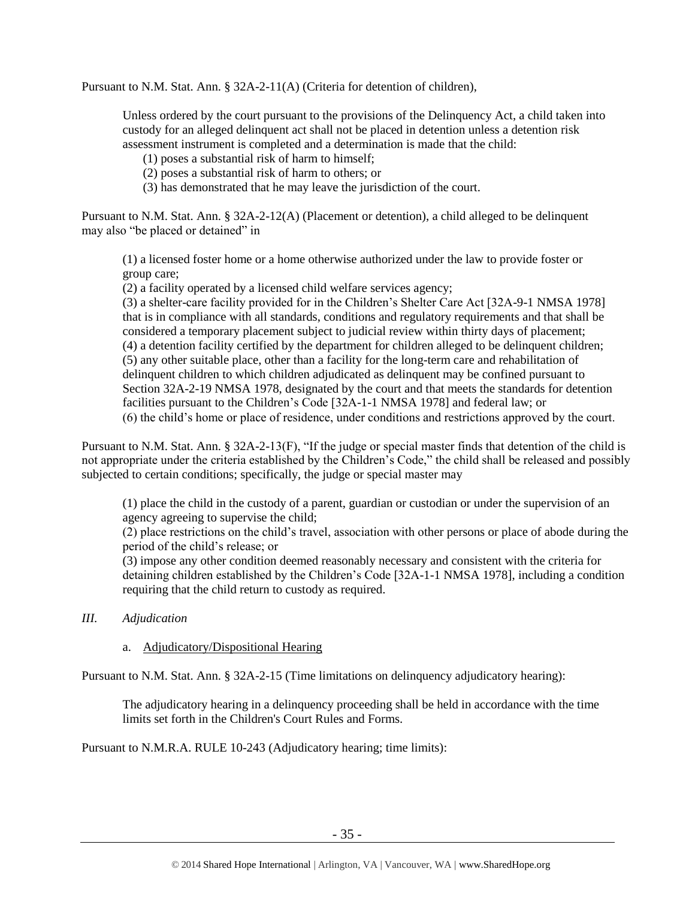Pursuant to N.M. Stat. Ann. § 32A-2-11(A) (Criteria for detention of children),

> Unless ordered by the court pursuant to the provisions of the Delinquency Act, a child taken into custody for an alleged delinquent act shall not be placed in detention unless a detention risk assessment instrument is completed and a determination is made that the child:
>
> (1) poses a substantial risk of harm to himself;
> (2) poses a substantial risk of harm to others; or
> (3) has demonstrated that he may leave the jurisdiction of the court.

Pursuant to N.M. Stat. Ann. § 32A-2-12(A) (Placement or detention), a child alleged to be delinquent may also "be placed or detained" in

> (1) a licensed foster home or a home otherwise authorized under the law to provide foster or group care;
> (2) a facility operated by a licensed child welfare services agency;
> (3) a shelter-care facility provided for in the Children's Shelter Care Act [32A-9-1 NMSA 1978] that is in compliance with all standards, conditions and regulatory requirements and that shall be considered a temporary placement subject to judicial review within thirty days of placement;
> (4) a detention facility certified by the department for children alleged to be delinquent children;
> (5) any other suitable place, other than a facility for the long-term care and rehabilitation of delinquent children to which children adjudicated as delinquent may be confined pursuant to Section 32A-2-19 NMSA 1978, designated by the court and that meets the standards for detention facilities pursuant to the Children's Code [32A-1-1 NMSA 1978] and federal law; or
> (6) the child's home or place of residence, under conditions and restrictions approved by the court.

Pursuant to N.M. Stat. Ann. § 32A-2-13(F), "If the judge or special master finds that detention of the child is not appropriate under the criteria established by the Children's Code," the child shall be released and possibly subjected to certain conditions; specifically, the judge or special master may

> (1) place the child in the custody of a parent, guardian or custodian or under the supervision of an agency agreeing to supervise the child;
> (2) place restrictions on the child's travel, association with other persons or place of abode during the period of the child's release; or
> (3) impose any other condition deemed reasonably necessary and consistent with the criteria for detaining children established by the Children's Code [32A-1-1 NMSA 1978], including a condition requiring that the child return to custody as required.

### *III. Adjudication*

#### a. <u>Adjudicatory/Dispositional Hearing</u>

Pursuant to N.M. Stat. Ann. § 32A-2-15 (Time limitations on delinquency adjudicatory hearing):

> The adjudicatory hearing in a delinquency proceeding shall be held in accordance with the time limits set forth in the Children's Court Rules and Forms.

Pursuant to N.M.R.A. RULE 10-243 (Adjudicatory hearing; time limits):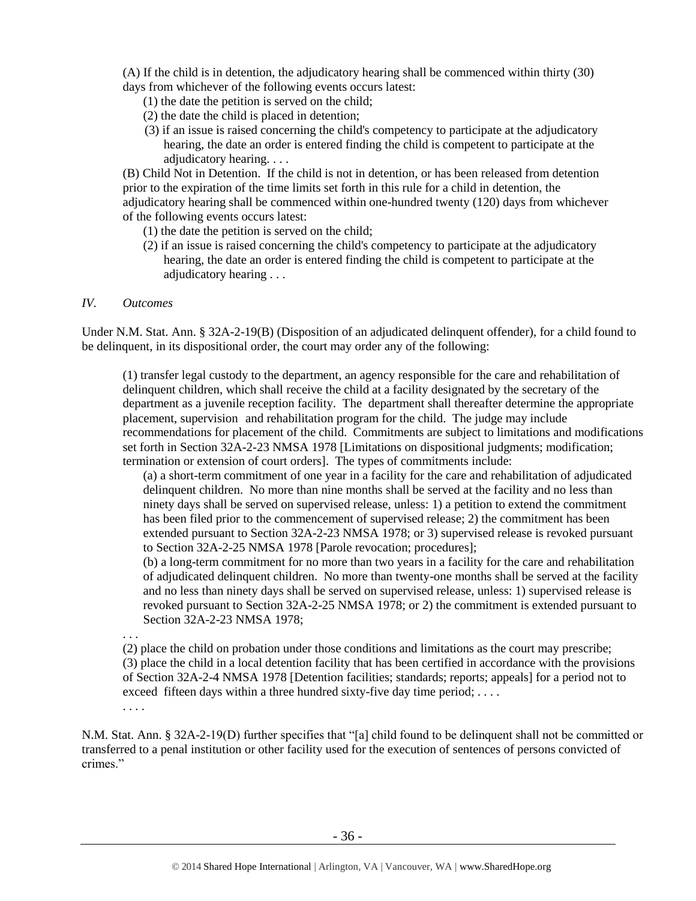> (A) If the child is in detention, the adjudicatory hearing shall be commenced within thirty (30) days from whichever of the following events occurs latest:
>
> (1) the date the petition is served on the child;
>
> (2) the date the child is placed in detention;
>
> (3) if an issue is raised concerning the child's competency to participate at the adjudicatory hearing, the date an order is entered finding the child is competent to participate at the adjudicatory hearing. . . .
>
> (B) Child Not in Detention. If the child is not in detention, or has been released from detention prior to the expiration of the time limits set forth in this rule for a child in detention, the adjudicatory hearing shall be commenced within one-hundred twenty (120) days from whichever of the following events occurs latest:
>
> (1) the date the petition is served on the child;
>
> (2) if an issue is raised concerning the child's competency to participate at the adjudicatory hearing, the date an order is entered finding the child is competent to participate at the adjudicatory hearing . . .

### *IV. Outcomes*

Under N.M. Stat. Ann. § 32A-2-19(B) (Disposition of an adjudicated delinquent offender), for a child found to be delinquent, in its dispositional order, the court may order any of the following:

> (1) transfer legal custody to the department, an agency responsible for the care and rehabilitation of delinquent children, which shall receive the child at a facility designated by the secretary of the department as a juvenile reception facility. The department shall thereafter determine the appropriate placement, supervision and rehabilitation program for the child. The judge may include recommendations for placement of the child. Commitments are subject to limitations and modifications set forth in Section 32A-2-23 NMSA 1978 [Limitations on dispositional judgments; modification; termination or extension of court orders]. The types of commitments include:
>
> (a) a short-term commitment of one year in a facility for the care and rehabilitation of adjudicated delinquent children. No more than nine months shall be served at the facility and no less than ninety days shall be served on supervised release, unless: 1) a petition to extend the commitment has been filed prior to the commencement of supervised release; 2) the commitment has been extended pursuant to Section 32A-2-23 NMSA 1978; or 3) supervised release is revoked pursuant to Section 32A-2-25 NMSA 1978 [Parole revocation; procedures];
>
> (b) a long-term commitment for no more than two years in a facility for the care and rehabilitation of adjudicated delinquent children. No more than twenty-one months shall be served at the facility and no less than ninety days shall be served on supervised release, unless: 1) supervised release is revoked pursuant to Section 32A-2-25 NMSA 1978; or 2) the commitment is extended pursuant to Section 32A-2-23 NMSA 1978;
>
> . . .
>
> (2) place the child on probation under those conditions and limitations as the court may prescribe;
>
> (3) place the child in a local detention facility that has been certified in accordance with the provisions of Section 32A-2-4 NMSA 1978 [Detention facilities; standards; reports; appeals] for a period not to exceed fifteen days within a three hundred sixty-five day time period; . . . .
>
> . . . .

N.M. Stat. Ann. § 32A-2-19(D) further specifies that "[a] child found to be delinquent shall not be committed or transferred to a penal institution or other facility used for the execution of sentences of persons convicted of crimes."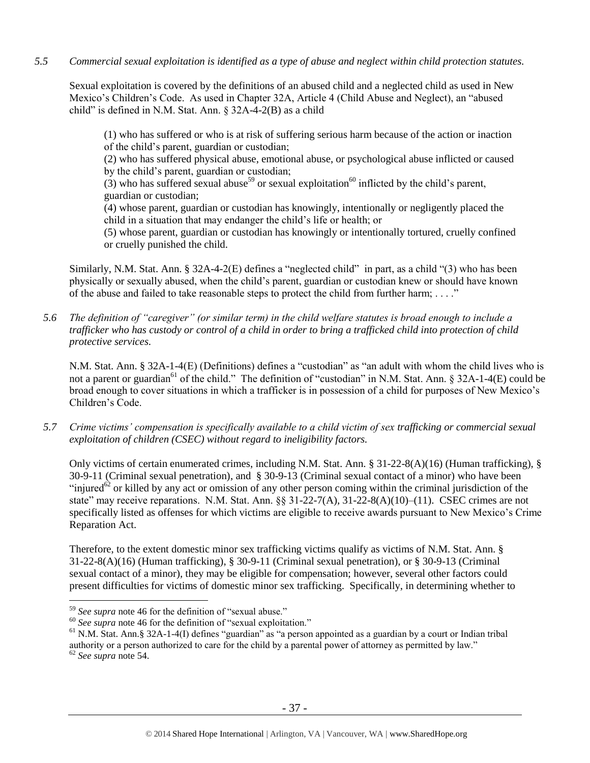*5.5 Commercial sexual exploitation is identified as a type of abuse and neglect within child protection statutes.*

Sexual exploitation is covered by the definitions of an abused child and a neglected child as used in New Mexico's Children's Code. As used in Chapter 32A, Article 4 (Child Abuse and Neglect), an "abused child" is defined in N.M. Stat. Ann. § 32A-4-2(B) as a child

> (1) who has suffered or who is at risk of suffering serious harm because of the action or inaction of the child's parent, guardian or custodian;
> (2) who has suffered physical abuse, emotional abuse, or psychological abuse inflicted or caused by the child's parent, guardian or custodian;
> (3) who has suffered sexual abuse[59] or sexual exploitation[60] inflicted by the child's parent, guardian or custodian;
> (4) whose parent, guardian or custodian has knowingly, intentionally or negligently placed the child in a situation that may endanger the child's life or health; or
> (5) whose parent, guardian or custodian has knowingly or intentionally tortured, cruelly confined or cruelly punished the child.

Similarly, N.M. Stat. Ann. § 32A-4-2(E) defines a "neglected child" in part, as a child "(3) who has been physically or sexually abused, when the child's parent, guardian or custodian knew or should have known of the abuse and failed to take reasonable steps to protect the child from further harm; . . . ."

*5.6 The definition of "caregiver" (or similar term) in the child welfare statutes is broad enough to include a trafficker who has custody or control of a child in order to bring a trafficked child into protection of child protective services.*

N.M. Stat. Ann. § 32A-1-4(E) (Definitions) defines a "custodian" as "an adult with whom the child lives who is not a parent or guardian[61] of the child." The definition of "custodian" in N.M. Stat. Ann. § 32A-1-4(E) could be broad enough to cover situations in which a trafficker is in possession of a child for purposes of New Mexico's Children's Code.

*5.7 Crime victims' compensation is specifically available to a child victim of sex trafficking or commercial sexual exploitation of children (CSEC) without regard to ineligibility factors.*

Only victims of certain enumerated crimes, including N.M. Stat. Ann. § 31-22-8(A)(16) (Human trafficking), § 30-9-11 (Criminal sexual penetration), and § 30-9-13 (Criminal sexual contact of a minor) who have been "injured[62] or killed by any act or omission of any other person coming within the criminal jurisdiction of the state" may receive reparations. N.M. Stat. Ann. §§ 31-22-7(A), 31-22-8(A)(10)–(11). CSEC crimes are not specifically listed as offenses for which victims are eligible to receive awards pursuant to New Mexico's Crime Reparation Act.

Therefore, to the extent domestic minor sex trafficking victims qualify as victims of N.M. Stat. Ann. § 31-22-8(A)(16) (Human trafficking), § 30-9-11 (Criminal sexual penetration), or § 30-9-13 (Criminal sexual contact of a minor), they may be eligible for compensation; however, several other factors could present difficulties for victims of domestic minor sex trafficking. Specifically, in determining whether to

---

[59] *See supra* note 46 for the definition of "sexual abuse."

[60] *See supra* note 46 for the definition of "sexual exploitation."

[61] N.M. Stat. Ann.§ 32A-1-4(I) defines "guardian" as "a person appointed as a guardian by a court or Indian tribal authority or a person authorized to care for the child by a parental power of attorney as permitted by law."

[62] *See supra* note 54.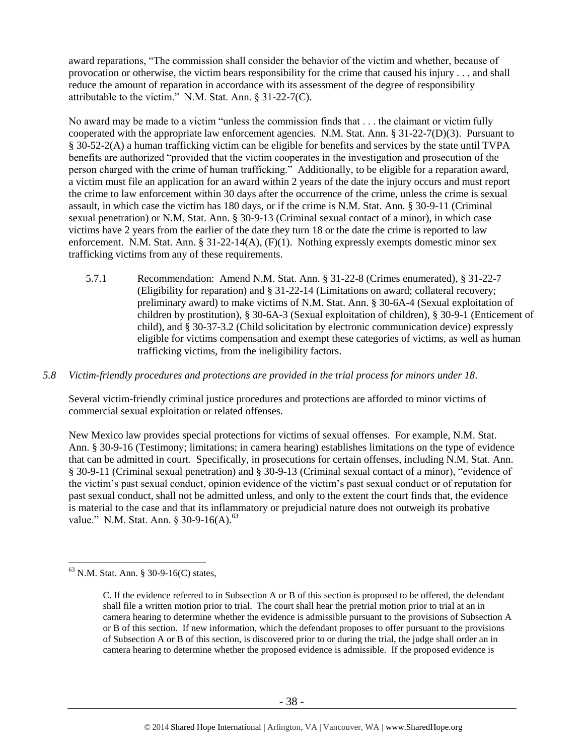award reparations, "The commission shall consider the behavior of the victim and whether, because of provocation or otherwise, the victim bears responsibility for the crime that caused his injury . . . and shall reduce the amount of reparation in accordance with its assessment of the degree of responsibility attributable to the victim." N.M. Stat. Ann. § 31-22-7(C).

No award may be made to a victim "unless the commission finds that . . . the claimant or victim fully cooperated with the appropriate law enforcement agencies. N.M. Stat. Ann. § 31-22-7(D)(3). Pursuant to § 30-52-2(A) a human trafficking victim can be eligible for benefits and services by the state until TVPA benefits are authorized "provided that the victim cooperates in the investigation and prosecution of the person charged with the crime of human trafficking." Additionally, to be eligible for a reparation award, a victim must file an application for an award within 2 years of the date the injury occurs and must report the crime to law enforcement within 30 days after the occurrence of the crime, unless the crime is sexual assault, in which case the victim has 180 days, or if the crime is N.M. Stat. Ann. § 30-9-11 (Criminal sexual penetration) or N.M. Stat. Ann. § 30-9-13 (Criminal sexual contact of a minor), in which case victims have 2 years from the earlier of the date they turn 18 or the date the crime is reported to law enforcement. N.M. Stat. Ann. § 31-22-14(A), (F)(1). Nothing expressly exempts domestic minor sex trafficking victims from any of these requirements.

5.7.1 Recommendation: Amend N.M. Stat. Ann. § 31-22-8 (Crimes enumerated), § 31-22-7 (Eligibility for reparation) and § 31-22-14 (Limitations on award; collateral recovery; preliminary award) to make victims of N.M. Stat. Ann. § 30-6A-4 (Sexual exploitation of children by prostitution), § 30-6A-3 (Sexual exploitation of children), § 30-9-1 (Enticement of child), and § 30-37-3.2 (Child solicitation by electronic communication device) expressly eligible for victims compensation and exempt these categories of victims, as well as human trafficking victims, from the ineligibility factors.

*5.8 Victim-friendly procedures and protections are provided in the trial process for minors under 18.*

Several victim-friendly criminal justice procedures and protections are afforded to minor victims of commercial sexual exploitation or related offenses.

New Mexico law provides special protections for victims of sexual offenses. For example, N.M. Stat. Ann. § 30-9-16 (Testimony; limitations; in camera hearing) establishes limitations on the type of evidence that can be admitted in court. Specifically, in prosecutions for certain offenses, including N.M. Stat. Ann. § 30-9-11 (Criminal sexual penetration) and § 30-9-13 (Criminal sexual contact of a minor), "evidence of the victim's past sexual conduct, opinion evidence of the victim's past sexual conduct or of reputation for past sexual conduct, shall not be admitted unless, and only to the extent the court finds that, the evidence is material to the case and that its inflammatory or prejudicial nature does not outweigh its probative value." N.M. Stat. Ann. § 30-9-16(A).[63]

---

[63] N.M. Stat. Ann. § 30-9-16(C) states,

> C. If the evidence referred to in Subsection A or B of this section is proposed to be offered, the defendant shall file a written motion prior to trial. The court shall hear the pretrial motion prior to trial at an in camera hearing to determine whether the evidence is admissible pursuant to the provisions of Subsection A or B of this section. If new information, which the defendant proposes to offer pursuant to the provisions of Subsection A or B of this section, is discovered prior to or during the trial, the judge shall order an in camera hearing to determine whether the proposed evidence is admissible. If the proposed evidence is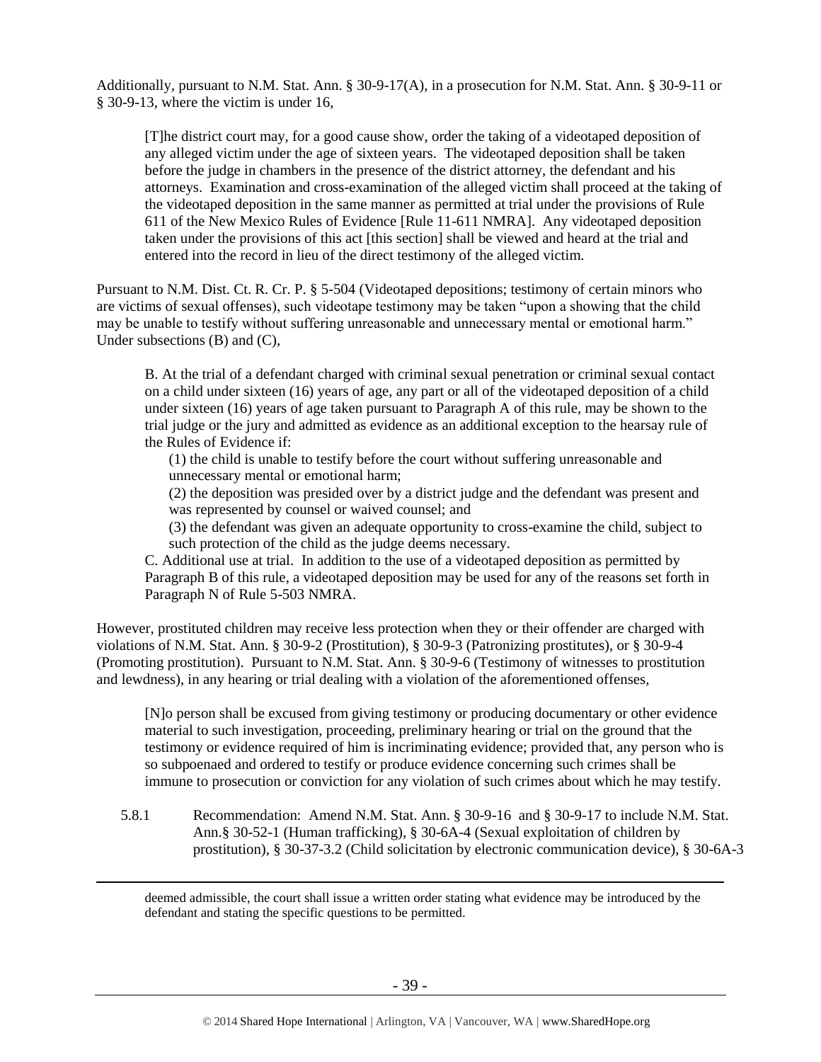Additionally, pursuant to N.M. Stat. Ann. § 30-9-17(A), in a prosecution for N.M. Stat. Ann. § 30-9-11 or § 30-9-13, where the victim is under 16,

> [T]he district court may, for a good cause show, order the taking of a videotaped deposition of any alleged victim under the age of sixteen years. The videotaped deposition shall be taken before the judge in chambers in the presence of the district attorney, the defendant and his attorneys. Examination and cross-examination of the alleged victim shall proceed at the taking of the videotaped deposition in the same manner as permitted at trial under the provisions of Rule 611 of the New Mexico Rules of Evidence [Rule 11-611 NMRA]. Any videotaped deposition taken under the provisions of this act [this section] shall be viewed and heard at the trial and entered into the record in lieu of the direct testimony of the alleged victim.

Pursuant to N.M. Dist. Ct. R. Cr. P. § 5-504 (Videotaped depositions; testimony of certain minors who are victims of sexual offenses), such videotape testimony may be taken "upon a showing that the child may be unable to testify without suffering unreasonable and unnecessary mental or emotional harm." Under subsections (B) and (C),

> B. At the trial of a defendant charged with criminal sexual penetration or criminal sexual contact on a child under sixteen (16) years of age, any part or all of the videotaped deposition of a child under sixteen (16) years of age taken pursuant to Paragraph A of this rule, may be shown to the trial judge or the jury and admitted as evidence as an additional exception to the hearsay rule of the Rules of Evidence if:
>
> (1) the child is unable to testify before the court without suffering unreasonable and unnecessary mental or emotional harm;
>
> (2) the deposition was presided over by a district judge and the defendant was present and was represented by counsel or waived counsel; and
>
> (3) the defendant was given an adequate opportunity to cross-examine the child, subject to such protection of the child as the judge deems necessary.
>
> C. Additional use at trial. In addition to the use of a videotaped deposition as permitted by Paragraph B of this rule, a videotaped deposition may be used for any of the reasons set forth in Paragraph N of Rule 5-503 NMRA.

However, prostituted children may receive less protection when they or their offender are charged with violations of N.M. Stat. Ann. § 30-9-2 (Prostitution), § 30-9-3 (Patronizing prostitutes), or § 30-9-4 (Promoting prostitution). Pursuant to N.M. Stat. Ann. § 30-9-6 (Testimony of witnesses to prostitution and lewdness), in any hearing or trial dealing with a violation of the aforementioned offenses,

> [N]o person shall be excused from giving testimony or producing documentary or other evidence material to such investigation, proceeding, preliminary hearing or trial on the ground that the testimony or evidence required of him is incriminating evidence; provided that, any person who is so subpoenaed and ordered to testify or produce evidence concerning such crimes shall be immune to prosecution or conviction for any violation of such crimes about which he may testify.

5.8.1 Recommendation: Amend N.M. Stat. Ann. § 30-9-16 and § 30-9-17 to include N.M. Stat. Ann.§ 30-52-1 (Human trafficking), § 30-6A-4 (Sexual exploitation of children by prostitution), § 30-37-3.2 (Child solicitation by electronic communication device), § 30-6A-3

---

deemed admissible, the court shall issue a written order stating what evidence may be introduced by the defendant and stating the specific questions to be permitted.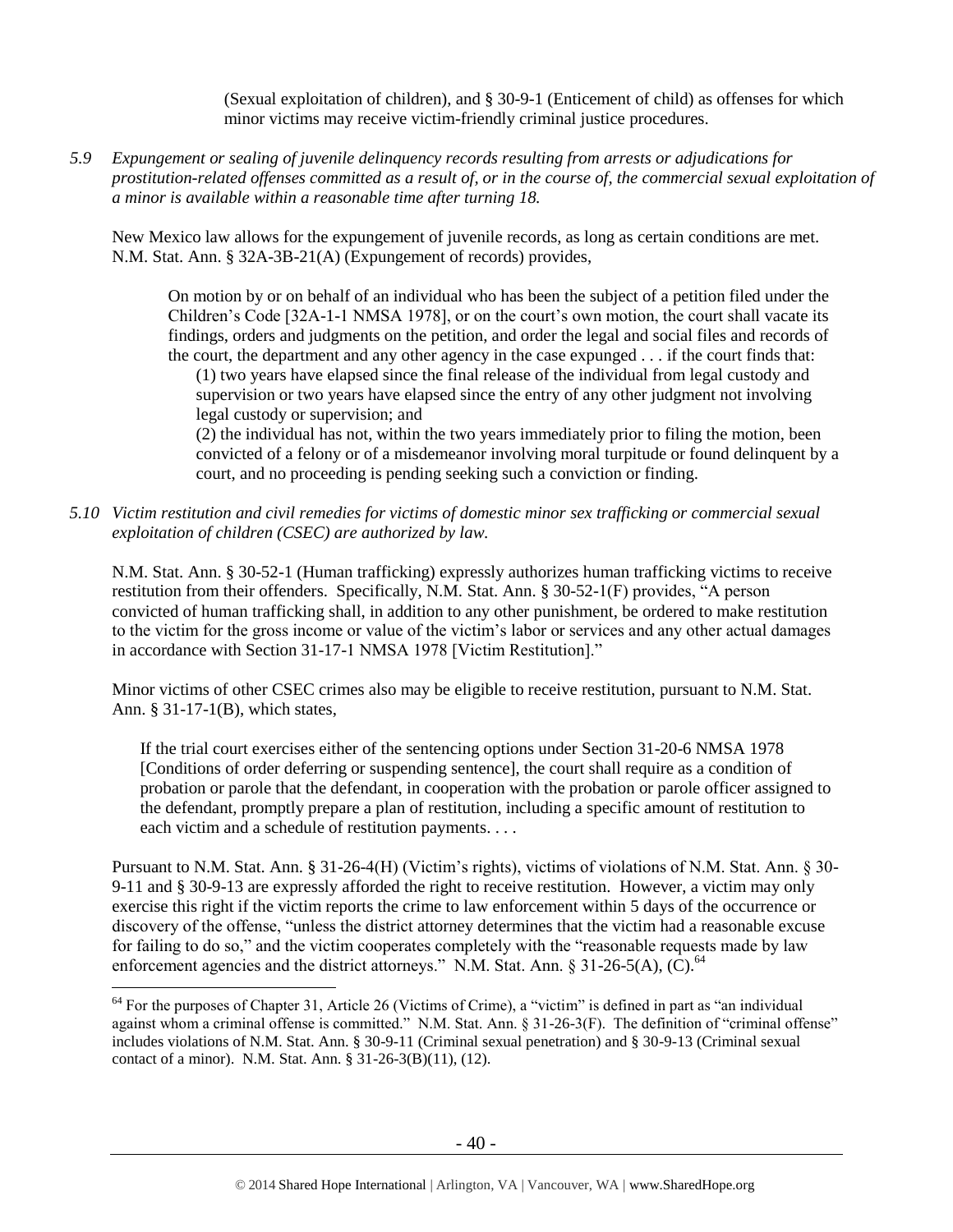(Sexual exploitation of children), and § 30-9-1 (Enticement of child) as offenses for which minor victims may receive victim-friendly criminal justice procedures.

*5.9 Expungement or sealing of juvenile delinquency records resulting from arrests or adjudications for prostitution-related offenses committed as a result of, or in the course of, the commercial sexual exploitation of a minor is available within a reasonable time after turning 18.*

New Mexico law allows for the expungement of juvenile records, as long as certain conditions are met. N.M. Stat. Ann. § 32A-3B-21(A) (Expungement of records) provides,

> On motion by or on behalf of an individual who has been the subject of a petition filed under the Children's Code [32A-1-1 NMSA 1978], or on the court's own motion, the court shall vacate its findings, orders and judgments on the petition, and order the legal and social files and records of the court, the department and any other agency in the case expunged . . . if the court finds that:
>
> (1) two years have elapsed since the final release of the individual from legal custody and supervision or two years have elapsed since the entry of any other judgment not involving legal custody or supervision; and
>
> (2) the individual has not, within the two years immediately prior to filing the motion, been convicted of a felony or of a misdemeanor involving moral turpitude or found delinquent by a court, and no proceeding is pending seeking such a conviction or finding.

*5.10 Victim restitution and civil remedies for victims of domestic minor sex trafficking or commercial sexual exploitation of children (CSEC) are authorized by law.*

N.M. Stat. Ann. § 30-52-1 (Human trafficking) expressly authorizes human trafficking victims to receive restitution from their offenders. Specifically, N.M. Stat. Ann. § 30-52-1(F) provides, "A person convicted of human trafficking shall, in addition to any other punishment, be ordered to make restitution to the victim for the gross income or value of the victim's labor or services and any other actual damages in accordance with Section 31-17-1 NMSA 1978 [Victim Restitution]."

Minor victims of other CSEC crimes also may be eligible to receive restitution, pursuant to N.M. Stat. Ann. § 31-17-1(B), which states,

> If the trial court exercises either of the sentencing options under Section 31-20-6 NMSA 1978 [Conditions of order deferring or suspending sentence], the court shall require as a condition of probation or parole that the defendant, in cooperation with the probation or parole officer assigned to the defendant, promptly prepare a plan of restitution, including a specific amount of restitution to each victim and a schedule of restitution payments. . . .

Pursuant to N.M. Stat. Ann. § 31-26-4(H) (Victim's rights), victims of violations of N.M. Stat. Ann. § 30-9-11 and § 30-9-13 are expressly afforded the right to receive restitution. However, a victim may only exercise this right if the victim reports the crime to law enforcement within 5 days of the occurrence or discovery of the offense, "unless the district attorney determines that the victim had a reasonable excuse for failing to do so," and the victim cooperates completely with the "reasonable requests made by law enforcement agencies and the district attorneys." N.M. Stat. Ann. § 31-26-5(A), (C).[64]

---

[64] For the purposes of Chapter 31, Article 26 (Victims of Crime), a "victim" is defined in part as "an individual against whom a criminal offense is committed." N.M. Stat. Ann. § 31-26-3(F). The definition of "criminal offense" includes violations of N.M. Stat. Ann. § 30-9-11 (Criminal sexual penetration) and § 30-9-13 (Criminal sexual contact of a minor). N.M. Stat. Ann. § 31-26-3(B)(11), (12).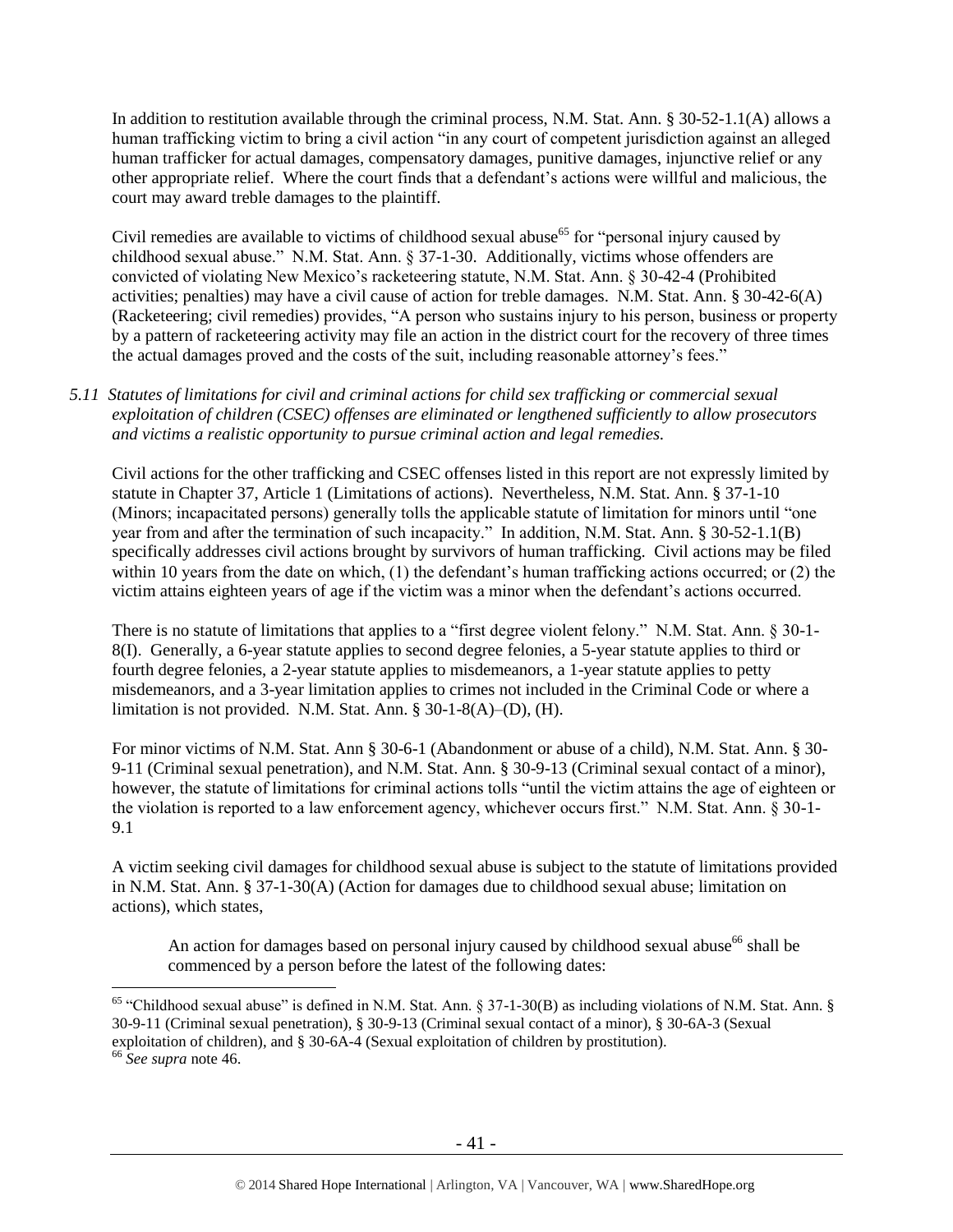In addition to restitution available through the criminal process, N.M. Stat. Ann. § 30-52-1.1(A) allows a human trafficking victim to bring a civil action "in any court of competent jurisdiction against an alleged human trafficker for actual damages, compensatory damages, punitive damages, injunctive relief or any other appropriate relief. Where the court finds that a defendant's actions were willful and malicious, the court may award treble damages to the plaintiff.

Civil remedies are available to victims of childhood sexual abuse[65] for "personal injury caused by childhood sexual abuse." N.M. Stat. Ann. § 37-1-30. Additionally, victims whose offenders are convicted of violating New Mexico's racketeering statute, N.M. Stat. Ann. § 30-42-4 (Prohibited activities; penalties) may have a civil cause of action for treble damages. N.M. Stat. Ann. § 30-42-6(A) (Racketeering; civil remedies) provides, "A person who sustains injury to his person, business or property by a pattern of racketeering activity may file an action in the district court for the recovery of three times the actual damages proved and the costs of the suit, including reasonable attorney's fees."

*5.11 Statutes of limitations for civil and criminal actions for child sex trafficking or commercial sexual exploitation of children (CSEC) offenses are eliminated or lengthened sufficiently to allow prosecutors and victims a realistic opportunity to pursue criminal action and legal remedies.*

Civil actions for the other trafficking and CSEC offenses listed in this report are not expressly limited by statute in Chapter 37, Article 1 (Limitations of actions). Nevertheless, N.M. Stat. Ann. § 37-1-10 (Minors; incapacitated persons) generally tolls the applicable statute of limitation for minors until "one year from and after the termination of such incapacity." In addition, N.M. Stat. Ann. § 30-52-1.1(B) specifically addresses civil actions brought by survivors of human trafficking. Civil actions may be filed within 10 years from the date on which, (1) the defendant's human trafficking actions occurred; or (2) the victim attains eighteen years of age if the victim was a minor when the defendant's actions occurred.

There is no statute of limitations that applies to a "first degree violent felony." N.M. Stat. Ann. § 30-1-8(I). Generally, a 6-year statute applies to second degree felonies, a 5-year statute applies to third or fourth degree felonies, a 2-year statute applies to misdemeanors, a 1-year statute applies to petty misdemeanors, and a 3-year limitation applies to crimes not included in the Criminal Code or where a limitation is not provided. N.M. Stat. Ann. § 30-1-8(A)–(D), (H).

For minor victims of N.M. Stat. Ann § 30-6-1 (Abandonment or abuse of a child), N.M. Stat. Ann. § 30-9-11 (Criminal sexual penetration), and N.M. Stat. Ann. § 30-9-13 (Criminal sexual contact of a minor), however, the statute of limitations for criminal actions tolls "until the victim attains the age of eighteen or the violation is reported to a law enforcement agency, whichever occurs first." N.M. Stat. Ann. § 30-1-9.1

A victim seeking civil damages for childhood sexual abuse is subject to the statute of limitations provided in N.M. Stat. Ann. § 37-1-30(A) (Action for damages due to childhood sexual abuse; limitation on actions), which states,

> An action for damages based on personal injury caused by childhood sexual abuse[66] shall be commenced by a person before the latest of the following dates:

---

[65] "Childhood sexual abuse" is defined in N.M. Stat. Ann. § 37-1-30(B) as including violations of N.M. Stat. Ann. § 30-9-11 (Criminal sexual penetration), § 30-9-13 (Criminal sexual contact of a minor), § 30-6A-3 (Sexual exploitation of children), and § 30-6A-4 (Sexual exploitation of children by prostitution).

[66] *See supra* note 46.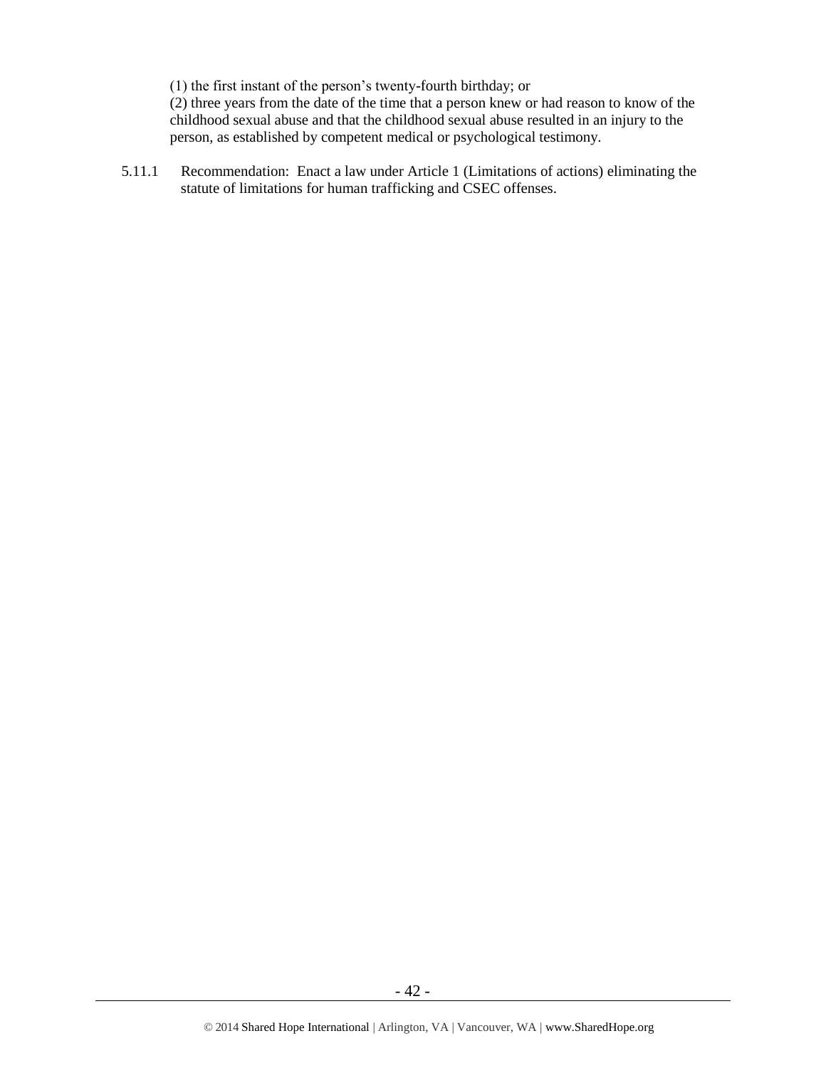(1) the first instant of the person's twenty-fourth birthday; or
(2) three years from the date of the time that a person knew or had reason to know of the childhood sexual abuse and that the childhood sexual abuse resulted in an injury to the person, as established by competent medical or psychological testimony.

5.11.1 Recommendation: Enact a law under Article 1 (Limitations of actions) eliminating the statute of limitations for human trafficking and CSEC offenses.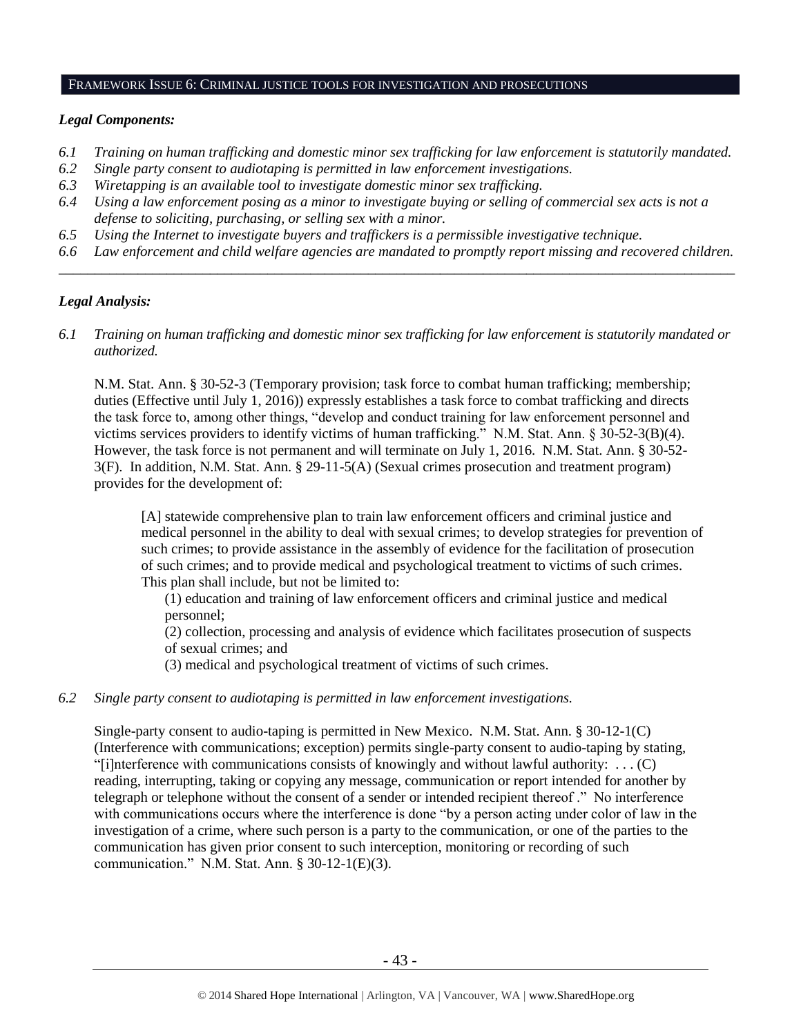## FRAMEWORK ISSUE 6: CRIMINAL JUSTICE TOOLS FOR INVESTIGATION AND PROSECUTIONS

***Legal Components:***

*6.1 Training on human trafficking and domestic minor sex trafficking for law enforcement is statutorily mandated.*
*6.2 Single party consent to audiotaping is permitted in law enforcement investigations.*
*6.3 Wiretapping is an available tool to investigate domestic minor sex trafficking.*
*6.4 Using a law enforcement posing as a minor to investigate buying or selling of commercial sex acts is not a defense to soliciting, purchasing, or selling sex with a minor.*
*6.5 Using the Internet to investigate buyers and traffickers is a permissible investigative technique.*
*6.6 Law enforcement and child welfare agencies are mandated to promptly report missing and recovered children.*

---

***Legal Analysis:***

*6.1 Training on human trafficking and domestic minor sex trafficking for law enforcement is statutorily mandated or authorized.*

N.M. Stat. Ann. § 30-52-3 (Temporary provision; task force to combat human trafficking; membership; duties (Effective until July 1, 2016)) expressly establishes a task force to combat trafficking and directs the task force to, among other things, "develop and conduct training for law enforcement personnel and victims services providers to identify victims of human trafficking." N.M. Stat. Ann. § 30-52-3(B)(4). However, the task force is not permanent and will terminate on July 1, 2016. N.M. Stat. Ann. § 30-52-3(F). In addition, N.M. Stat. Ann. § 29-11-5(A) (Sexual crimes prosecution and treatment program) provides for the development of:

> [A] statewide comprehensive plan to train law enforcement officers and criminal justice and medical personnel in the ability to deal with sexual crimes; to develop strategies for prevention of such crimes; to provide assistance in the assembly of evidence for the facilitation of prosecution of such crimes; and to provide medical and psychological treatment to victims of such crimes. This plan shall include, but not be limited to:
>
> (1) education and training of law enforcement officers and criminal justice and medical personnel;
>
> (2) collection, processing and analysis of evidence which facilitates prosecution of suspects of sexual crimes; and
>
> (3) medical and psychological treatment of victims of such crimes.

*6.2 Single party consent to audiotaping is permitted in law enforcement investigations.*

Single-party consent to audio-taping is permitted in New Mexico. N.M. Stat. Ann. § 30-12-1(C) (Interference with communications; exception) permits single-party consent to audio-taping by stating, "[i]nterference with communications consists of knowingly and without lawful authority: . . . (C) reading, interrupting, taking or copying any message, communication or report intended for another by telegraph or telephone without the consent of a sender or intended recipient thereof ." No interference with communications occurs where the interference is done "by a person acting under color of law in the investigation of a crime, where such person is a party to the communication, or one of the parties to the communication has given prior consent to such interception, monitoring or recording of such communication." N.M. Stat. Ann. § 30-12-1(E)(3).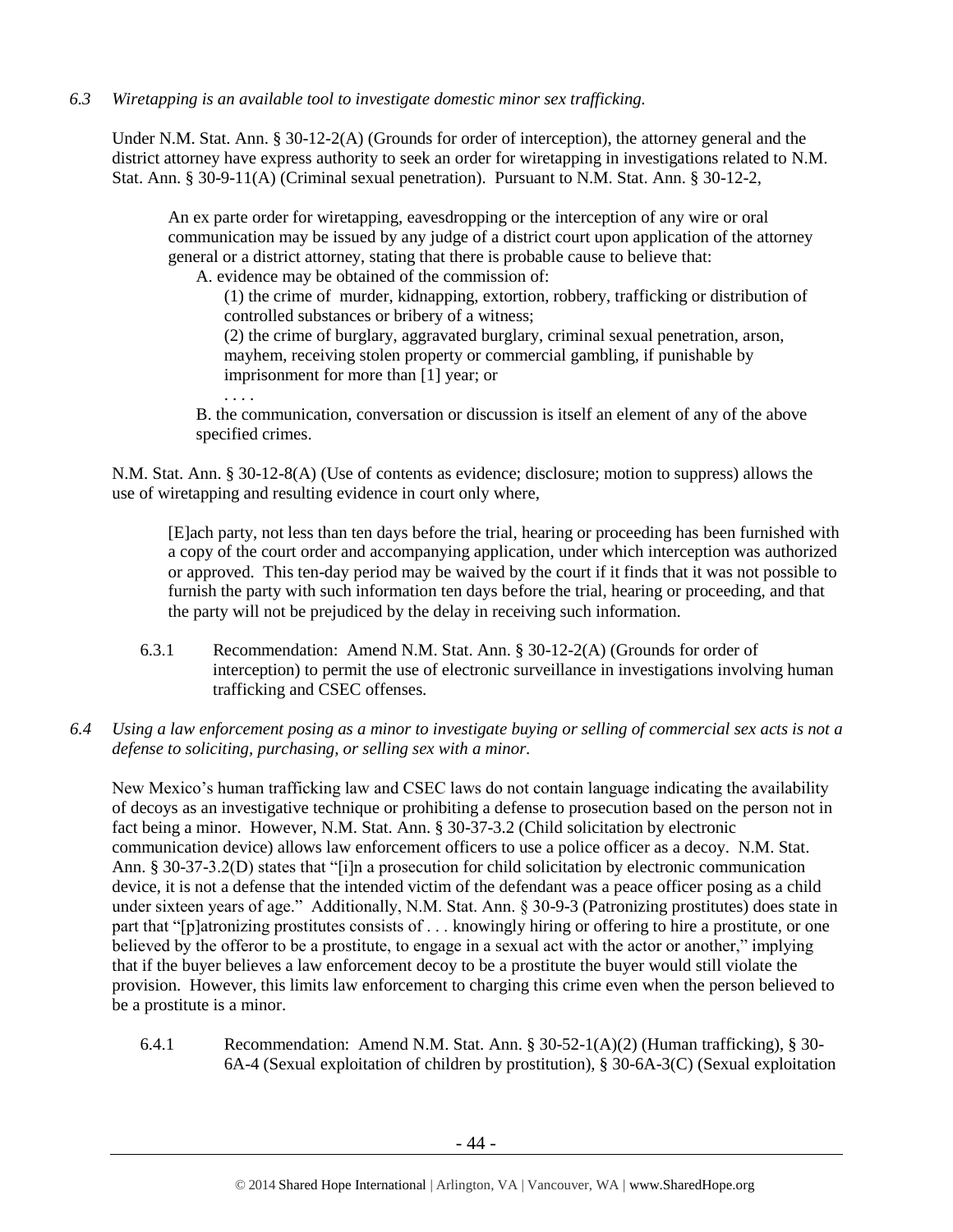*6.3 Wiretapping is an available tool to investigate domestic minor sex trafficking.*

Under N.M. Stat. Ann. § 30-12-2(A) (Grounds for order of interception), the attorney general and the district attorney have express authority to seek an order for wiretapping in investigations related to N.M. Stat. Ann. § 30-9-11(A) (Criminal sexual penetration). Pursuant to N.M. Stat. Ann. § 30-12-2,

> An ex parte order for wiretapping, eavesdropping or the interception of any wire or oral communication may be issued by any judge of a district court upon application of the attorney general or a district attorney, stating that there is probable cause to believe that:
>
> A. evidence may be obtained of the commission of:
>
> (1) the crime of murder, kidnapping, extortion, robbery, trafficking or distribution of controlled substances or bribery of a witness;
>
> (2) the crime of burglary, aggravated burglary, criminal sexual penetration, arson, mayhem, receiving stolen property or commercial gambling, if punishable by imprisonment for more than [1] year; or
>
> . . . .
>
> B. the communication, conversation or discussion is itself an element of any of the above specified crimes.

N.M. Stat. Ann. § 30-12-8(A) (Use of contents as evidence; disclosure; motion to suppress) allows the use of wiretapping and resulting evidence in court only where,

> [E]ach party, not less than ten days before the trial, hearing or proceeding has been furnished with a copy of the court order and accompanying application, under which interception was authorized or approved. This ten-day period may be waived by the court if it finds that it was not possible to furnish the party with such information ten days before the trial, hearing or proceeding, and that the party will not be prejudiced by the delay in receiving such information.

6.3.1 Recommendation: Amend N.M. Stat. Ann. § 30-12-2(A) (Grounds for order of interception) to permit the use of electronic surveillance in investigations involving human trafficking and CSEC offenses.

*6.4 Using a law enforcement posing as a minor to investigate buying or selling of commercial sex acts is not a defense to soliciting, purchasing, or selling sex with a minor.*

New Mexico's human trafficking law and CSEC laws do not contain language indicating the availability of decoys as an investigative technique or prohibiting a defense to prosecution based on the person not in fact being a minor. However, N.M. Stat. Ann. § 30-37-3.2 (Child solicitation by electronic communication device) allows law enforcement officers to use a police officer as a decoy. N.M. Stat. Ann. § 30-37-3.2(D) states that "[i]n a prosecution for child solicitation by electronic communication device, it is not a defense that the intended victim of the defendant was a peace officer posing as a child under sixteen years of age." Additionally, N.M. Stat. Ann. § 30-9-3 (Patronizing prostitutes) does state in part that "[p]atronizing prostitutes consists of . . . knowingly hiring or offering to hire a prostitute, or one believed by the offeror to be a prostitute, to engage in a sexual act with the actor or another," implying that if the buyer believes a law enforcement decoy to be a prostitute the buyer would still violate the provision. However, this limits law enforcement to charging this crime even when the person believed to be a prostitute is a minor.

6.4.1 Recommendation: Amend N.M. Stat. Ann. § 30-52-1(A)(2) (Human trafficking), § 30-6A-4 (Sexual exploitation of children by prostitution), § 30-6A-3(C) (Sexual exploitation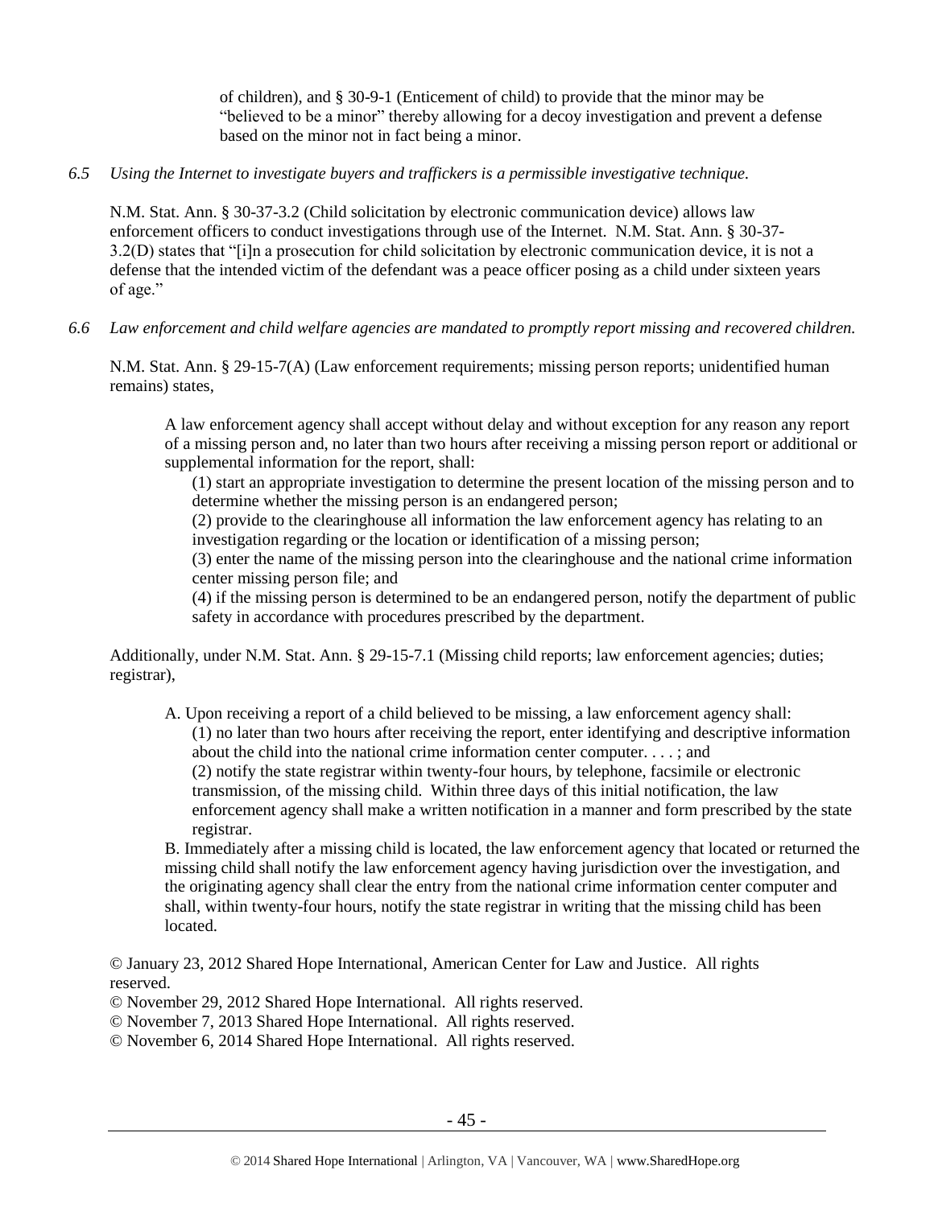of children), and § 30-9-1 (Enticement of child) to provide that the minor may be "believed to be a minor" thereby allowing for a decoy investigation and prevent a defense based on the minor not in fact being a minor.

*6.5 Using the Internet to investigate buyers and traffickers is a permissible investigative technique.*

N.M. Stat. Ann. § 30-37-3.2 (Child solicitation by electronic communication device) allows law enforcement officers to conduct investigations through use of the Internet. N.M. Stat. Ann. § 30-37-3.2(D) states that "[i]n a prosecution for child solicitation by electronic communication device, it is not a defense that the intended victim of the defendant was a peace officer posing as a child under sixteen years of age."

*6.6 Law enforcement and child welfare agencies are mandated to promptly report missing and recovered children.*

N.M. Stat. Ann. § 29-15-7(A) (Law enforcement requirements; missing person reports; unidentified human remains) states,

> A law enforcement agency shall accept without delay and without exception for any reason any report of a missing person and, no later than two hours after receiving a missing person report or additional or supplemental information for the report, shall:
>
> (1) start an appropriate investigation to determine the present location of the missing person and to determine whether the missing person is an endangered person;
>
> (2) provide to the clearinghouse all information the law enforcement agency has relating to an investigation regarding or the location or identification of a missing person;
>
> (3) enter the name of the missing person into the clearinghouse and the national crime information center missing person file; and
>
> (4) if the missing person is determined to be an endangered person, notify the department of public safety in accordance with procedures prescribed by the department.

Additionally, under N.M. Stat. Ann. § 29-15-7.1 (Missing child reports; law enforcement agencies; duties; registrar),

> A. Upon receiving a report of a child believed to be missing, a law enforcement agency shall:
>
> (1) no later than two hours after receiving the report, enter identifying and descriptive information about the child into the national crime information center computer. . . . ; and
>
> (2) notify the state registrar within twenty-four hours, by telephone, facsimile or electronic transmission, of the missing child. Within three days of this initial notification, the law enforcement agency shall make a written notification in a manner and form prescribed by the state registrar.
>
> B. Immediately after a missing child is located, the law enforcement agency that located or returned the missing child shall notify the law enforcement agency having jurisdiction over the investigation, and the originating agency shall clear the entry from the national crime information center computer and shall, within twenty-four hours, notify the state registrar in writing that the missing child has been located.

© January 23, 2012 Shared Hope International, American Center for Law and Justice. All rights reserved.
© November 29, 2012 Shared Hope International. All rights reserved.
© November 7, 2013 Shared Hope International. All rights reserved.
© November 6, 2014 Shared Hope International. All rights reserved.